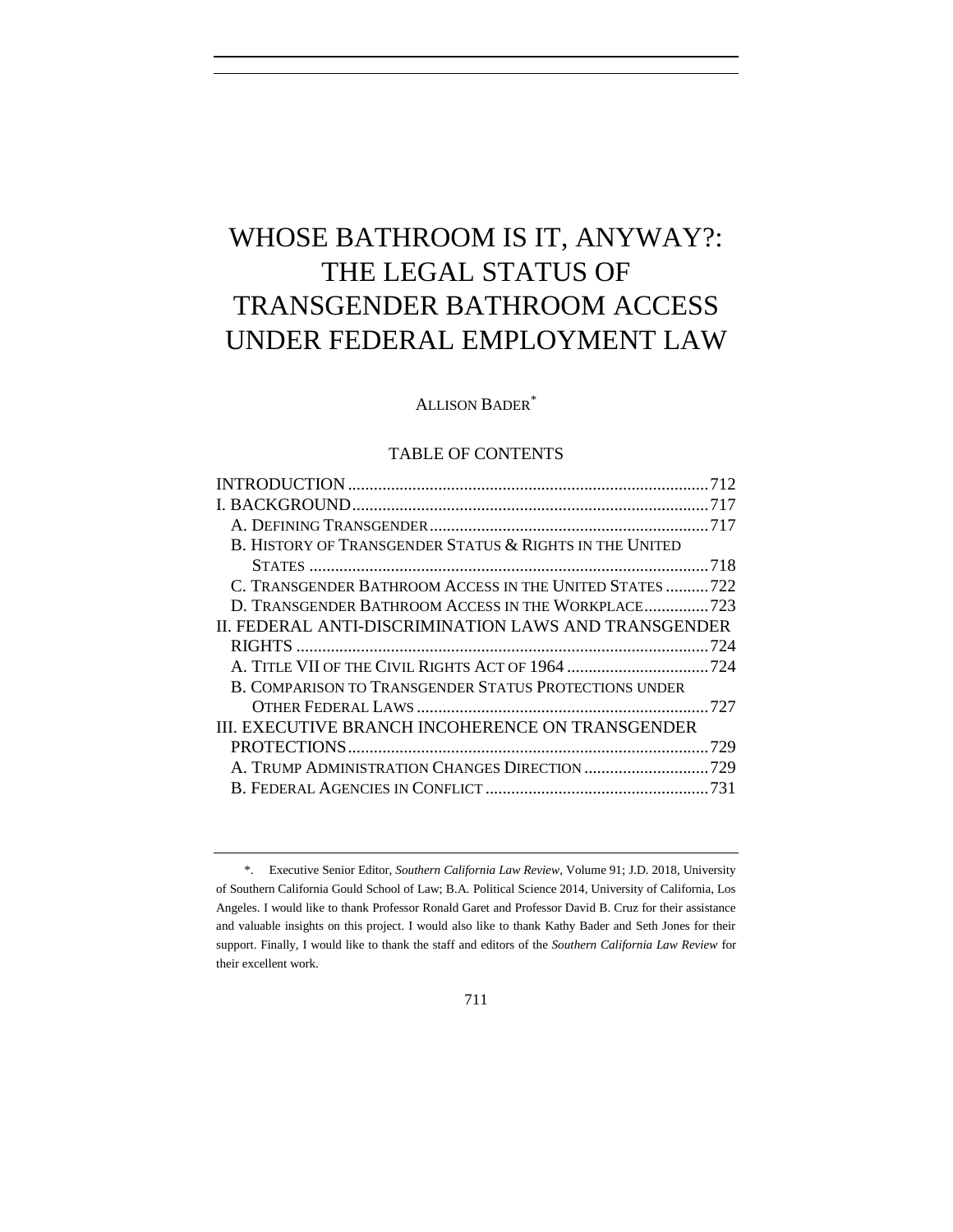# WHOSE BATHROOM IS IT, ANYWAY?: THE LEGAL STATUS OF TRANSGENDER BATHROOM ACCESS UNDER FEDERAL EMPLOYMENT LAW

ALLISON BADER*

## TABLE OF CONTENTS

INTRODUCTION .......... 712
I. BACKGROUND .......... 717
- A. DEFINING TRANSGENDER .......... 717
- B. HISTORY OF TRANSGENDER STATUS & RIGHTS IN THE UNITED STATES .......... 718
- C. TRANSGENDER BATHROOM ACCESS IN THE UNITED STATES .......... 722
- D. TRANSGENDER BATHROOM ACCESS IN THE WORKPLACE .......... 723

II. FEDERAL ANTI-DISCRIMINATION LAWS AND TRANSGENDER RIGHTS .......... 724
- A. TITLE VII OF THE CIVIL RIGHTS ACT OF 1964 .......... 724
- B. COMPARISON TO TRANSGENDER STATUS PROTECTIONS UNDER OTHER FEDERAL LAWS .......... 727

III. EXECUTIVE BRANCH INCOHERENCE ON TRANSGENDER PROTECTIONS .......... 729
- A. TRUMP ADMINISTRATION CHANGES DIRECTION .......... 729
- B. FEDERAL AGENCIES IN CONFLICT .......... 731

---

*. Executive Senior Editor, *Southern California Law Review*, Volume 91; J.D. 2018, University of Southern California Gould School of Law; B.A. Political Science 2014, University of California, Los Angeles. I would like to thank Professor Ronald Garet and Professor David B. Cruz for their assistance and valuable insights on this project. I would also like to thank Kathy Bader and Seth Jones for their support. Finally, I would like to thank the staff and editors of the *Southern California Law Review* for their excellent work.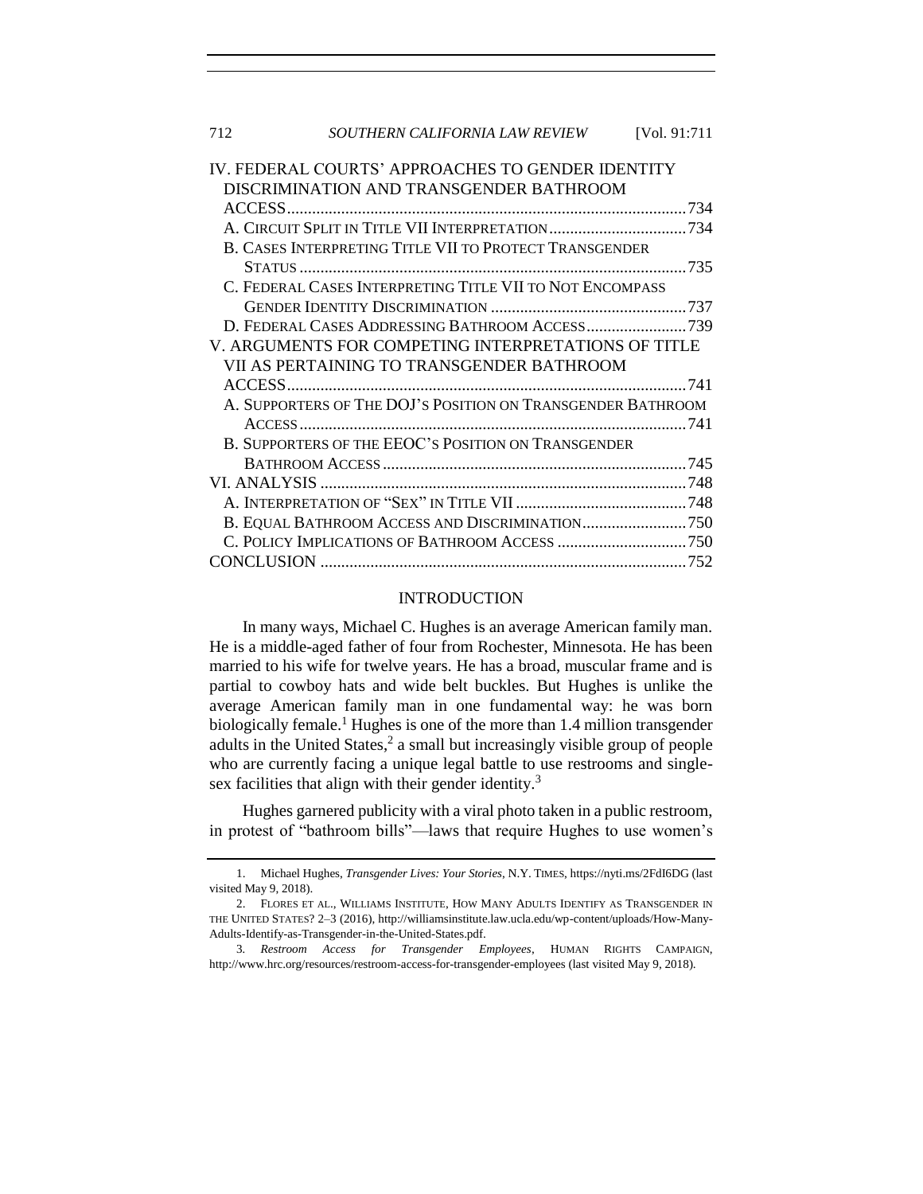IV. FEDERAL COURTS' APPROACHES TO GENDER IDENTITY DISCRIMINATION AND TRANSGENDER BATHROOM ACCESS ....... 734
- A. CIRCUIT SPLIT IN TITLE VII INTERPRETATION ....... 734
- B. CASES INTERPRETING TITLE VII TO PROTECT TRANSGENDER STATUS ....... 735
- C. FEDERAL CASES INTERPRETING TITLE VII TO NOT ENCOMPASS GENDER IDENTITY DISCRIMINATION ....... 737
- D. FEDERAL CASES ADDRESSING BATHROOM ACCESS ....... 739

V. ARGUMENTS FOR COMPETING INTERPRETATIONS OF TITLE VII AS PERTAINING TO TRANSGENDER BATHROOM ACCESS ....... 741
- A. SUPPORTERS OF THE DOJ'S POSITION ON TRANSGENDER BATHROOM ACCESS ....... 741
- B. SUPPORTERS OF THE EEOC'S POSITION ON TRANSGENDER BATHROOM ACCESS ....... 745

VI. ANALYSIS ....... 748
- A. INTERPRETATION OF "SEX" IN TITLE VII ....... 748
- B. EQUAL BATHROOM ACCESS AND DISCRIMINATION ....... 750
- C. POLICY IMPLICATIONS OF BATHROOM ACCESS ....... 750

CONCLUSION ....... 752

## INTRODUCTION

In many ways, Michael C. Hughes is an average American family man. He is a middle-aged father of four from Rochester, Minnesota. He has been married to his wife for twelve years. He has a broad, muscular frame and is partial to cowboy hats and wide belt buckles. But Hughes is unlike the average American family man in one fundamental way: he was born biologically female.[1] Hughes is one of the more than 1.4 million transgender adults in the United States,[2] a small but increasingly visible group of people who are currently facing a unique legal battle to use restrooms and single-sex facilities that align with their gender identity.[3]

Hughes garnered publicity with a viral photo taken in a public restroom, in protest of "bathroom bills"—laws that require Hughes to use women's

---

1. Michael Hughes, *Transgender Lives: Your Stories*, N.Y. TIMES, https://nyti.ms/2FdI6DG (last visited May 9, 2018).

2. FLORES ET AL., WILLIAMS INSTITUTE, HOW MANY ADULTS IDENTIFY AS TRANSGENDER IN THE UNITED STATES? 2–3 (2016), http://williamsinstitute.law.ucla.edu/wp-content/uploads/How-Many-Adults-Identify-as-Transgender-in-the-United-States.pdf.

3. *Restroom Access for Transgender Employees*, HUMAN RIGHTS CAMPAIGN, http://www.hrc.org/resources/restroom-access-for-transgender-employees (last visited May 9, 2018).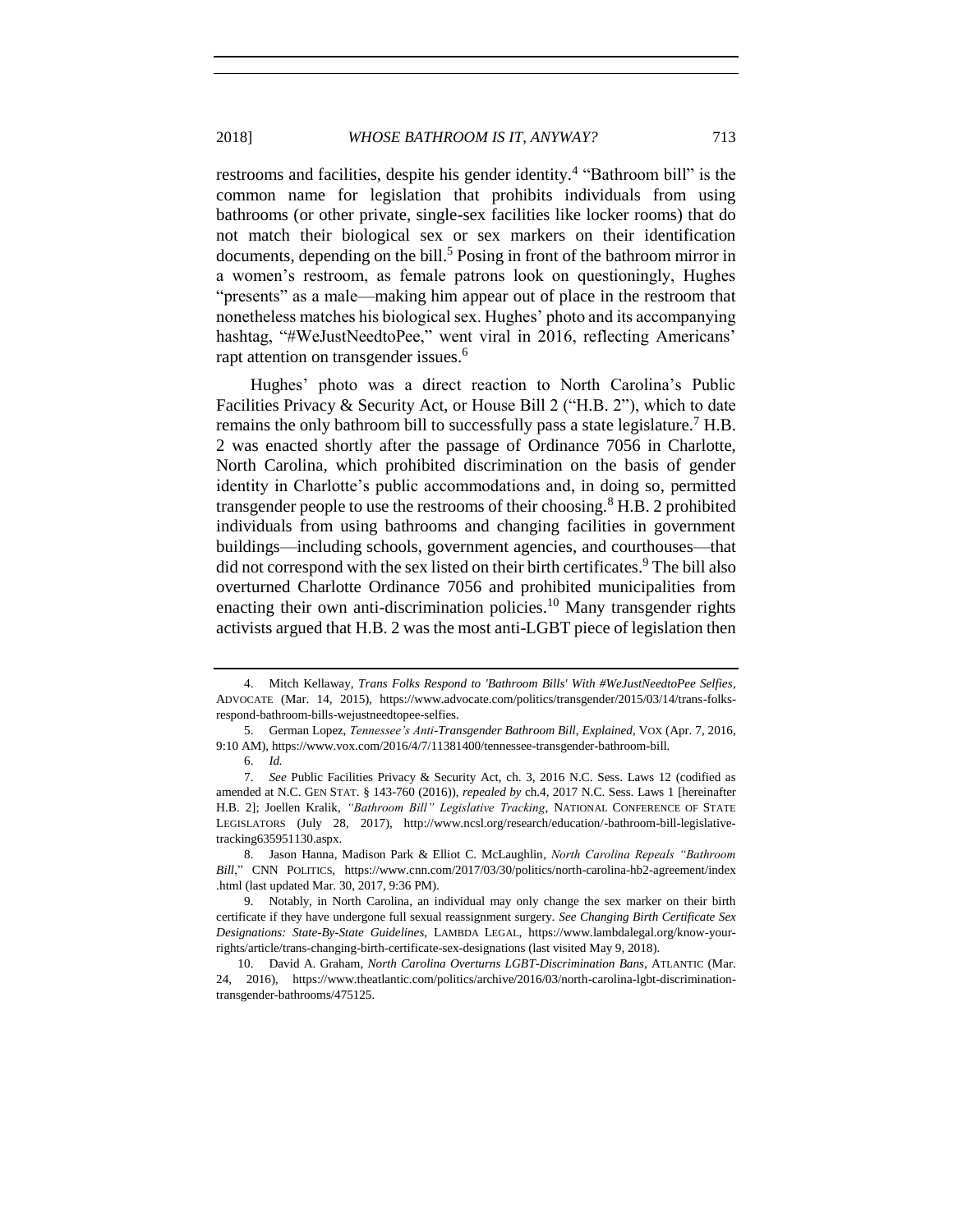restrooms and facilities, despite his gender identity.[4] "Bathroom bill" is the common name for legislation that prohibits individuals from using bathrooms (or other private, single-sex facilities like locker rooms) that do not match their biological sex or sex markers on their identification documents, depending on the bill.[5] Posing in front of the bathroom mirror in a women's restroom, as female patrons look on questioningly, Hughes "presents" as a male—making him appear out of place in the restroom that nonetheless matches his biological sex. Hughes' photo and its accompanying hashtag, "#WeJustNeedtoPee," went viral in 2016, reflecting Americans' rapt attention on transgender issues.[6]

Hughes' photo was a direct reaction to North Carolina's Public Facilities Privacy & Security Act, or House Bill 2 ("H.B. 2"), which to date remains the only bathroom bill to successfully pass a state legislature.[7] H.B. 2 was enacted shortly after the passage of Ordinance 7056 in Charlotte, North Carolina, which prohibited discrimination on the basis of gender identity in Charlotte's public accommodations and, in doing so, permitted transgender people to use the restrooms of their choosing.[8] H.B. 2 prohibited individuals from using bathrooms and changing facilities in government buildings—including schools, government agencies, and courthouses—that did not correspond with the sex listed on their birth certificates.[9] The bill also overturned Charlotte Ordinance 7056 and prohibited municipalities from enacting their own anti-discrimination policies.[10] Many transgender rights activists argued that H.B. 2 was the most anti-LGBT piece of legislation then

---

4. Mitch Kellaway, *Trans Folks Respond to 'Bathroom Bills' With #WeJustNeedtoPee Selfies*, ADVOCATE (Mar. 14, 2015), https://www.advocate.com/politics/transgender/2015/03/14/trans-folks-respond-bathroom-bills-wejustneedtopee-selfies.

5. German Lopez, *Tennessee's Anti-Transgender Bathroom Bill, Explained*, VOX (Apr. 7, 2016, 9:10 AM), https://www.vox.com/2016/4/7/11381400/tennessee-transgender-bathroom-bill.

6. *Id.*

7. *See* Public Facilities Privacy & Security Act, ch. 3, 2016 N.C. Sess. Laws 12 (codified as amended at N.C. GEN STAT. § 143-760 (2016)), *repealed by* ch.4, 2017 N.C. Sess. Laws 1 [hereinafter H.B. 2]; Joellen Kralik, *"Bathroom Bill" Legislative Tracking*, NATIONAL CONFERENCE OF STATE LEGISLATORS (July 28, 2017), http://www.ncsl.org/research/education/-bathroom-bill-legislative-tracking635951130.aspx.

8. Jason Hanna, Madison Park & Elliot C. McLaughlin, *North Carolina Repeals "Bathroom Bill*," CNN POLITICS, https://www.cnn.com/2017/03/30/politics/north-carolina-hb2-agreement/index.html (last updated Mar. 30, 2017, 9:36 PM).

9. Notably, in North Carolina, an individual may only change the sex marker on their birth certificate if they have undergone full sexual reassignment surgery. *See Changing Birth Certificate Sex Designations: State-By-State Guidelines*, LAMBDA LEGAL, https://www.lambdalegal.org/know-your-rights/article/trans-changing-birth-certificate-sex-designations (last visited May 9, 2018).

10. David A. Graham, *North Carolina Overturns LGBT-Discrimination Bans*, ATLANTIC (Mar. 24, 2016), https://www.theatlantic.com/politics/archive/2016/03/north-carolina-lgbt-discrimination-transgender-bathrooms/475125.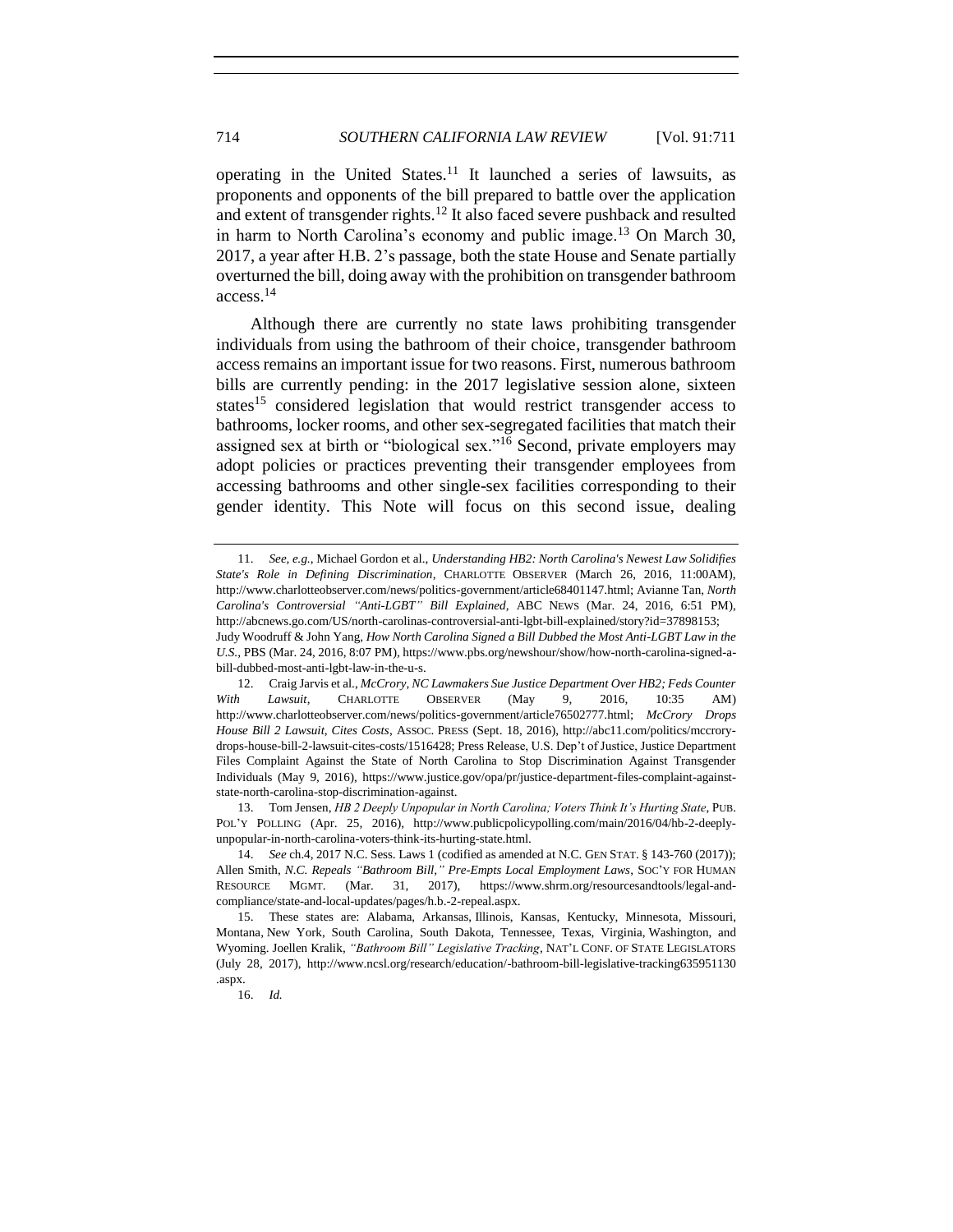operating in the United States.[11] It launched a series of lawsuits, as proponents and opponents of the bill prepared to battle over the application and extent of transgender rights.[12] It also faced severe pushback and resulted in harm to North Carolina's economy and public image.[13] On March 30, 2017, a year after H.B. 2's passage, both the state House and Senate partially overturned the bill, doing away with the prohibition on transgender bathroom access.[14]

Although there are currently no state laws prohibiting transgender individuals from using the bathroom of their choice, transgender bathroom access remains an important issue for two reasons. First, numerous bathroom bills are currently pending: in the 2017 legislative session alone, sixteen states[15] considered legislation that would restrict transgender access to bathrooms, locker rooms, and other sex-segregated facilities that match their assigned sex at birth or "biological sex."[16] Second, private employers may adopt policies or practices preventing their transgender employees from accessing bathrooms and other single-sex facilities corresponding to their gender identity. This Note will focus on this second issue, dealing

---

11. *See, e.g.*, Michael Gordon et al., *Understanding HB2: North Carolina's Newest Law Solidifies State's Role in Defining Discrimination*, CHARLOTTE OBSERVER (March 26, 2016, 11:00AM), http://www.charlotteobserver.com/news/politics-government/article68401147.html; Avianne Tan, *North Carolina's Controversial "Anti-LGBT" Bill Explained*, ABC NEWS (Mar. 24, 2016, 6:51 PM), http://abcnews.go.com/US/north-carolinas-controversial-anti-lgbt-bill-explained/story?id=37898153; Judy Woodruff & John Yang, *How North Carolina Signed a Bill Dubbed the Most Anti-LGBT Law in the U.S.*, PBS (Mar. 24, 2016, 8:07 PM), https://www.pbs.org/newshour/show/how-north-carolina-signed-a-bill-dubbed-most-anti-lgbt-law-in-the-u-s.

12. Craig Jarvis et al., *McCrory, NC Lawmakers Sue Justice Department Over HB2; Feds Counter With Lawsuit*, CHARLOTTE OBSERVER (May 9, 2016, 10:35 AM) http://www.charlotteobserver.com/news/politics-government/article76502777.html; *McCrory Drops House Bill 2 Lawsuit, Cites Costs*, ASSOC. PRESS (Sept. 18, 2016), http://abc11.com/politics/mccrory-drops-house-bill-2-lawsuit-cites-costs/1516428; Press Release, U.S. Dep't of Justice, Justice Department Files Complaint Against the State of North Carolina to Stop Discrimination Against Transgender Individuals (May 9, 2016), https://www.justice.gov/opa/pr/justice-department-files-complaint-against-state-north-carolina-stop-discrimination-against.

13. Tom Jensen, *HB 2 Deeply Unpopular in North Carolina; Voters Think It's Hurting State*, PUB. POL'Y POLLING (Apr. 25, 2016), http://www.publicpolicypolling.com/main/2016/04/hb-2-deeply-unpopular-in-north-carolina-voters-think-its-hurting-state.html.

14. *See* ch.4, 2017 N.C. Sess. Laws 1 (codified as amended at N.C. GEN STAT. § 143-760 (2017)); Allen Smith, *N.C. Repeals "Bathroom Bill," Pre-Empts Local Employment Laws*, SOC'Y FOR HUMAN RESOURCE MGMT. (Mar. 31, 2017), https://www.shrm.org/resourcesandtools/legal-and-compliance/state-and-local-updates/pages/h.b.-2-repeal.aspx.

15. These states are: Alabama, Arkansas, Illinois, Kansas, Kentucky, Minnesota, Missouri, Montana, New York, South Carolina, South Dakota, Tennessee, Texas, Virginia, Washington, and Wyoming. Joellen Kralik, *"Bathroom Bill" Legislative Tracking*, NAT'L CONF. OF STATE LEGISLATORS (July 28, 2017), http://www.ncsl.org/research/education/-bathroom-bill-legislative-tracking635951130.aspx.

16. *Id.*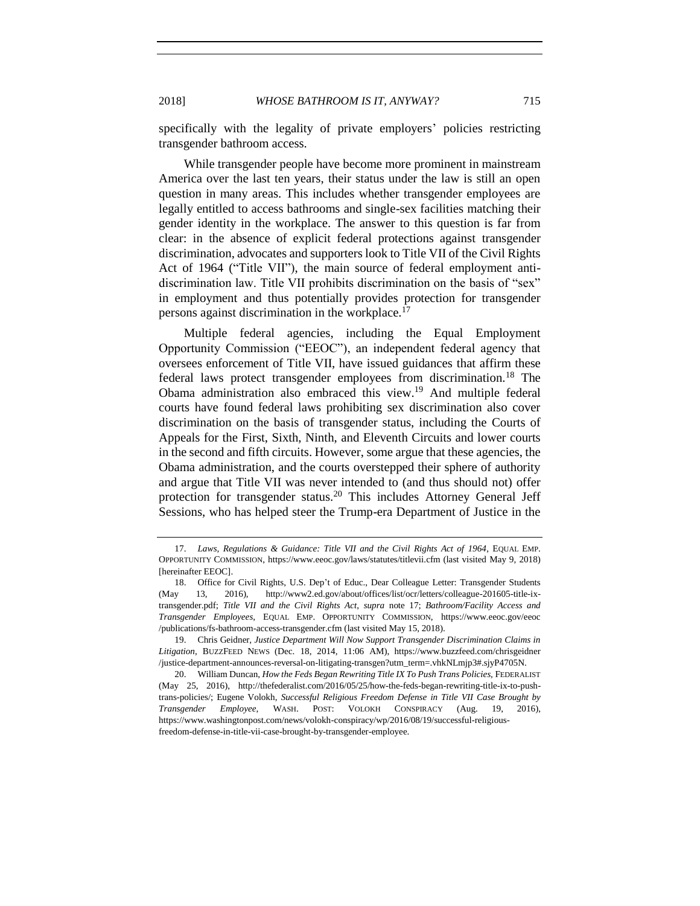specifically with the legality of private employers' policies restricting transgender bathroom access.

While transgender people have become more prominent in mainstream America over the last ten years, their status under the law is still an open question in many areas. This includes whether transgender employees are legally entitled to access bathrooms and single-sex facilities matching their gender identity in the workplace. The answer to this question is far from clear: in the absence of explicit federal protections against transgender discrimination, advocates and supporters look to Title VII of the Civil Rights Act of 1964 ("Title VII"), the main source of federal employment anti-discrimination law. Title VII prohibits discrimination on the basis of "sex" in employment and thus potentially provides protection for transgender persons against discrimination in the workplace.[17]

Multiple federal agencies, including the Equal Employment Opportunity Commission ("EEOC"), an independent federal agency that oversees enforcement of Title VII, have issued guidances that affirm these federal laws protect transgender employees from discrimination.[18] The Obama administration also embraced this view.[19] And multiple federal courts have found federal laws prohibiting sex discrimination also cover discrimination on the basis of transgender status, including the Courts of Appeals for the First, Sixth, Ninth, and Eleventh Circuits and lower courts in the second and fifth circuits. However, some argue that these agencies, the Obama administration, and the courts overstepped their sphere of authority and argue that Title VII was never intended to (and thus should not) offer protection for transgender status.[20] This includes Attorney General Jeff Sessions, who has helped steer the Trump-era Department of Justice in the

---

17. *Laws, Regulations & Guidance: Title VII and the Civil Rights Act of 1964*, EQUAL EMP. OPPORTUNITY COMMISSION, https://www.eeoc.gov/laws/statutes/titlevii.cfm (last visited May 9, 2018) [hereinafter EEOC].

18. Office for Civil Rights, U.S. Dep't of Educ., Dear Colleague Letter: Transgender Students (May 13, 2016), http://www2.ed.gov/about/offices/list/ocr/letters/colleague-201605-title-ix-transgender.pdf; *Title VII and the Civil Rights Act*, *supra* note 17; *Bathroom/Facility Access and Transgender Employees*, EQUAL EMP. OPPORTUNITY COMMISSION, https://www.eeoc.gov/eeoc/publications/fs-bathroom-access-transgender.cfm (last visited May 15, 2018).

19. Chris Geidner, *Justice Department Will Now Support Transgender Discrimination Claims in Litigation*, BUZZFEED NEWS (Dec. 18, 2014, 11:06 AM), https://www.buzzfeed.com/chrisgeidner/justice-department-announces-reversal-on-litigating-transgen?utm_term=.vhkNLmjp3#.sjyP4705N.

20. William Duncan, *How the Feds Began Rewriting Title IX To Push Trans Policies*, FEDERALIST (May 25, 2016), http://thefederalist.com/2016/05/25/how-the-feds-began-rewriting-title-ix-to-push-trans-policies/; Eugene Volokh, *Successful Religious Freedom Defense in Title VII Case Brought by Transgender Employee*, WASH. POST: VOLOKH CONSPIRACY (Aug. 19, 2016), https://www.washingtonpost.com/news/volokh-conspiracy/wp/2016/08/19/successful-religious-freedom-defense-in-title-vii-case-brought-by-transgender-employee.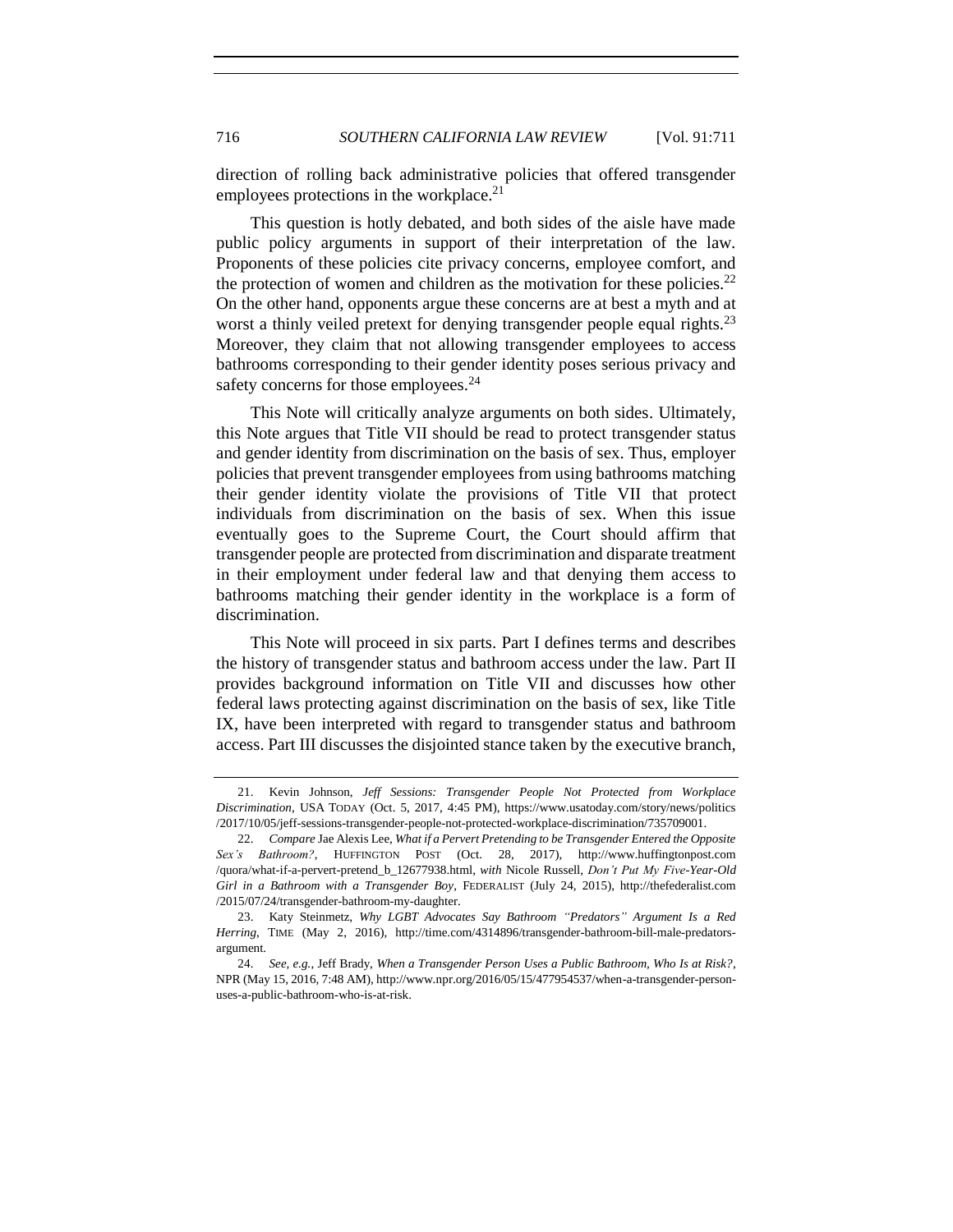direction of rolling back administrative policies that offered transgender employees protections in the workplace.[21]

This question is hotly debated, and both sides of the aisle have made public policy arguments in support of their interpretation of the law. Proponents of these policies cite privacy concerns, employee comfort, and the protection of women and children as the motivation for these policies.[22] On the other hand, opponents argue these concerns are at best a myth and at worst a thinly veiled pretext for denying transgender people equal rights.[23] Moreover, they claim that not allowing transgender employees to access bathrooms corresponding to their gender identity poses serious privacy and safety concerns for those employees.[24]

This Note will critically analyze arguments on both sides. Ultimately, this Note argues that Title VII should be read to protect transgender status and gender identity from discrimination on the basis of sex. Thus, employer policies that prevent transgender employees from using bathrooms matching their gender identity violate the provisions of Title VII that protect individuals from discrimination on the basis of sex. When this issue eventually goes to the Supreme Court, the Court should affirm that transgender people are protected from discrimination and disparate treatment in their employment under federal law and that denying them access to bathrooms matching their gender identity in the workplace is a form of discrimination.

This Note will proceed in six parts. Part I defines terms and describes the history of transgender status and bathroom access under the law. Part II provides background information on Title VII and discusses how other federal laws protecting against discrimination on the basis of sex, like Title IX, have been interpreted with regard to transgender status and bathroom access. Part III discusses the disjointed stance taken by the executive branch,

---

21. Kevin Johnson, *Jeff Sessions: Transgender People Not Protected from Workplace Discrimination*, USA TODAY (Oct. 5, 2017, 4:45 PM), https://www.usatoday.com/story/news/politics/2017/10/05/jeff-sessions-transgender-people-not-protected-workplace-discrimination/735709001.

22. *Compare* Jae Alexis Lee, *What if a Pervert Pretending to be Transgender Entered the Opposite Sex's Bathroom?*, HUFFINGTON POST (Oct. 28, 2017), http://www.huffingtonpost.com/quora/what-if-a-pervert-pretend_b_12677938.html, *with* Nicole Russell, *Don't Put My Five-Year-Old Girl in a Bathroom with a Transgender Boy*, FEDERALIST (July 24, 2015), http://thefederalist.com/2015/07/24/transgender-bathroom-my-daughter.

23. Katy Steinmetz, *Why LGBT Advocates Say Bathroom "Predators" Argument Is a Red Herring*, TIME (May 2, 2016), http://time.com/4314896/transgender-bathroom-bill-male-predators-argument.

24. *See, e.g.*, Jeff Brady, *When a Transgender Person Uses a Public Bathroom, Who Is at Risk?*, NPR (May 15, 2016, 7:48 AM), http://www.npr.org/2016/05/15/477954537/when-a-transgender-person-uses-a-public-bathroom-who-is-at-risk.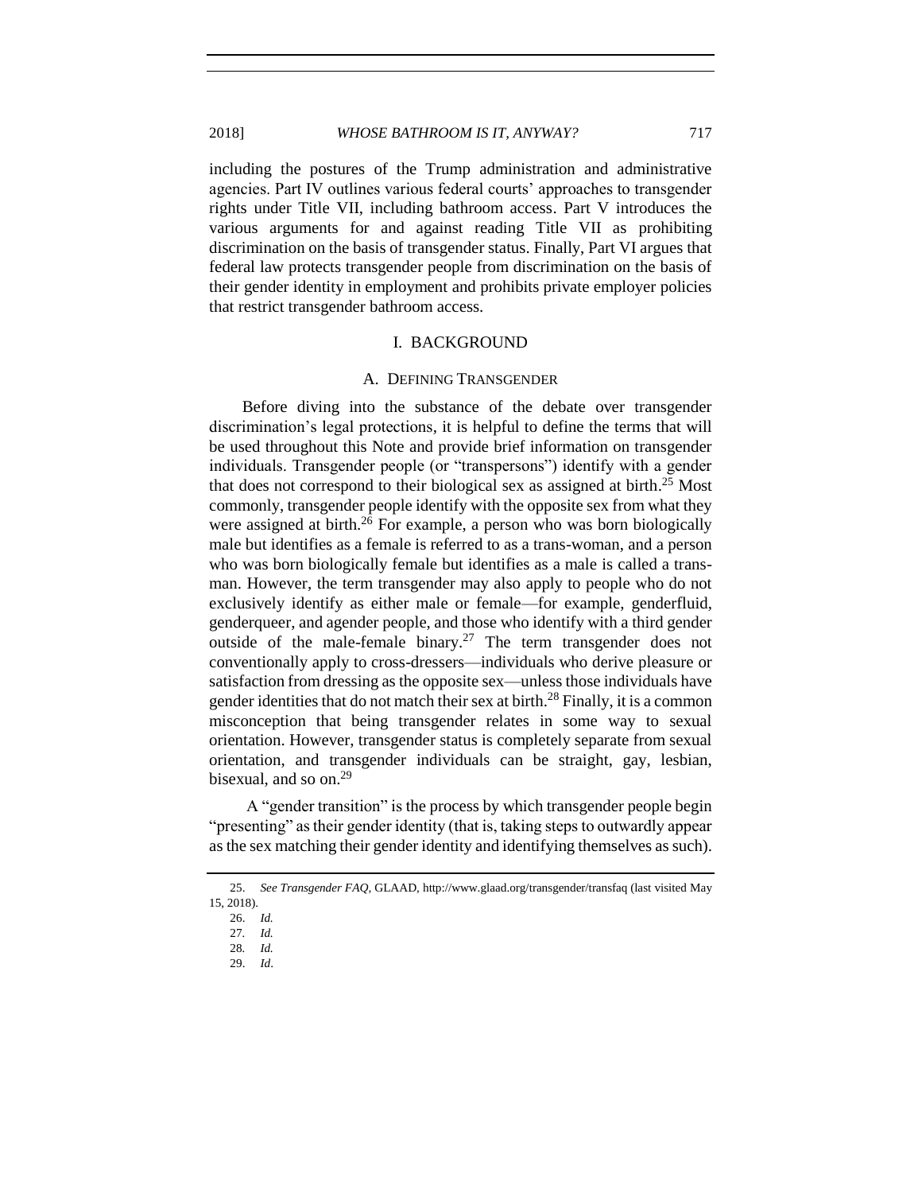including the postures of the Trump administration and administrative agencies. Part IV outlines various federal courts' approaches to transgender rights under Title VII, including bathroom access. Part V introduces the various arguments for and against reading Title VII as prohibiting discrimination on the basis of transgender status. Finally, Part VI argues that federal law protects transgender people from discrimination on the basis of their gender identity in employment and prohibits private employer policies that restrict transgender bathroom access.

## I. BACKGROUND

### A. DEFINING TRANSGENDER

Before diving into the substance of the debate over transgender discrimination's legal protections, it is helpful to define the terms that will be used throughout this Note and provide brief information on transgender individuals. Transgender people (or "transpersons") identify with a gender that does not correspond to their biological sex as assigned at birth.[25] Most commonly, transgender people identify with the opposite sex from what they were assigned at birth.[26] For example, a person who was born biologically male but identifies as a female is referred to as a trans-woman, and a person who was born biologically female but identifies as a male is called a trans-man. However, the term transgender may also apply to people who do not exclusively identify as either male or female—for example, genderfluid, genderqueer, and agender people, and those who identify with a third gender outside of the male-female binary.[27] The term transgender does not conventionally apply to cross-dressers—individuals who derive pleasure or satisfaction from dressing as the opposite sex—unless those individuals have gender identities that do not match their sex at birth.[28] Finally, it is a common misconception that being transgender relates in some way to sexual orientation. However, transgender status is completely separate from sexual orientation, and transgender individuals can be straight, gay, lesbian, bisexual, and so on.[29]

A "gender transition" is the process by which transgender people begin "presenting" as their gender identity (that is, taking steps to outwardly appear as the sex matching their gender identity and identifying themselves as such).

---

25. *See Transgender FAQ*, GLAAD, http://www.glaad.org/transgender/transfaq (last visited May 15, 2018).

26. *Id.*

27. *Id.*

28. *Id.*

29. *Id*.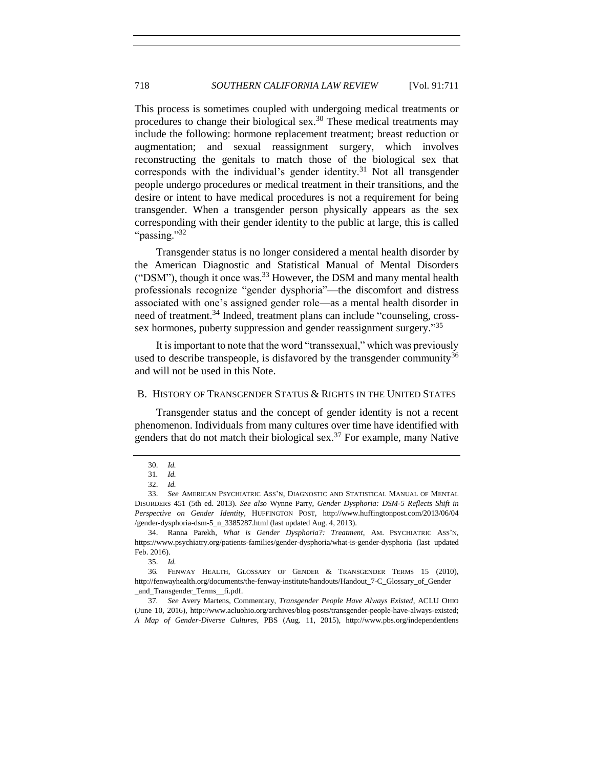This process is sometimes coupled with undergoing medical treatments or procedures to change their biological sex.[30] These medical treatments may include the following: hormone replacement treatment; breast reduction or augmentation; and sexual reassignment surgery, which involves reconstructing the genitals to match those of the biological sex that corresponds with the individual's gender identity.[31] Not all transgender people undergo procedures or medical treatment in their transitions, and the desire or intent to have medical procedures is not a requirement for being transgender. When a transgender person physically appears as the sex corresponding with their gender identity to the public at large, this is called "passing."[32]

Transgender status is no longer considered a mental health disorder by the American Diagnostic and Statistical Manual of Mental Disorders ("DSM"), though it once was.[33] However, the DSM and many mental health professionals recognize "gender dysphoria"—the discomfort and distress associated with one's assigned gender role—as a mental health disorder in need of treatment.[34] Indeed, treatment plans can include "counseling, cross-sex hormones, puberty suppression and gender reassignment surgery."[35]

It is important to note that the word "transsexual," which was previously used to describe transpeople, is disfavored by the transgender community[36] and will not be used in this Note.

## B. HISTORY OF TRANSGENDER STATUS & RIGHTS IN THE UNITED STATES

Transgender status and the concept of gender identity is not a recent phenomenon. Individuals from many cultures over time have identified with genders that do not match their biological sex.[37] For example, many Native

---

30. *Id.*

31. *Id.*

32. *Id.*

33. *See* AMERICAN PSYCHIATRIC ASS'N, DIAGNOSTIC AND STATISTICAL MANUAL OF MENTAL DISORDERS 451 (5th ed. 2013). *See also* Wynne Parry, *Gender Dysphoria: DSM-5 Reflects Shift in Perspective on Gender Identity*, HUFFINGTON POST, http://www.huffingtonpost.com/2013/06/04/gender-dysphoria-dsm-5_n_3385287.html (last updated Aug. 4, 2013).

34. Ranna Parekh, *What is Gender Dysphoria?: Treatment*, AM. PSYCHIATRIC ASS'N, https://www.psychiatry.org/patients-families/gender-dysphoria/what-is-gender-dysphoria (last updated Feb. 2016).

35. *Id.*

36. FENWAY HEALTH, GLOSSARY OF GENDER & TRANSGENDER TERMS 15 (2010), http://fenwayhealth.org/documents/the-fenway-institute/handouts/Handout_7-C_Glossary_of_Gender_and_Transgender_Terms__fi.pdf.

37. *See* Avery Martens, Commentary, *Transgender People Have Always Existed*, ACLU OHIO (June 10, 2016), http://www.acluohio.org/archives/blog-posts/transgender-people-have-always-existed; *A Map of Gender-Diverse Cultures*, PBS (Aug. 11, 2015), http://www.pbs.org/independentlens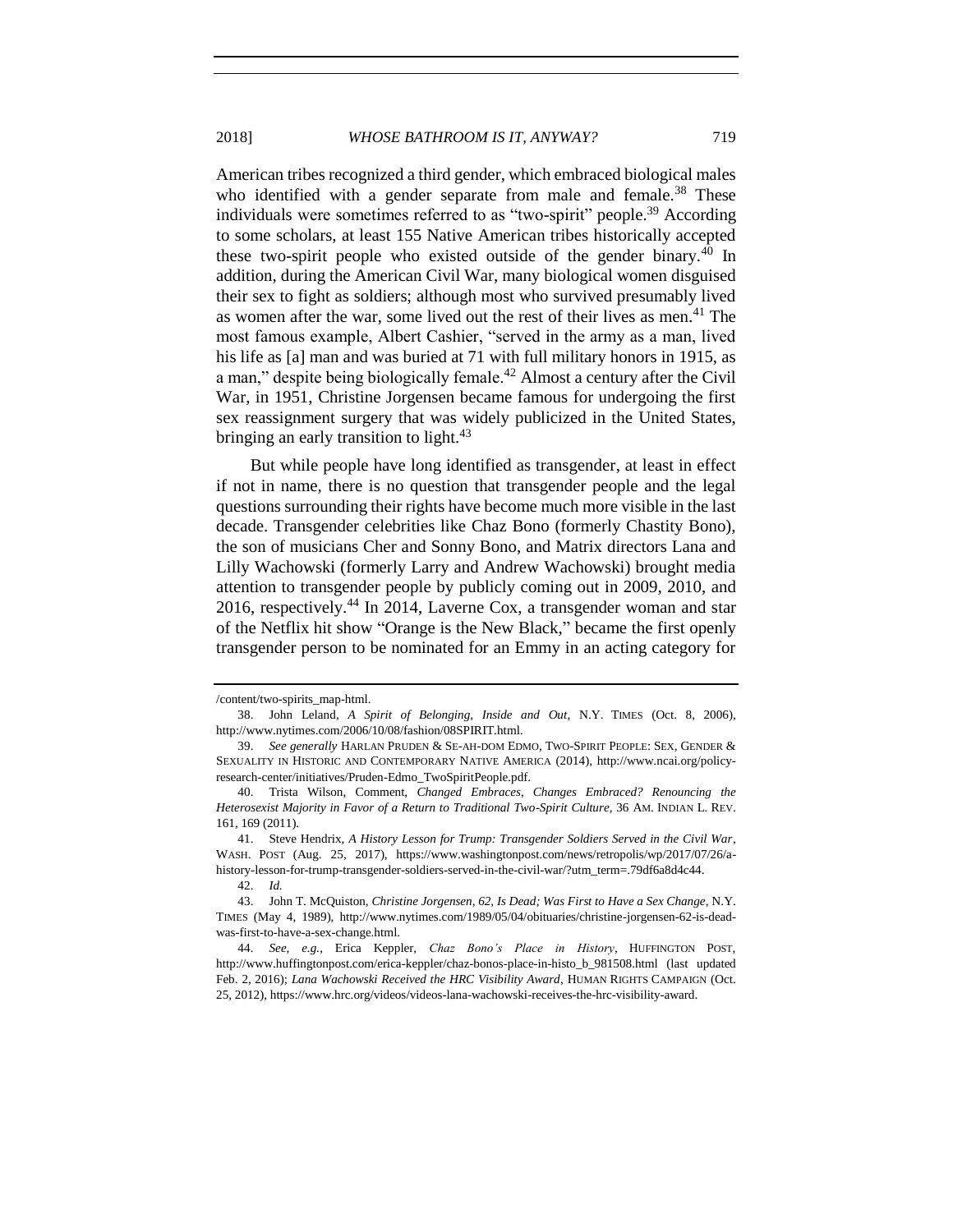American tribes recognized a third gender, which embraced biological males who identified with a gender separate from male and female.[38] These individuals were sometimes referred to as "two-spirit" people.[39] According to some scholars, at least 155 Native American tribes historically accepted these two-spirit people who existed outside of the gender binary.[40] In addition, during the American Civil War, many biological women disguised their sex to fight as soldiers; although most who survived presumably lived as women after the war, some lived out the rest of their lives as men.[41] The most famous example, Albert Cashier, "served in the army as a man, lived his life as [a] man and was buried at 71 with full military honors in 1915, as a man," despite being biologically female.[42] Almost a century after the Civil War, in 1951, Christine Jorgensen became famous for undergoing the first sex reassignment surgery that was widely publicized in the United States, bringing an early transition to light.[43]

But while people have long identified as transgender, at least in effect if not in name, there is no question that transgender people and the legal questions surrounding their rights have become much more visible in the last decade. Transgender celebrities like Chaz Bono (formerly Chastity Bono), the son of musicians Cher and Sonny Bono, and Matrix directors Lana and Lilly Wachowski (formerly Larry and Andrew Wachowski) brought media attention to transgender people by publicly coming out in 2009, 2010, and 2016, respectively.[44] In 2014, Laverne Cox, a transgender woman and star of the Netflix hit show "Orange is the New Black," became the first openly transgender person to be nominated for an Emmy in an acting category for

---

/content/two-spirits_map-html.

38. John Leland, *A Spirit of Belonging, Inside and Out*, N.Y. TIMES (Oct. 8, 2006), http://www.nytimes.com/2006/10/08/fashion/08SPIRIT.html.

39. *See generally* HARLAN PRUDEN & SE-AH-DOM EDMO, TWO-SPIRIT PEOPLE: SEX, GENDER & SEXUALITY IN HISTORIC AND CONTEMPORARY NATIVE AMERICA (2014), http://www.ncai.org/policy-research-center/initiatives/Pruden-Edmo_TwoSpiritPeople.pdf.

40. Trista Wilson, Comment, *Changed Embraces, Changes Embraced? Renouncing the Heterosexist Majority in Favor of a Return to Traditional Two-Spirit Culture*, 36 AM. INDIAN L. REV. 161, 169 (2011).

41. Steve Hendrix, *A History Lesson for Trump: Transgender Soldiers Served in the Civil War*, WASH. POST (Aug. 25, 2017), https://www.washingtonpost.com/news/retropolis/wp/2017/07/26/a-history-lesson-for-trump-transgender-soldiers-served-in-the-civil-war/?utm_term=.79df6a8d4c44.

42. *Id.*

43. John T. McQuiston, *Christine Jorgensen, 62, Is Dead; Was First to Have a Sex Change*, N.Y. TIMES (May 4, 1989), http://www.nytimes.com/1989/05/04/obituaries/christine-jorgensen-62-is-dead-was-first-to-have-a-sex-change.html.

44. *See, e.g.*, Erica Keppler, *Chaz Bono's Place in History*, HUFFINGTON POST, http://www.huffingtonpost.com/erica-keppler/chaz-bonos-place-in-histo_b_981508.html (last updated Feb. 2, 2016); *Lana Wachowski Received the HRC Visibility Award*, HUMAN RIGHTS CAMPAIGN (Oct. 25, 2012), https://www.hrc.org/videos/videos-lana-wachowski-receives-the-hrc-visibility-award.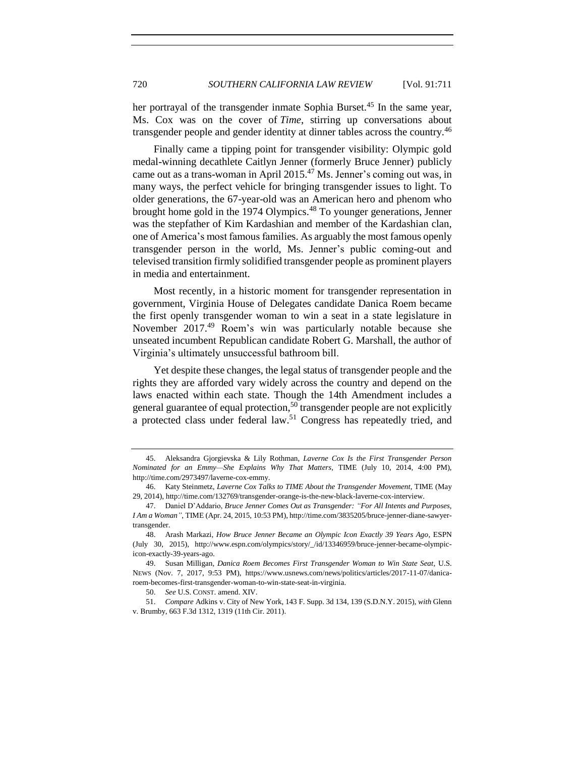her portrayal of the transgender inmate Sophia Burset.[45] In the same year, Ms. Cox was on the cover of *Time*, stirring up conversations about transgender people and gender identity at dinner tables across the country.[46]

Finally came a tipping point for transgender visibility: Olympic gold medal-winning decathlete Caitlyn Jenner (formerly Bruce Jenner) publicly came out as a trans-woman in April 2015.[47] Ms. Jenner's coming out was, in many ways, the perfect vehicle for bringing transgender issues to light. To older generations, the 67-year-old was an American hero and phenom who brought home gold in the 1974 Olympics.[48] To younger generations, Jenner was the stepfather of Kim Kardashian and member of the Kardashian clan, one of America's most famous families. As arguably the most famous openly transgender person in the world, Ms. Jenner's public coming-out and televised transition firmly solidified transgender people as prominent players in media and entertainment.

Most recently, in a historic moment for transgender representation in government, Virginia House of Delegates candidate Danica Roem became the first openly transgender woman to win a seat in a state legislature in November 2017.[49] Roem's win was particularly notable because she unseated incumbent Republican candidate Robert G. Marshall, the author of Virginia's ultimately unsuccessful bathroom bill.

Yet despite these changes, the legal status of transgender people and the rights they are afforded vary widely across the country and depend on the laws enacted within each state. Though the 14th Amendment includes a general guarantee of equal protection,[50] transgender people are not explicitly a protected class under federal law.[51] Congress has repeatedly tried, and

---

45. Aleksandra Gjorgievska & Lily Rothman, *Laverne Cox Is the First Transgender Person Nominated for an Emmy—She Explains Why That Matters*, TIME (July 10, 2014, 4:00 PM), http://time.com/2973497/laverne-cox-emmy.

46. Katy Steinmetz, *Laverne Cox Talks to TIME About the Transgender Movement*, TIME (May 29, 2014), http://time.com/132769/transgender-orange-is-the-new-black-laverne-cox-interview.

47. Daniel D'Addario, *Bruce Jenner Comes Out as Transgender: "For All Intents and Purposes, I Am a Woman"*, TIME (Apr. 24, 2015, 10:53 PM), http://time.com/3835205/bruce-jenner-diane-sawyer-transgender.

48. Arash Markazi, *How Bruce Jenner Became an Olympic Icon Exactly 39 Years Ago*, ESPN (July 30, 2015), http://www.espn.com/olympics/story/_/id/13346959/bruce-jenner-became-olympic-icon-exactly-39-years-ago.

49. Susan Milligan, *Danica Roem Becomes First Transgender Woman to Win State Seat*, U.S. NEWS (Nov. 7, 2017, 9:53 PM), https://www.usnews.com/news/politics/articles/2017-11-07/danica-roem-becomes-first-transgender-woman-to-win-state-seat-in-virginia.

50. *See* U.S. CONST. amend. XIV.

51. *Compare* Adkins v. City of New York, 143 F. Supp. 3d 134, 139 (S.D.N.Y. 2015), *with* Glenn v. Brumby, 663 F.3d 1312, 1319 (11th Cir. 2011).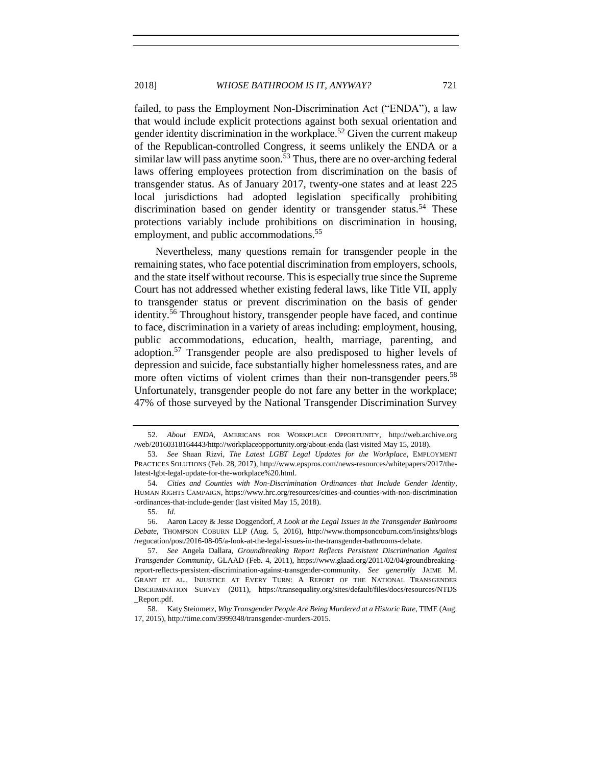failed, to pass the Employment Non-Discrimination Act ("ENDA"), a law that would include explicit protections against both sexual orientation and gender identity discrimination in the workplace.[52] Given the current makeup of the Republican-controlled Congress, it seems unlikely the ENDA or a similar law will pass anytime soon.[53] Thus, there are no over-arching federal laws offering employees protection from discrimination on the basis of transgender status. As of January 2017, twenty-one states and at least 225 local jurisdictions had adopted legislation specifically prohibiting discrimination based on gender identity or transgender status.[54] These protections variably include prohibitions on discrimination in housing, employment, and public accommodations.[55]

Nevertheless, many questions remain for transgender people in the remaining states, who face potential discrimination from employers, schools, and the state itself without recourse. This is especially true since the Supreme Court has not addressed whether existing federal laws, like Title VII, apply to transgender status or prevent discrimination on the basis of gender identity.[56] Throughout history, transgender people have faced, and continue to face, discrimination in a variety of areas including: employment, housing, public accommodations, education, health, marriage, parenting, and adoption.[57] Transgender people are also predisposed to higher levels of depression and suicide, face substantially higher homelessness rates, and are more often victims of violent crimes than their non-transgender peers.[58] Unfortunately, transgender people do not fare any better in the workplace; 47% of those surveyed by the National Transgender Discrimination Survey

---

52. *About ENDA*, AMERICANS FOR WORKPLACE OPPORTUNITY, http://web.archive.org/web/20160318164443/http://workplaceopportunity.org/about-enda (last visited May 15, 2018).

53. *See* Shaan Rizvi, *The Latest LGBT Legal Updates for the Workplace*, EMPLOYMENT PRACTICES SOLUTIONS (Feb. 28, 2017), http://www.epspros.com/news-resources/whitepapers/2017/the-latest-lgbt-legal-update-for-the-workplace%20.html.

54. *Cities and Counties with Non-Discrimination Ordinances that Include Gender Identity*, HUMAN RIGHTS CAMPAIGN, https://www.hrc.org/resources/cities-and-counties-with-non-discrimination-ordinances-that-include-gender (last visited May 15, 2018).

55. *Id.*

56. Aaron Lacey & Jesse Doggendorf, *A Look at the Legal Issues in the Transgender Bathrooms Debate*, THOMPSON COBURN LLP (Aug. 5, 2016), http://www.thompsoncoburn.com/insights/blogs/regucation/post/2016-08-05/a-look-at-the-legal-issues-in-the-transgender-bathrooms-debate.

57. *See* Angela Dallara, *Groundbreaking Report Reflects Persistent Discrimination Against Transgender Community*, GLAAD (Feb. 4, 2011), https://www.glaad.org/2011/02/04/groundbreaking-report-reflects-persistent-discrimination-against-transgender-community. *See generally* JAIME M. GRANT ET AL., INJUSTICE AT EVERY TURN: A REPORT OF THE NATIONAL TRANSGENDER DISCRIMINATION SURVEY (2011), https://transequality.org/sites/default/files/docs/resources/NTDS_Report.pdf.

58. Katy Steinmetz, *Why Transgender People Are Being Murdered at a Historic Rate*, TIME (Aug. 17, 2015), http://time.com/3999348/transgender-murders-2015.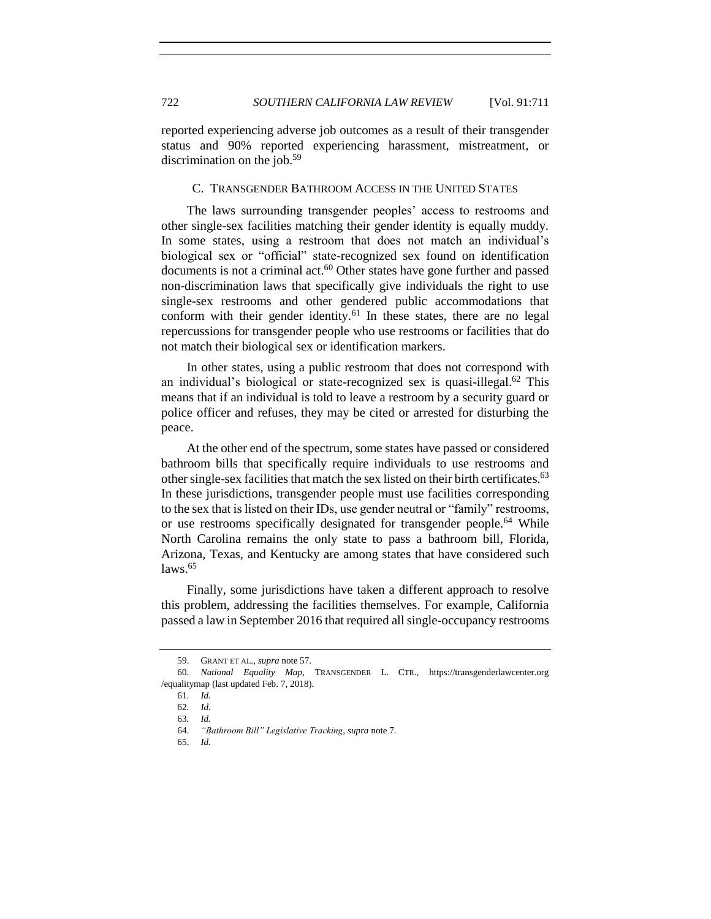reported experiencing adverse job outcomes as a result of their transgender status and 90% reported experiencing harassment, mistreatment, or discrimination on the job.[59]

### C. TRANSGENDER BATHROOM ACCESS IN THE UNITED STATES

The laws surrounding transgender peoples' access to restrooms and other single-sex facilities matching their gender identity is equally muddy. In some states, using a restroom that does not match an individual's biological sex or "official" state-recognized sex found on identification documents is not a criminal act.[60] Other states have gone further and passed non-discrimination laws that specifically give individuals the right to use single-sex restrooms and other gendered public accommodations that conform with their gender identity.[61] In these states, there are no legal repercussions for transgender people who use restrooms or facilities that do not match their biological sex or identification markers.

In other states, using a public restroom that does not correspond with an individual's biological or state-recognized sex is quasi-illegal.[62] This means that if an individual is told to leave a restroom by a security guard or police officer and refuses, they may be cited or arrested for disturbing the peace.

At the other end of the spectrum, some states have passed or considered bathroom bills that specifically require individuals to use restrooms and other single-sex facilities that match the sex listed on their birth certificates.[63] In these jurisdictions, transgender people must use facilities corresponding to the sex that is listed on their IDs, use gender neutral or "family" restrooms, or use restrooms specifically designated for transgender people.[64] While North Carolina remains the only state to pass a bathroom bill, Florida, Arizona, Texas, and Kentucky are among states that have considered such laws.[65]

Finally, some jurisdictions have taken a different approach to resolve this problem, addressing the facilities themselves. For example, California passed a law in September 2016 that required all single-occupancy restrooms

---

59. GRANT ET AL., *supra* note 57.

60. *National Equality Map*, TRANSGENDER L. CTR., https://transgenderlawcenter.org/equalitymap (last updated Feb. 7, 2018).

61. *Id.*

62. *Id.*

63. *Id.*

64. *"Bathroom Bill" Legislative Tracking*, *supra* note 7.

65. *Id.*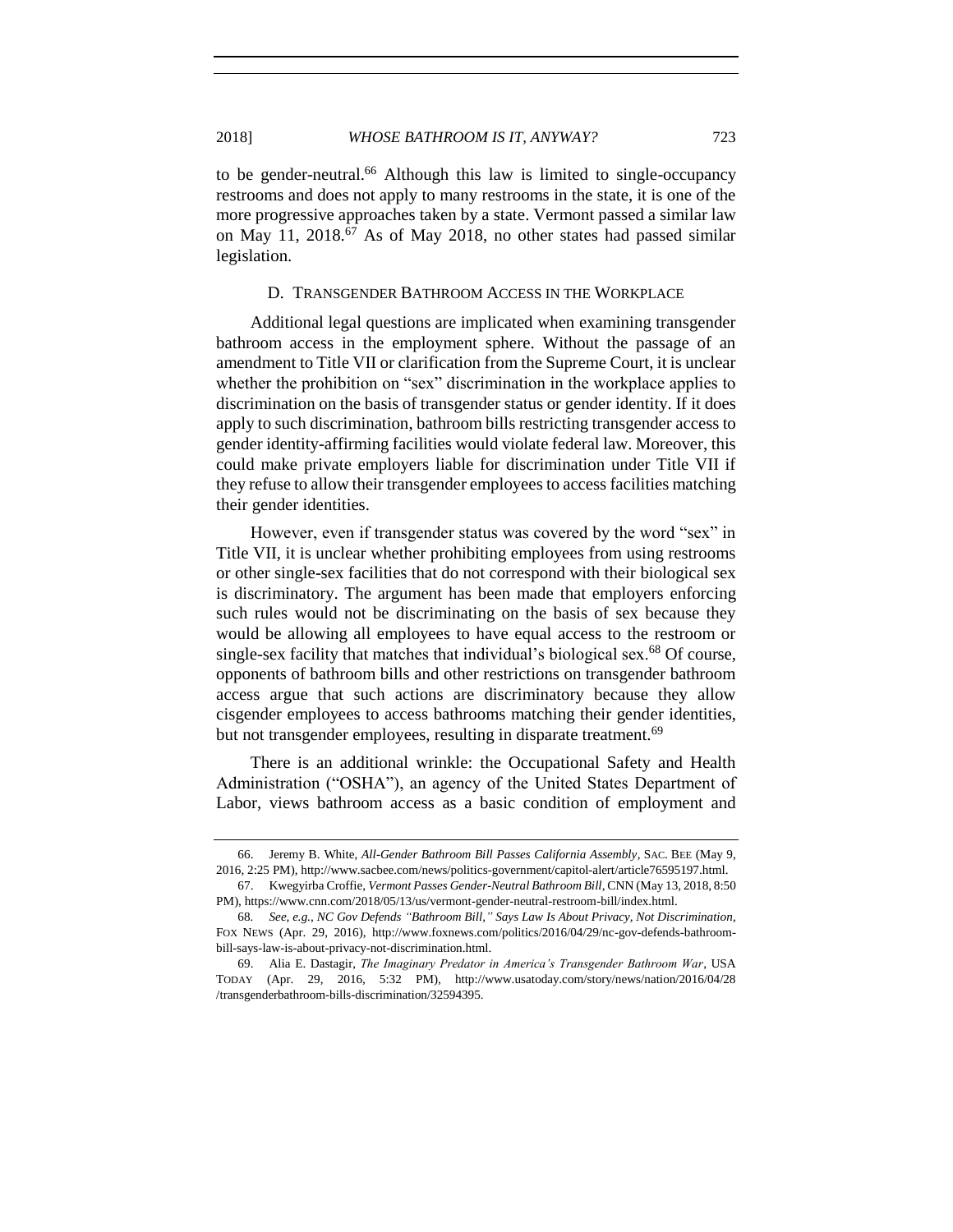to be gender-neutral.[66] Although this law is limited to single-occupancy restrooms and does not apply to many restrooms in the state, it is one of the more progressive approaches taken by a state. Vermont passed a similar law on May 11, 2018.[67] As of May 2018, no other states had passed similar legislation.

### D. Transgender Bathroom Access in the Workplace

Additional legal questions are implicated when examining transgender bathroom access in the employment sphere. Without the passage of an amendment to Title VII or clarification from the Supreme Court, it is unclear whether the prohibition on "sex" discrimination in the workplace applies to discrimination on the basis of transgender status or gender identity. If it does apply to such discrimination, bathroom bills restricting transgender access to gender identity-affirming facilities would violate federal law. Moreover, this could make private employers liable for discrimination under Title VII if they refuse to allow their transgender employees to access facilities matching their gender identities.

However, even if transgender status was covered by the word "sex" in Title VII, it is unclear whether prohibiting employees from using restrooms or other single-sex facilities that do not correspond with their biological sex is discriminatory. The argument has been made that employers enforcing such rules would not be discriminating on the basis of sex because they would be allowing all employees to have equal access to the restroom or single-sex facility that matches that individual's biological sex.[68] Of course, opponents of bathroom bills and other restrictions on transgender bathroom access argue that such actions are discriminatory because they allow cisgender employees to access bathrooms matching their gender identities, but not transgender employees, resulting in disparate treatment.[69]

There is an additional wrinkle: the Occupational Safety and Health Administration ("OSHA"), an agency of the United States Department of Labor, views bathroom access as a basic condition of employment and

---

66. Jeremy B. White, *All-Gender Bathroom Bill Passes California Assembly*, SAC. BEE (May 9, 2016, 2:25 PM), http://www.sacbee.com/news/politics-government/capitol-alert/article76595197.html.

67. Kwegyirba Croffie, *Vermont Passes Gender-Neutral Bathroom Bill*, CNN (May 13, 2018, 8:50 PM), https://www.cnn.com/2018/05/13/us/vermont-gender-neutral-restroom-bill/index.html.

68. *See, e.g.*, *NC Gov Defends "Bathroom Bill," Says Law Is About Privacy, Not Discrimination*, FOX NEWS (Apr. 29, 2016), http://www.foxnews.com/politics/2016/04/29/nc-gov-defends-bathroom-bill-says-law-is-about-privacy-not-discrimination.html.

69. Alia E. Dastagir, *The Imaginary Predator in America's Transgender Bathroom War*, USA TODAY (Apr. 29, 2016, 5:32 PM), http://www.usatoday.com/story/news/nation/2016/04/28/transgenderbathroom-bills-discrimination/32594395.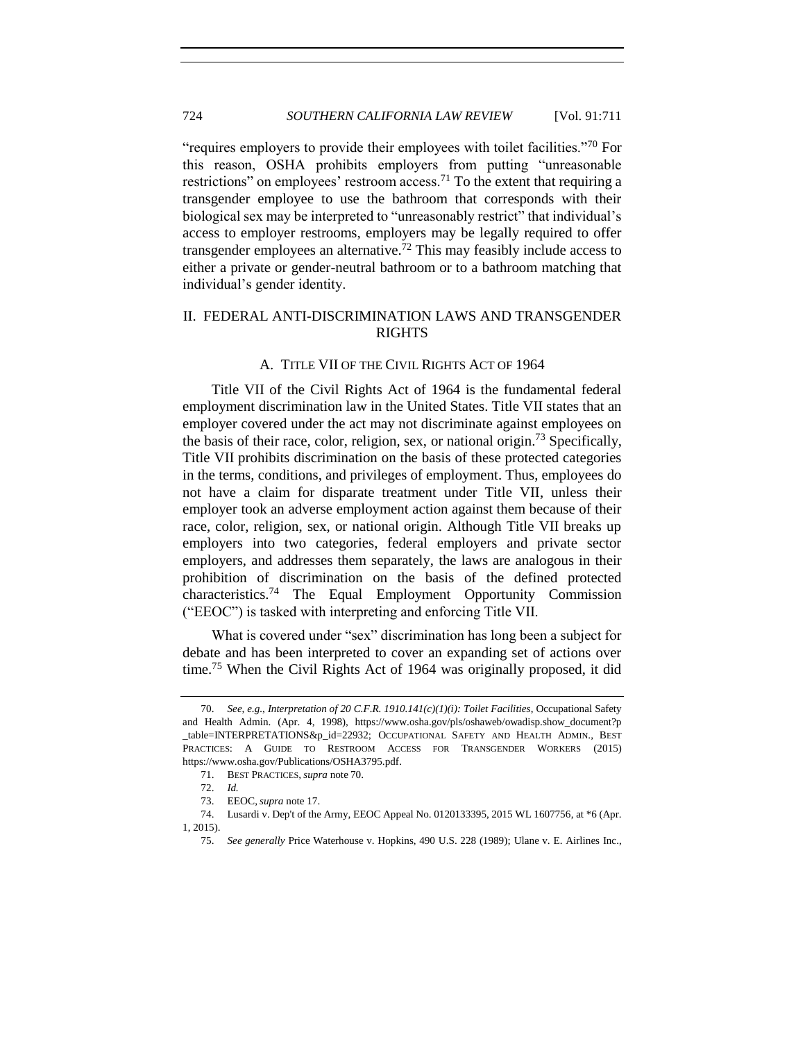"requires employers to provide their employees with toilet facilities."[70] For this reason, OSHA prohibits employers from putting "unreasonable restrictions" on employees' restroom access.[71] To the extent that requiring a transgender employee to use the bathroom that corresponds with their biological sex may be interpreted to "unreasonably restrict" that individual's access to employer restrooms, employers may be legally required to offer transgender employees an alternative.[72] This may feasibly include access to either a private or gender-neutral bathroom or to a bathroom matching that individual's gender identity.

## II. FEDERAL ANTI-DISCRIMINATION LAWS AND TRANSGENDER RIGHTS

### A. TITLE VII OF THE CIVIL RIGHTS ACT OF 1964

Title VII of the Civil Rights Act of 1964 is the fundamental federal employment discrimination law in the United States. Title VII states that an employer covered under the act may not discriminate against employees on the basis of their race, color, religion, sex, or national origin.[73] Specifically, Title VII prohibits discrimination on the basis of these protected categories in the terms, conditions, and privileges of employment. Thus, employees do not have a claim for disparate treatment under Title VII, unless their employer took an adverse employment action against them because of their race, color, religion, sex, or national origin. Although Title VII breaks up employers into two categories, federal employers and private sector employers, and addresses them separately, the laws are analogous in their prohibition of discrimination on the basis of the defined protected characteristics.[74] The Equal Employment Opportunity Commission ("EEOC") is tasked with interpreting and enforcing Title VII.

What is covered under "sex" discrimination has long been a subject for debate and has been interpreted to cover an expanding set of actions over time.[75] When the Civil Rights Act of 1964 was originally proposed, it did

---

70. *See, e.g.*, *Interpretation of 20 C.F.R. 1910.141(c)(1)(i): Toilet Facilities*, Occupational Safety and Health Admin. (Apr. 4, 1998), https://www.osha.gov/pls/oshaweb/owadisp.show_document?p_table=INTERPRETATIONS&p_id=22932; OCCUPATIONAL SAFETY AND HEALTH ADMIN., BEST PRACTICES: A GUIDE TO RESTROOM ACCESS FOR TRANSGENDER WORKERS (2015) https://www.osha.gov/Publications/OSHA3795.pdf.

71. BEST PRACTICES, *supra* note 70.

72. *Id.*

73. EEOC, *supra* note 17.

74. Lusardi v. Dep't of the Army, EEOC Appeal No. 0120133395, 2015 WL 1607756, at *6 (Apr. 1, 2015).

75. *See generally* Price Waterhouse v. Hopkins, 490 U.S. 228 (1989); Ulane v. E. Airlines Inc.,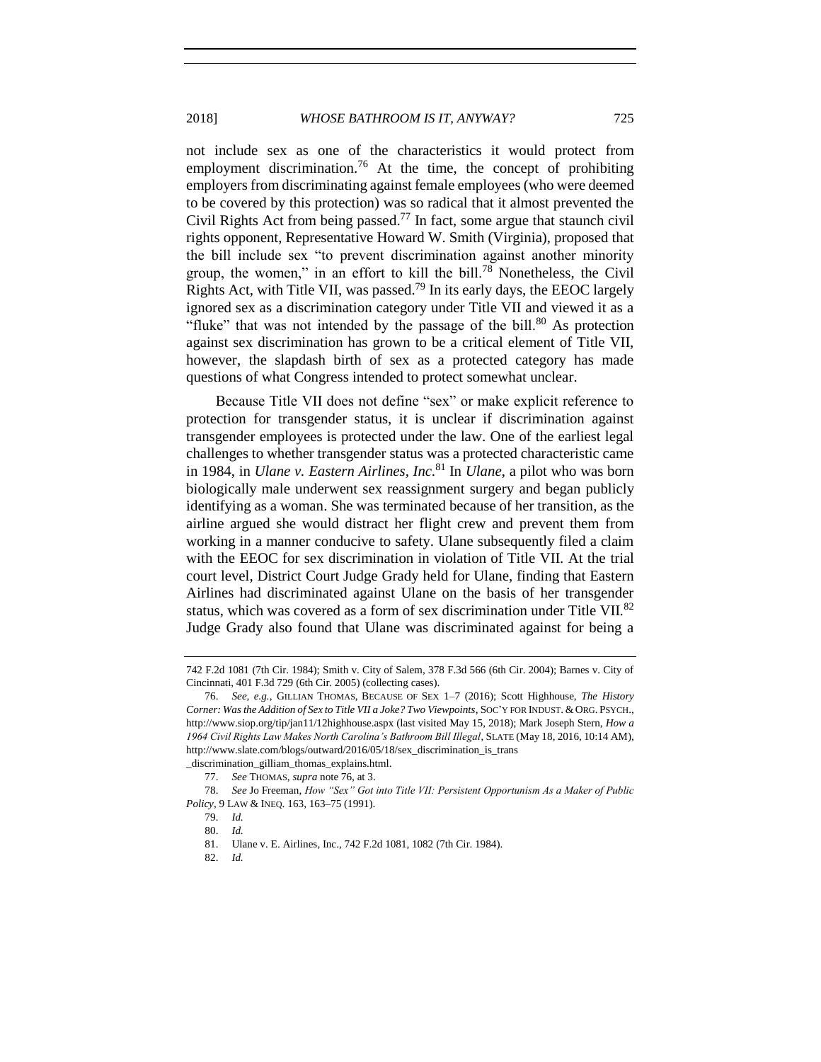not include sex as one of the characteristics it would protect from employment discrimination.[76] At the time, the concept of prohibiting employers from discriminating against female employees (who were deemed to be covered by this protection) was so radical that it almost prevented the Civil Rights Act from being passed.[77] In fact, some argue that staunch civil rights opponent, Representative Howard W. Smith (Virginia), proposed that the bill include sex "to prevent discrimination against another minority group, the women," in an effort to kill the bill.[78] Nonetheless, the Civil Rights Act, with Title VII, was passed.[79] In its early days, the EEOC largely ignored sex as a discrimination category under Title VII and viewed it as a "fluke" that was not intended by the passage of the bill.[80] As protection against sex discrimination has grown to be a critical element of Title VII, however, the slapdash birth of sex as a protected category has made questions of what Congress intended to protect somewhat unclear.

Because Title VII does not define "sex" or make explicit reference to protection for transgender status, it is unclear if discrimination against transgender employees is protected under the law. One of the earliest legal challenges to whether transgender status was a protected characteristic came in 1984, in *Ulane v. Eastern Airlines, Inc.*[81] In *Ulane*, a pilot who was born biologically male underwent sex reassignment surgery and began publicly identifying as a woman. She was terminated because of her transition, as the airline argued she would distract her flight crew and prevent them from working in a manner conducive to safety. Ulane subsequently filed a claim with the EEOC for sex discrimination in violation of Title VII. At the trial court level, District Court Judge Grady held for Ulane, finding that Eastern Airlines had discriminated against Ulane on the basis of her transgender status, which was covered as a form of sex discrimination under Title VII.[82] Judge Grady also found that Ulane was discriminated against for being a

---

742 F.2d 1081 (7th Cir. 1984); Smith v. City of Salem, 378 F.3d 566 (6th Cir. 2004); Barnes v. City of Cincinnati, 401 F.3d 729 (6th Cir. 2005) (collecting cases).

76. *See, e.g.*, GILLIAN THOMAS, BECAUSE OF SEX 1–7 (2016); Scott Highhouse, *The History Corner: Was the Addition of Sex to Title VII a Joke? Two Viewpoints*, SOC'Y FOR INDUST. & ORG. PSYCH., http://www.siop.org/tip/jan11/12highhouse.aspx (last visited May 15, 2018); Mark Joseph Stern, *How a 1964 Civil Rights Law Makes North Carolina's Bathroom Bill Illegal*, SLATE (May 18, 2016, 10:14 AM), http://www.slate.com/blogs/outward/2016/05/18/sex_discrimination_is_trans_discrimination_gilliam_thomas_explains.html.

77. *See* THOMAS, *supra* note 76, at 3.

78. *See* Jo Freeman, *How "Sex" Got into Title VII: Persistent Opportunism As a Maker of Public Policy*, 9 LAW & INEQ. 163, 163–75 (1991).

79. *Id.*

80. *Id.*

81. Ulane v. E. Airlines, Inc., 742 F.2d 1081, 1082 (7th Cir. 1984).

82. *Id.*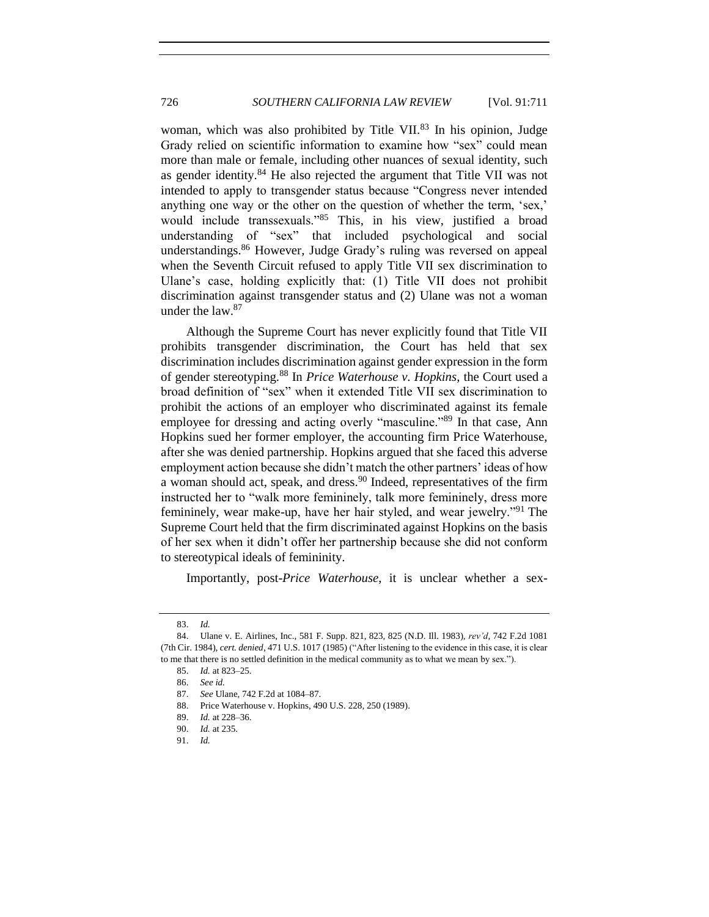woman, which was also prohibited by Title VII.[83] In his opinion, Judge Grady relied on scientific information to examine how "sex" could mean more than male or female, including other nuances of sexual identity, such as gender identity.[84] He also rejected the argument that Title VII was not intended to apply to transgender status because "Congress never intended anything one way or the other on the question of whether the term, 'sex,' would include transsexuals."[85] This, in his view, justified a broad understanding of "sex" that included psychological and social understandings.[86] However, Judge Grady's ruling was reversed on appeal when the Seventh Circuit refused to apply Title VII sex discrimination to Ulane's case, holding explicitly that: (1) Title VII does not prohibit discrimination against transgender status and (2) Ulane was not a woman under the law.[87]

Although the Supreme Court has never explicitly found that Title VII prohibits transgender discrimination, the Court has held that sex discrimination includes discrimination against gender expression in the form of gender stereotyping.[88] In *Price Waterhouse v. Hopkins*, the Court used a broad definition of "sex" when it extended Title VII sex discrimination to prohibit the actions of an employer who discriminated against its female employee for dressing and acting overly "masculine."[89] In that case, Ann Hopkins sued her former employer, the accounting firm Price Waterhouse, after she was denied partnership. Hopkins argued that she faced this adverse employment action because she didn't match the other partners' ideas of how a woman should act, speak, and dress.[90] Indeed, representatives of the firm instructed her to "walk more femininely, talk more femininely, dress more femininely, wear make-up, have her hair styled, and wear jewelry."[91] The Supreme Court held that the firm discriminated against Hopkins on the basis of her sex when it didn't offer her partnership because she did not conform to stereotypical ideals of femininity.

Importantly, post-*Price Waterhouse*, it is unclear whether a sex-

---

83. *Id.*

84. Ulane v. E. Airlines, Inc., 581 F. Supp. 821, 823, 825 (N.D. Ill. 1983), *rev'd*, 742 F.2d 1081 (7th Cir. 1984), *cert. denied*, 471 U.S. 1017 (1985) ("After listening to the evidence in this case, it is clear to me that there is no settled definition in the medical community as to what we mean by sex.").

85. *Id.* at 823–25.

86. *See id.*

87. *See* Ulane, 742 F.2d at 1084–87.

88. Price Waterhouse v. Hopkins, 490 U.S. 228, 250 (1989).

89. *Id.* at 228–36.

90. *Id.* at 235.

91. *Id.*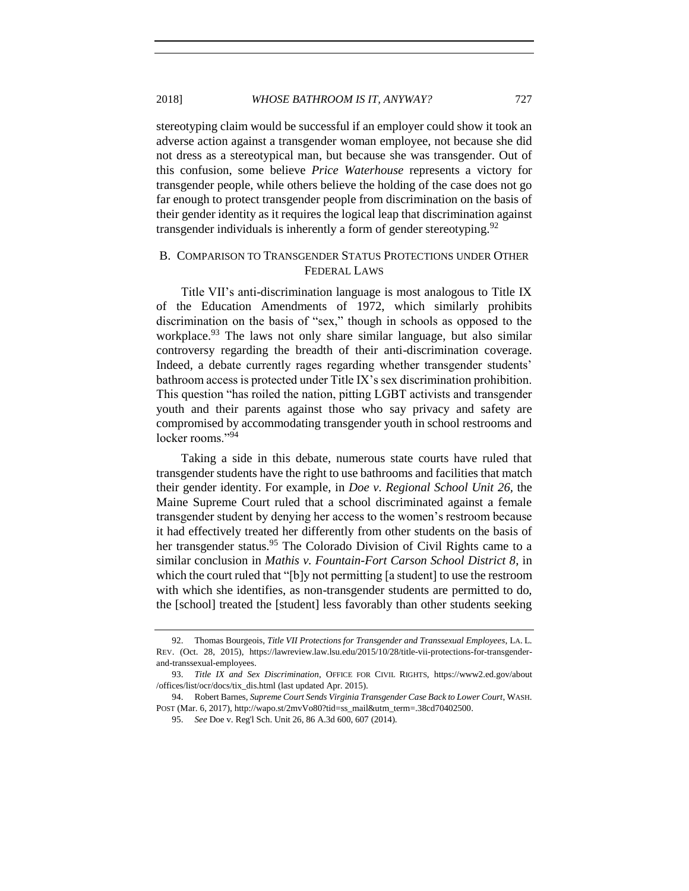stereotyping claim would be successful if an employer could show it took an adverse action against a transgender woman employee, not because she did not dress as a stereotypical man, but because she was transgender. Out of this confusion, some believe *Price Waterhouse* represents a victory for transgender people, while others believe the holding of the case does not go far enough to protect transgender people from discrimination on the basis of their gender identity as it requires the logical leap that discrimination against transgender individuals is inherently a form of gender stereotyping.[92]

## B. Comparison to Transgender Status Protections under Other Federal Laws

Title VII's anti-discrimination language is most analogous to Title IX of the Education Amendments of 1972, which similarly prohibits discrimination on the basis of "sex," though in schools as opposed to the workplace.[93] The laws not only share similar language, but also similar controversy regarding the breadth of their anti-discrimination coverage. Indeed, a debate currently rages regarding whether transgender students' bathroom access is protected under Title IX's sex discrimination prohibition. This question "has roiled the nation, pitting LGBT activists and transgender youth and their parents against those who say privacy and safety are compromised by accommodating transgender youth in school restrooms and locker rooms."[94]

Taking a side in this debate, numerous state courts have ruled that transgender students have the right to use bathrooms and facilities that match their gender identity. For example, in *Doe v. Regional School Unit 26*, the Maine Supreme Court ruled that a school discriminated against a female transgender student by denying her access to the women's restroom because it had effectively treated her differently from other students on the basis of her transgender status.[95] The Colorado Division of Civil Rights came to a similar conclusion in *Mathis v. Fountain-Fort Carson School District 8*, in which the court ruled that "[b]y not permitting [a student] to use the restroom with which she identifies, as non-transgender students are permitted to do, the [school] treated the [student] less favorably than other students seeking

---

92. Thomas Bourgeois, *Title VII Protections for Transgender and Transsexual Employees*, LA. L. REV. (Oct. 28, 2015), https://lawreview.law.lsu.edu/2015/10/28/title-vii-protections-for-transgender-and-transsexual-employees.

93. *Title IX and Sex Discrimination*, OFFICE FOR CIVIL RIGHTS, https://www2.ed.gov/about/offices/list/ocr/docs/tix_dis.html (last updated Apr. 2015).

94. Robert Barnes, *Supreme Court Sends Virginia Transgender Case Back to Lower Court*, WASH. POST (Mar. 6, 2017), http://wapo.st/2mvVo80?tid=ss_mail&utm_term=.38cd70402500.

95. *See* Doe v. Reg'l Sch. Unit 26, 86 A.3d 600, 607 (2014).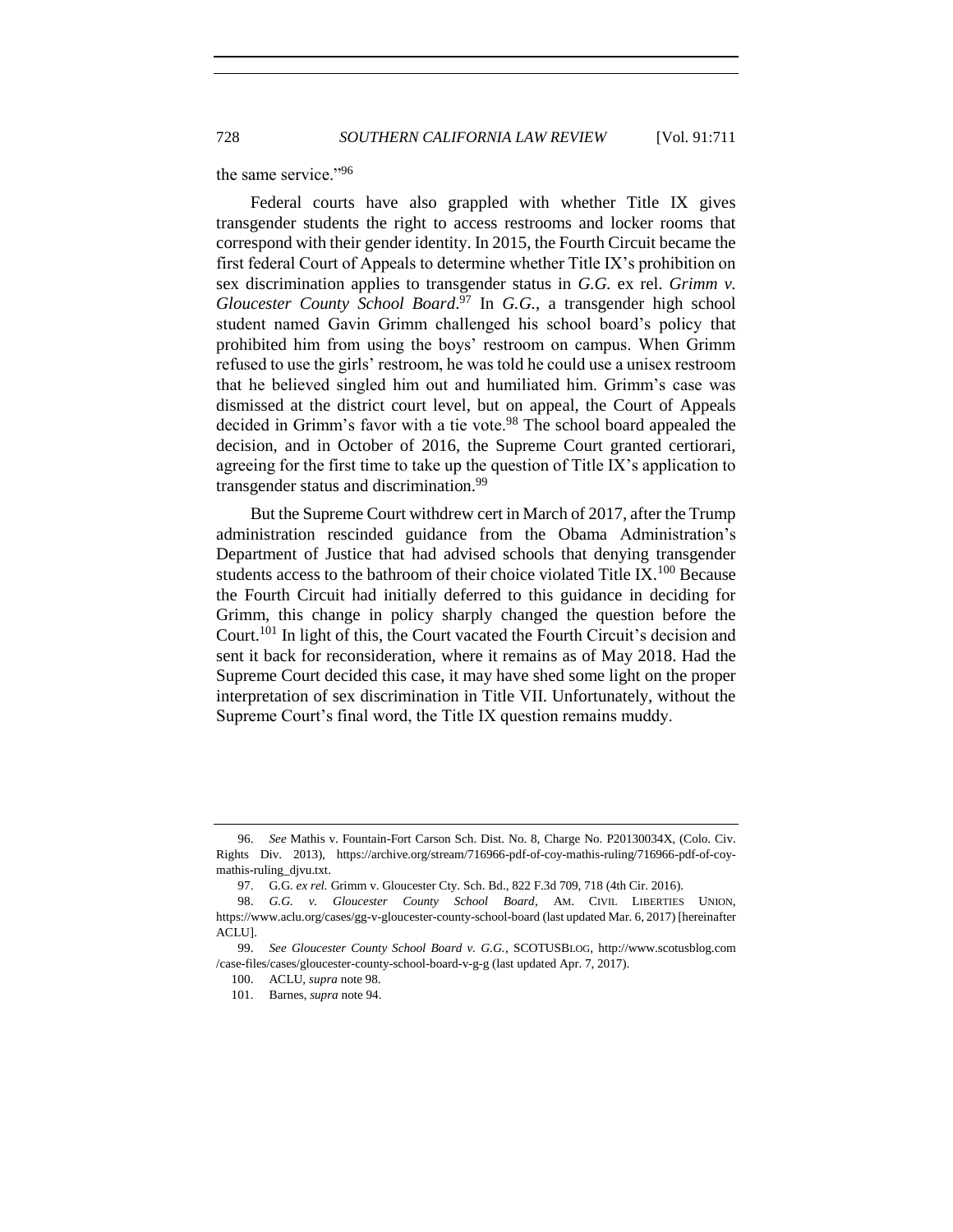the same service."[96]

Federal courts have also grappled with whether Title IX gives transgender students the right to access restrooms and locker rooms that correspond with their gender identity. In 2015, the Fourth Circuit became the first federal Court of Appeals to determine whether Title IX's prohibition on sex discrimination applies to transgender status in *G.G.* ex rel. *Grimm v. Gloucester County School Board*.[97] In *G.G.*, a transgender high school student named Gavin Grimm challenged his school board's policy that prohibited him from using the boys' restroom on campus. When Grimm refused to use the girls' restroom, he was told he could use a unisex restroom that he believed singled him out and humiliated him. Grimm's case was dismissed at the district court level, but on appeal, the Court of Appeals decided in Grimm's favor with a tie vote.[98] The school board appealed the decision, and in October of 2016, the Supreme Court granted certiorari, agreeing for the first time to take up the question of Title IX's application to transgender status and discrimination.[99]

But the Supreme Court withdrew cert in March of 2017, after the Trump administration rescinded guidance from the Obama Administration's Department of Justice that had advised schools that denying transgender students access to the bathroom of their choice violated Title IX.[100] Because the Fourth Circuit had initially deferred to this guidance in deciding for Grimm, this change in policy sharply changed the question before the Court.[101] In light of this, the Court vacated the Fourth Circuit's decision and sent it back for reconsideration, where it remains as of May 2018. Had the Supreme Court decided this case, it may have shed some light on the proper interpretation of sex discrimination in Title VII. Unfortunately, without the Supreme Court's final word, the Title IX question remains muddy.

---

96. *See* Mathis v. Fountain-Fort Carson Sch. Dist. No. 8, Charge No. P20130034X, (Colo. Civ. Rights Div. 2013), https://archive.org/stream/716966-pdf-of-coy-mathis-ruling/716966-pdf-of-coy-mathis-ruling_djvu.txt.

97. G.G. *ex rel.* Grimm v. Gloucester Cty. Sch. Bd., 822 F.3d 709, 718 (4th Cir. 2016).

98. *G.G. v. Gloucester County School Board*, AM. CIVIL LIBERTIES UNION, https://www.aclu.org/cases/gg-v-gloucester-county-school-board (last updated Mar. 6, 2017) [hereinafter ACLU].

99. *See Gloucester County School Board v. G.G.*, SCOTUSBLOG, http://www.scotusblog.com/case-files/cases/gloucester-county-school-board-v-g-g (last updated Apr. 7, 2017).

100. ACLU, *supra* note 98.

101. Barnes, *supra* note 94.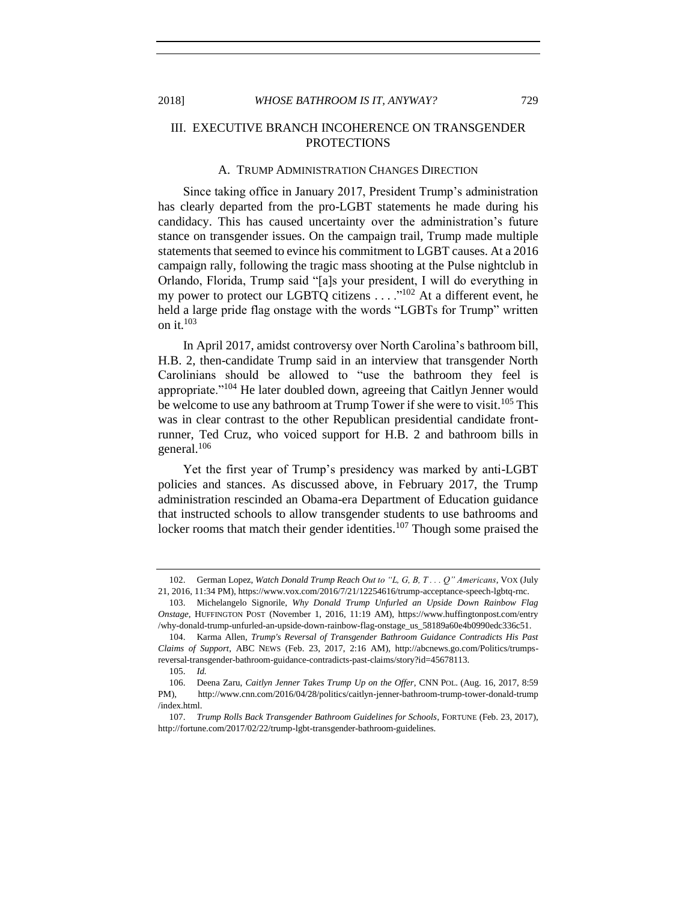## III. EXECUTIVE BRANCH INCOHERENCE ON TRANSGENDER PROTECTIONS

### A. TRUMP ADMINISTRATION CHANGES DIRECTION

Since taking office in January 2017, President Trump's administration has clearly departed from the pro-LGBT statements he made during his candidacy. This has caused uncertainty over the administration's future stance on transgender issues. On the campaign trail, Trump made multiple statements that seemed to evince his commitment to LGBT causes. At a 2016 campaign rally, following the tragic mass shooting at the Pulse nightclub in Orlando, Florida, Trump said "[a]s your president, I will do everything in my power to protect our LGBTQ citizens . . . ."[102] At a different event, he held a large pride flag onstage with the words "LGBTs for Trump" written on it.[103]

In April 2017, amidst controversy over North Carolina's bathroom bill, H.B. 2, then-candidate Trump said in an interview that transgender North Carolinians should be allowed to "use the bathroom they feel is appropriate."[104] He later doubled down, agreeing that Caitlyn Jenner would be welcome to use any bathroom at Trump Tower if she were to visit.[105] This was in clear contrast to the other Republican presidential candidate front-runner, Ted Cruz, who voiced support for H.B. 2 and bathroom bills in general.[106]

Yet the first year of Trump's presidency was marked by anti-LGBT policies and stances. As discussed above, in February 2017, the Trump administration rescinded an Obama-era Department of Education guidance that instructed schools to allow transgender students to use bathrooms and locker rooms that match their gender identities.[107] Though some praised the

---

102. German Lopez, *Watch Donald Trump Reach Out to "L, G, B, T . . . Q" Americans*, VOX (July 21, 2016, 11:34 PM), https://www.vox.com/2016/7/21/12254616/trump-acceptance-speech-lgbtq-rnc.

103. Michelangelo Signorile, *Why Donald Trump Unfurled an Upside Down Rainbow Flag Onstage*, HUFFINGTON POST (November 1, 2016, 11:19 AM), https://www.huffingtonpost.com/entry/why-donald-trump-unfurled-an-upside-down-rainbow-flag-onstage_us_58189a60e4b0990edc336c51.

104. Karma Allen, *Trump's Reversal of Transgender Bathroom Guidance Contradicts His Past Claims of Support*, ABC NEWS (Feb. 23, 2017, 2:16 AM), http://abcnews.go.com/Politics/trumps-reversal-transgender-bathroom-guidance-contradicts-past-claims/story?id=45678113.

105. *Id.*

106. Deena Zaru, *Caitlyn Jenner Takes Trump Up on the Offer*, CNN POL. (Aug. 16, 2017, 8:59 PM), http://www.cnn.com/2016/04/28/politics/caitlyn-jenner-bathroom-trump-tower-donald-trump/index.html.

107. *Trump Rolls Back Transgender Bathroom Guidelines for Schools*, FORTUNE (Feb. 23, 2017), http://fortune.com/2017/02/22/trump-lgbt-transgender-bathroom-guidelines.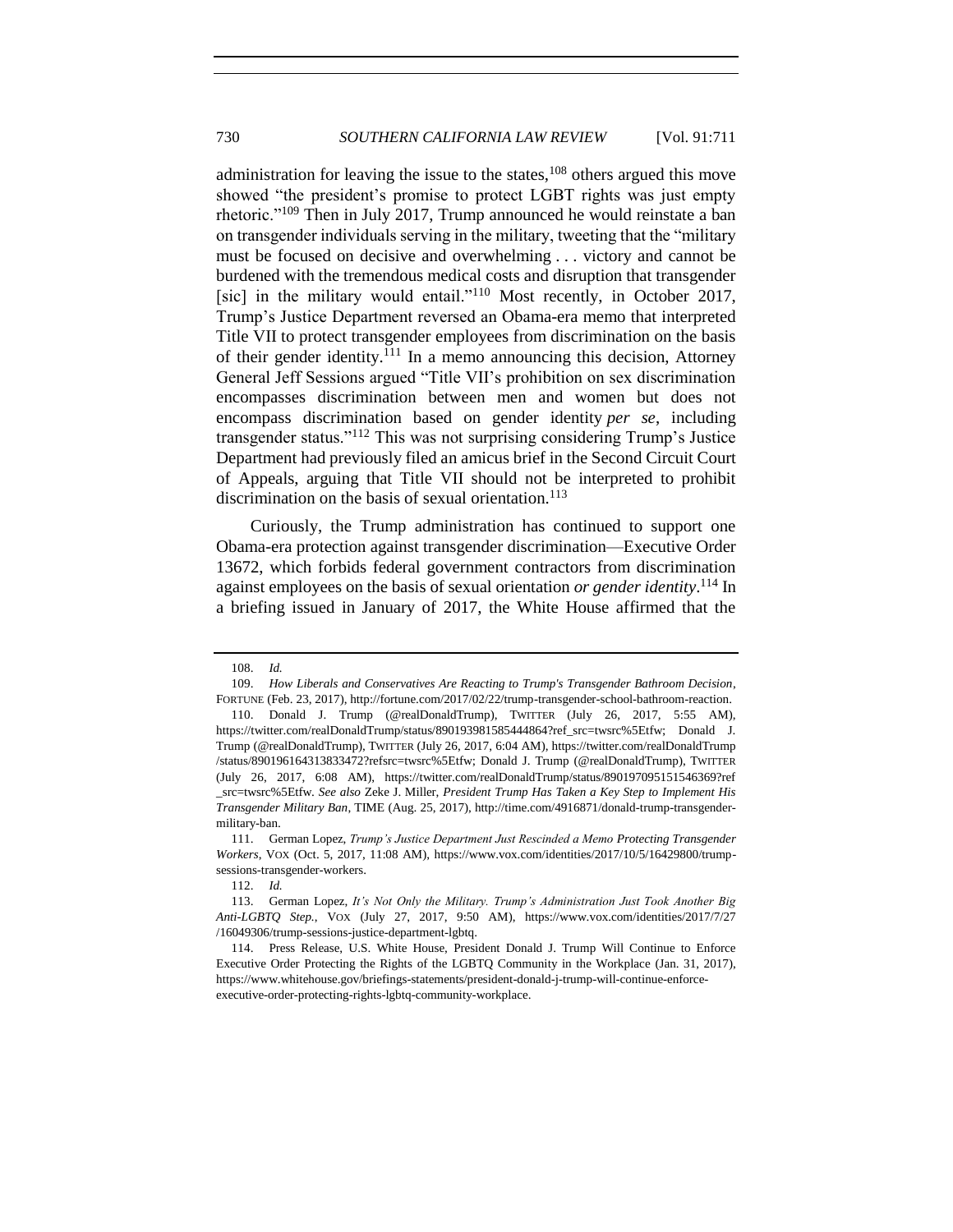administration for leaving the issue to the states,[108] others argued this move showed "the president's promise to protect LGBT rights was just empty rhetoric."[109] Then in July 2017, Trump announced he would reinstate a ban on transgender individuals serving in the military, tweeting that the "military must be focused on decisive and overwhelming . . . victory and cannot be burdened with the tremendous medical costs and disruption that transgender [sic] in the military would entail."[110] Most recently, in October 2017, Trump's Justice Department reversed an Obama-era memo that interpreted Title VII to protect transgender employees from discrimination on the basis of their gender identity.[111] In a memo announcing this decision, Attorney General Jeff Sessions argued "Title VII's prohibition on sex discrimination encompasses discrimination between men and women but does not encompass discrimination based on gender identity *per se*, including transgender status."[112] This was not surprising considering Trump's Justice Department had previously filed an amicus brief in the Second Circuit Court of Appeals, arguing that Title VII should not be interpreted to prohibit discrimination on the basis of sexual orientation.[113]

Curiously, the Trump administration has continued to support one Obama-era protection against transgender discrimination—Executive Order 13672, which forbids federal government contractors from discrimination against employees on the basis of sexual orientation *or gender identity*.[114] In a briefing issued in January of 2017, the White House affirmed that the

---

108. *Id.*

109. *How Liberals and Conservatives Are Reacting to Trump's Transgender Bathroom Decision*, FORTUNE (Feb. 23, 2017), http://fortune.com/2017/02/22/trump-transgender-school-bathroom-reaction.

110. Donald J. Trump (@realDonaldTrump), TWITTER (July 26, 2017, 5:55 AM), https://twitter.com/realDonaldTrump/status/890193981585444864?ref_src=twsrc%5Etfw; Donald J. Trump (@realDonaldTrump), TWITTER (July 26, 2017, 6:04 AM), https://twitter.com/realDonaldTrump/status/890196164313833472?refsrc=twsrc%5Etfw; Donald J. Trump (@realDonaldTrump), TWITTER (July 26, 2017, 6:08 AM), https://twitter.com/realDonaldTrump/status/890197095151546369?ref_src=twsrc%5Etfw. *See also* Zeke J. Miller, *President Trump Has Taken a Key Step to Implement His Transgender Military Ban*, TIME (Aug. 25, 2017), http://time.com/4916871/donald-trump-transgender-military-ban.

111. German Lopez, *Trump's Justice Department Just Rescinded a Memo Protecting Transgender Workers*, VOX (Oct. 5, 2017, 11:08 AM), https://www.vox.com/identities/2017/10/5/16429800/trump-sessions-transgender-workers.

112. *Id.*

113. German Lopez, *It's Not Only the Military. Trump's Administration Just Took Another Big Anti-LGBTQ Step.*, VOX (July 27, 2017, 9:50 AM), https://www.vox.com/identities/2017/7/27/16049306/trump-sessions-justice-department-lgbtq.

114. Press Release, U.S. White House, President Donald J. Trump Will Continue to Enforce Executive Order Protecting the Rights of the LGBTQ Community in the Workplace (Jan. 31, 2017), https://www.whitehouse.gov/briefings-statements/president-donald-j-trump-will-continue-enforce-executive-order-protecting-rights-lgbtq-community-workplace.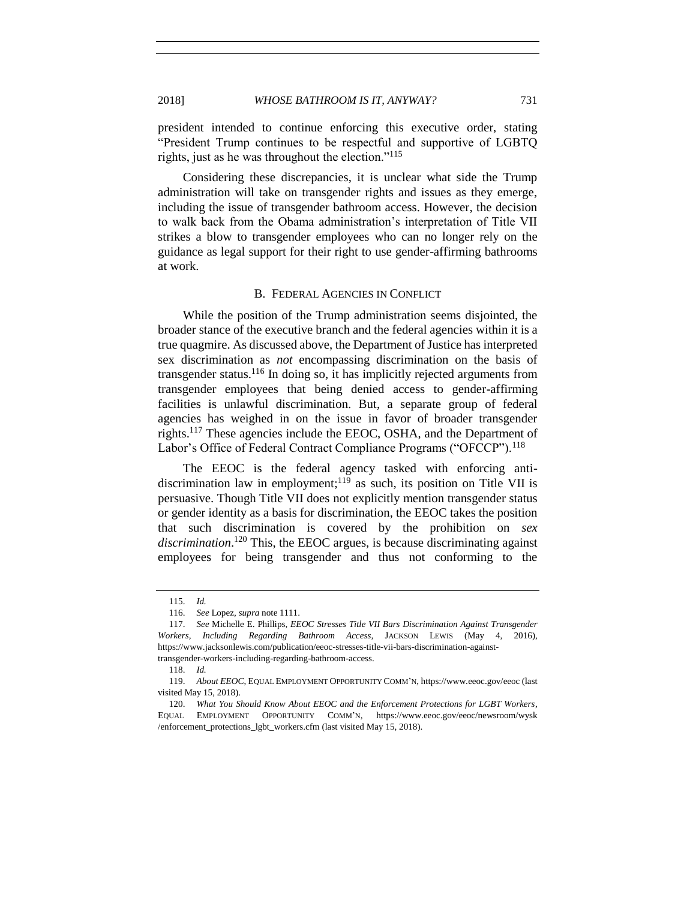president intended to continue enforcing this executive order, stating "President Trump continues to be respectful and supportive of LGBTQ rights, just as he was throughout the election."[115]

Considering these discrepancies, it is unclear what side the Trump administration will take on transgender rights and issues as they emerge, including the issue of transgender bathroom access. However, the decision to walk back from the Obama administration's interpretation of Title VII strikes a blow to transgender employees who can no longer rely on the guidance as legal support for their right to use gender-affirming bathrooms at work.

### B. FEDERAL AGENCIES IN CONFLICT

While the position of the Trump administration seems disjointed, the broader stance of the executive branch and the federal agencies within it is a true quagmire. As discussed above, the Department of Justice has interpreted sex discrimination as *not* encompassing discrimination on the basis of transgender status.[116] In doing so, it has implicitly rejected arguments from transgender employees that being denied access to gender-affirming facilities is unlawful discrimination. But, a separate group of federal agencies has weighed in on the issue in favor of broader transgender rights.[117] These agencies include the EEOC, OSHA, and the Department of Labor's Office of Federal Contract Compliance Programs ("OFCCP").[118]

The EEOC is the federal agency tasked with enforcing anti-discrimination law in employment;[119] as such, its position on Title VII is persuasive. Though Title VII does not explicitly mention transgender status or gender identity as a basis for discrimination, the EEOC takes the position that such discrimination is covered by the prohibition on *sex discrimination*.[120] This, the EEOC argues, is because discriminating against employees for being transgender and thus not conforming to the

---

115. *Id.*

116. *See* Lopez, *supra* note 1111.

117. *See* Michelle E. Phillips, *EEOC Stresses Title VII Bars Discrimination Against Transgender Workers, Including Regarding Bathroom Access*, JACKSON LEWIS (May 4, 2016), https://www.jacksonlewis.com/publication/eeoc-stresses-title-vii-bars-discrimination-against-transgender-workers-including-regarding-bathroom-access.

118. *Id.*

119. *About EEOC*, EQUAL EMPLOYMENT OPPORTUNITY COMM'N, https://www.eeoc.gov/eeoc (last visited May 15, 2018).

120. *What You Should Know About EEOC and the Enforcement Protections for LGBT Workers*, EQUAL EMPLOYMENT OPPORTUNITY COMM'N, https://www.eeoc.gov/eeoc/newsroom/wysk/enforcement_protections_lgbt_workers.cfm (last visited May 15, 2018).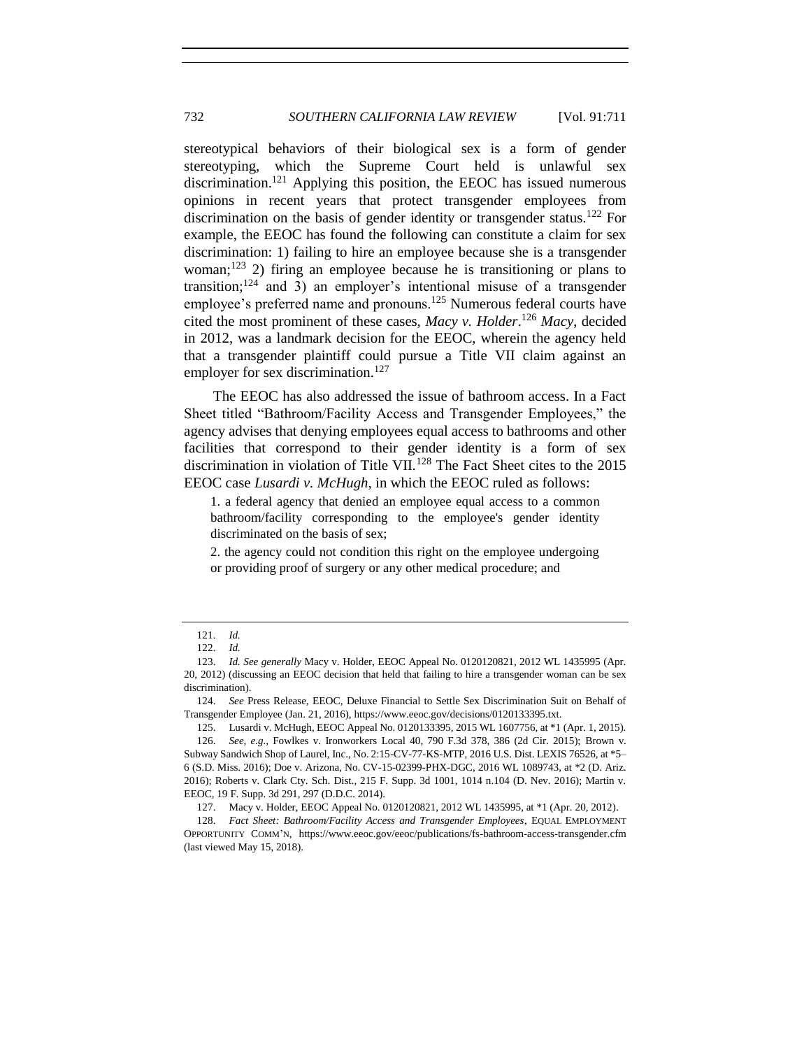stereotypical behaviors of their biological sex is a form of gender stereotyping, which the Supreme Court held is unlawful sex discrimination.[121] Applying this position, the EEOC has issued numerous opinions in recent years that protect transgender employees from discrimination on the basis of gender identity or transgender status.[122] For example, the EEOC has found the following can constitute a claim for sex discrimination: 1) failing to hire an employee because she is a transgender woman;[123] 2) firing an employee because he is transitioning or plans to transition;[124] and 3) an employer's intentional misuse of a transgender employee's preferred name and pronouns.[125] Numerous federal courts have cited the most prominent of these cases, *Macy v. Holder*.[126] *Macy*, decided in 2012, was a landmark decision for the EEOC, wherein the agency held that a transgender plaintiff could pursue a Title VII claim against an employer for sex discrimination.[127]

The EEOC has also addressed the issue of bathroom access. In a Fact Sheet titled "Bathroom/Facility Access and Transgender Employees," the agency advises that denying employees equal access to bathrooms and other facilities that correspond to their gender identity is a form of sex discrimination in violation of Title VII.[128] The Fact Sheet cites to the 2015 EEOC case *Lusardi v. McHugh*, in which the EEOC ruled as follows:

> 1. a federal agency that denied an employee equal access to a common bathroom/facility corresponding to the employee's gender identity discriminated on the basis of sex;
>
> 2. the agency could not condition this right on the employee undergoing or providing proof of surgery or any other medical procedure; and

---

121. *Id.*

122. *Id.*

123. *Id. See generally* Macy v. Holder, EEOC Appeal No. 0120120821, 2012 WL 1435995 (Apr. 20, 2012) (discussing an EEOC decision that held that failing to hire a transgender woman can be sex discrimination).

124. *See* Press Release, EEOC, Deluxe Financial to Settle Sex Discrimination Suit on Behalf of Transgender Employee (Jan. 21, 2016), https://www.eeoc.gov/decisions/0120133395.txt.

125. Lusardi v. McHugh, EEOC Appeal No. 0120133395, 2015 WL 1607756, at *1 (Apr. 1, 2015).

126. *See, e.g.*, Fowlkes v. Ironworkers Local 40, 790 F.3d 378, 386 (2d Cir. 2015); Brown v. Subway Sandwich Shop of Laurel, Inc., No. 2:15-CV-77-KS-MTP, 2016 U.S. Dist. LEXIS 76526, at *5–6 (S.D. Miss. 2016); Doe v. Arizona, No. CV-15-02399-PHX-DGC, 2016 WL 1089743, at *2 (D. Ariz. 2016); Roberts v. Clark Cty. Sch. Dist., 215 F. Supp. 3d 1001, 1014 n.104 (D. Nev. 2016); Martin v. EEOC, 19 F. Supp. 3d 291, 297 (D.D.C. 2014).

127. Macy v. Holder, EEOC Appeal No. 0120120821, 2012 WL 1435995, at *1 (Apr. 20, 2012).

128. *Fact Sheet: Bathroom/Facility Access and Transgender Employees*, EQUAL EMPLOYMENT OPPORTUNITY COMM'N, https://www.eeoc.gov/eeoc/publications/fs-bathroom-access-transgender.cfm (last viewed May 15, 2018).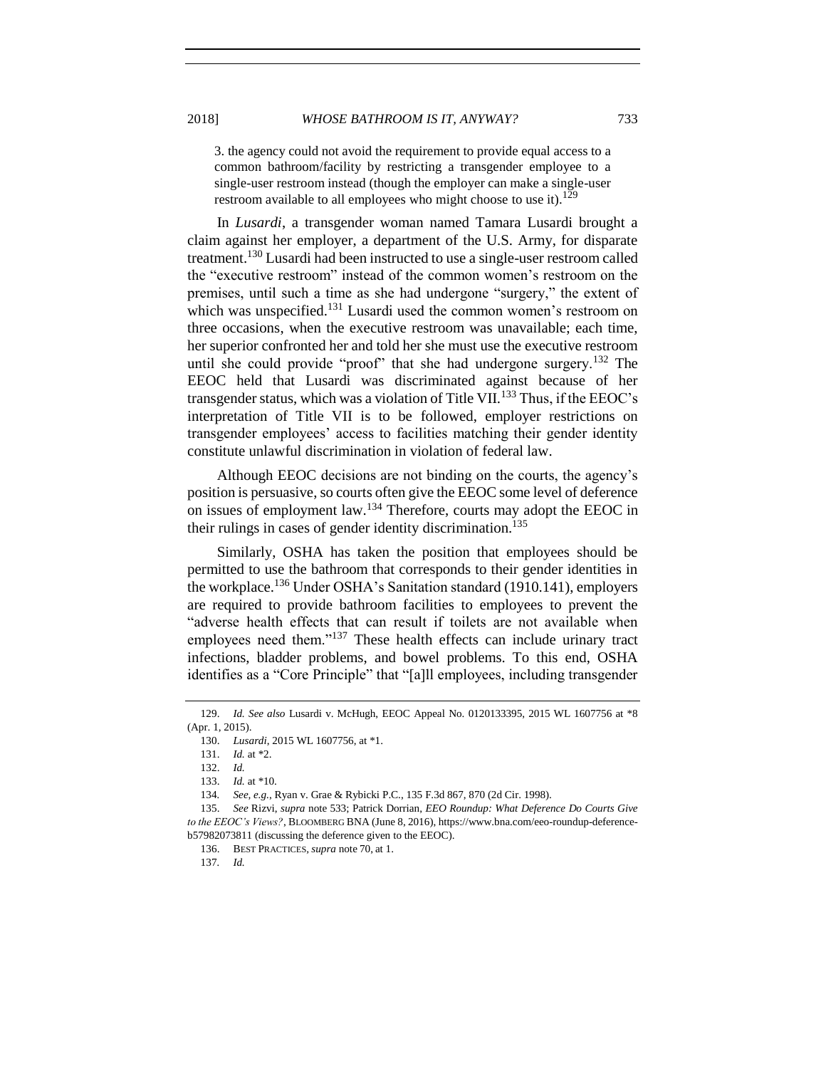3. the agency could not avoid the requirement to provide equal access to a common bathroom/facility by restricting a transgender employee to a single-user restroom instead (though the employer can make a single-user restroom available to all employees who might choose to use it).[129]

In *Lusardi*, a transgender woman named Tamara Lusardi brought a claim against her employer, a department of the U.S. Army, for disparate treatment.[130] Lusardi had been instructed to use a single-user restroom called the "executive restroom" instead of the common women's restroom on the premises, until such a time as she had undergone "surgery," the extent of which was unspecified.[131] Lusardi used the common women's restroom on three occasions, when the executive restroom was unavailable; each time, her superior confronted her and told her she must use the executive restroom until she could provide "proof" that she had undergone surgery.[132] The EEOC held that Lusardi was discriminated against because of her transgender status, which was a violation of Title VII.[133] Thus, if the EEOC's interpretation of Title VII is to be followed, employer restrictions on transgender employees' access to facilities matching their gender identity constitute unlawful discrimination in violation of federal law.

Although EEOC decisions are not binding on the courts, the agency's position is persuasive, so courts often give the EEOC some level of deference on issues of employment law.[134] Therefore, courts may adopt the EEOC in their rulings in cases of gender identity discrimination.[135]

Similarly, OSHA has taken the position that employees should be permitted to use the bathroom that corresponds to their gender identities in the workplace.[136] Under OSHA's Sanitation standard (1910.141), employers are required to provide bathroom facilities to employees to prevent the "adverse health effects that can result if toilets are not available when employees need them."[137] These health effects can include urinary tract infections, bladder problems, and bowel problems. To this end, OSHA identifies as a "Core Principle" that "[a]ll employees, including transgender

---

129. *Id. See also* Lusardi v. McHugh, EEOC Appeal No. 0120133395, 2015 WL 1607756 at \*8 (Apr. 1, 2015).

130. *Lusardi*, 2015 WL 1607756, at \*1.

131. *Id.* at \*2.

132. *Id.*

133. *Id.* at \*10.

134. *See, e.g.*, Ryan v. Grae & Rybicki P.C., 135 F.3d 867, 870 (2d Cir. 1998).

135. *See* Rizvi, *supra* note 533; Patrick Dorrian, *EEO Roundup: What Deference Do Courts Give to the EEOC's Views?*, BLOOMBERG BNA (June 8, 2016), https://www.bna.com/eeo-roundup-deference-b57982073811 (discussing the deference given to the EEOC).

136. BEST PRACTICES, *supra* note 70, at 1.

137. *Id.*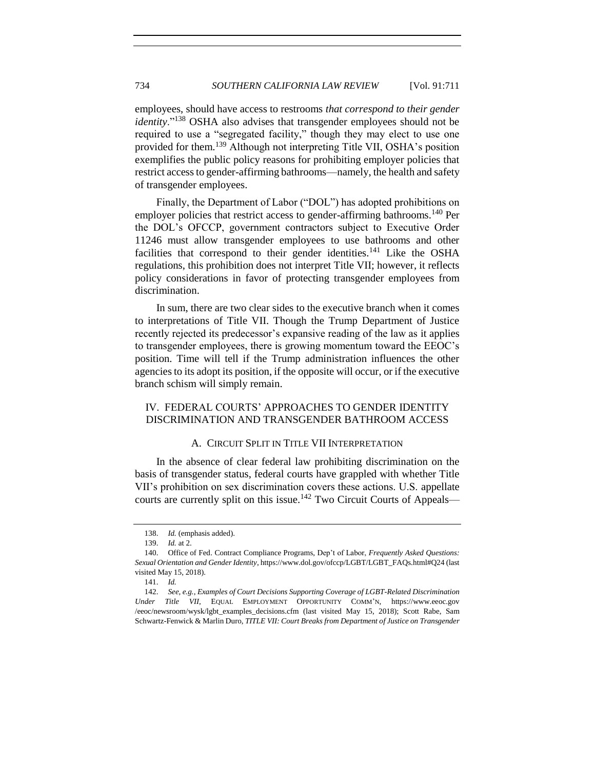employees, should have access to restrooms *that correspond to their gender identity*."[138] OSHA also advises that transgender employees should not be required to use a "segregated facility," though they may elect to use one provided for them.[139] Although not interpreting Title VII, OSHA's position exemplifies the public policy reasons for prohibiting employer policies that restrict access to gender-affirming bathrooms—namely, the health and safety of transgender employees.

Finally, the Department of Labor ("DOL") has adopted prohibitions on employer policies that restrict access to gender-affirming bathrooms.[140] Per the DOL's OFCCP, government contractors subject to Executive Order 11246 must allow transgender employees to use bathrooms and other facilities that correspond to their gender identities.[141] Like the OSHA regulations, this prohibition does not interpret Title VII; however, it reflects policy considerations in favor of protecting transgender employees from discrimination.

In sum, there are two clear sides to the executive branch when it comes to interpretations of Title VII. Though the Trump Department of Justice recently rejected its predecessor's expansive reading of the law as it applies to transgender employees, there is growing momentum toward the EEOC's position. Time will tell if the Trump administration influences the other agencies to its adopt its position, if the opposite will occur, or if the executive branch schism will simply remain.

## IV. FEDERAL COURTS' APPROACHES TO GENDER IDENTITY DISCRIMINATION AND TRANSGENDER BATHROOM ACCESS

### A. CIRCUIT SPLIT IN TITLE VII INTERPRETATION

In the absence of clear federal law prohibiting discrimination on the basis of transgender status, federal courts have grappled with whether Title VII's prohibition on sex discrimination covers these actions. U.S. appellate courts are currently split on this issue.[142] Two Circuit Courts of Appeals—

---

138. *Id.* (emphasis added).

139. *Id.* at 2.

140. Office of Fed. Contract Compliance Programs, Dep't of Labor, *Frequently Asked Questions: Sexual Orientation and Gender Identity*, https://www.dol.gov/ofccp/LGBT/LGBT_FAQs.html#Q24 (last visited May 15, 2018).

141. *Id.*

142. *See, e.g.*, *Examples of Court Decisions Supporting Coverage of LGBT-Related Discrimination Under Title VII*, EQUAL EMPLOYMENT OPPORTUNITY COMM'N, https://www.eeoc.gov/eeoc/newsroom/wysk/lgbt_examples_decisions.cfm (last visited May 15, 2018); Scott Rabe, Sam Schwartz-Fenwick & Marlin Duro, *TITLE VII: Court Breaks from Department of Justice on Transgender*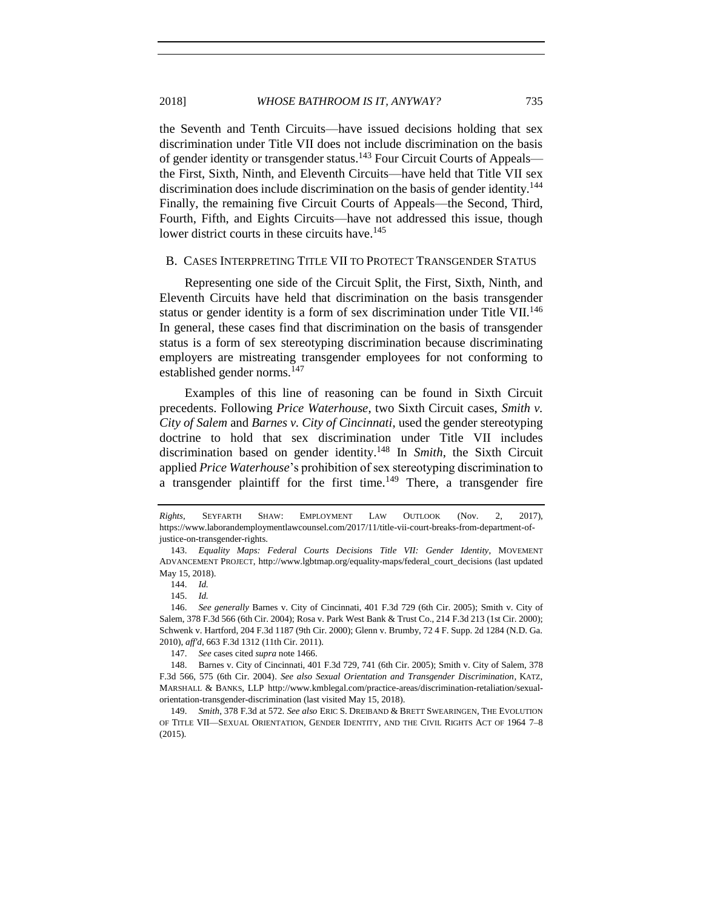the Seventh and Tenth Circuits—have issued decisions holding that sex discrimination under Title VII does not include discrimination on the basis of gender identity or transgender status.[143] Four Circuit Courts of Appeals—the First, Sixth, Ninth, and Eleventh Circuits—have held that Title VII sex discrimination does include discrimination on the basis of gender identity.[144] Finally, the remaining five Circuit Courts of Appeals—the Second, Third, Fourth, Fifth, and Eights Circuits—have not addressed this issue, though lower district courts in these circuits have.[145]

## B. Cases Interpreting Title VII to Protect Transgender Status

Representing one side of the Circuit Split, the First, Sixth, Ninth, and Eleventh Circuits have held that discrimination on the basis transgender status or gender identity is a form of sex discrimination under Title VII.[146] In general, these cases find that discrimination on the basis of transgender status is a form of sex stereotyping discrimination because discriminating employers are mistreating transgender employees for not conforming to established gender norms.[147]

Examples of this line of reasoning can be found in Sixth Circuit precedents. Following *Price Waterhouse*, two Sixth Circuit cases, *Smith v. City of Salem* and *Barnes v. City of Cincinnati*, used the gender stereotyping doctrine to hold that sex discrimination under Title VII includes discrimination based on gender identity.[148] In *Smith*, the Sixth Circuit applied *Price Waterhouse*'s prohibition of sex stereotyping discrimination to a transgender plaintiff for the first time.[149] There, a transgender fire

---

*Rights*, Seyfarth Shaw: Employment Law Outlook (Nov. 2, 2017), https://www.laborandemploymentlawcounsel.com/2017/11/title-vii-court-breaks-from-department-of-justice-on-transgender-rights.

143. *Equality Maps: Federal Courts Decisions Title VII: Gender Identity*, Movement Advancement Project, http://www.lgbtmap.org/equality-maps/federal_court_decisions (last updated May 15, 2018).

144. *Id.*

145. *Id.*

146. *See generally* Barnes v. City of Cincinnati, 401 F.3d 729 (6th Cir. 2005); Smith v. City of Salem, 378 F.3d 566 (6th Cir. 2004); Rosa v. Park West Bank & Trust Co., 214 F.3d 213 (1st Cir. 2000); Schwenk v. Hartford, 204 F.3d 1187 (9th Cir. 2000); Glenn v. Brumby, 72 4 F. Supp. 2d 1284 (N.D. Ga. 2010), *aff'd*, 663 F.3d 1312 (11th Cir. 2011).

147. *See* cases cited *supra* note 1466.

148. Barnes v. City of Cincinnati, 401 F.3d 729, 741 (6th Cir. 2005); Smith v. City of Salem, 378 F.3d 566, 575 (6th Cir. 2004). *See also Sexual Orientation and Transgender Discrimination*, Katz, Marshall & Banks, LLP http://www.kmblegal.com/practice-areas/discrimination-retaliation/sexual-orientation-transgender-discrimination (last visited May 15, 2018).

149. *Smith*, 378 F.3d at 572. *See also* Eric S. Dreiband & Brett Swearingen, The Evolution of Title VII—Sexual Orientation, Gender Identity, and the Civil Rights Act of 1964 7–8 (2015).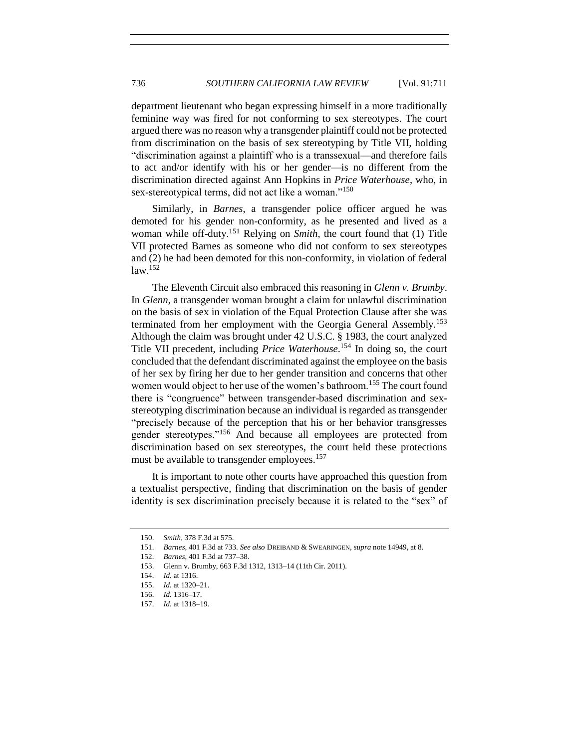department lieutenant who began expressing himself in a more traditionally feminine way was fired for not conforming to sex stereotypes. The court argued there was no reason why a transgender plaintiff could not be protected from discrimination on the basis of sex stereotyping by Title VII, holding "discrimination against a plaintiff who is a transsexual—and therefore fails to act and/or identify with his or her gender—is no different from the discrimination directed against Ann Hopkins in *Price Waterhouse*, who, in sex-stereotypical terms, did not act like a woman."[150]

Similarly, in *Barnes*, a transgender police officer argued he was demoted for his gender non-conformity, as he presented and lived as a woman while off-duty.[151] Relying on *Smith*, the court found that (1) Title VII protected Barnes as someone who did not conform to sex stereotypes and (2) he had been demoted for this non-conformity, in violation of federal law.[152]

The Eleventh Circuit also embraced this reasoning in *Glenn v. Brumby*. In *Glenn*, a transgender woman brought a claim for unlawful discrimination on the basis of sex in violation of the Equal Protection Clause after she was terminated from her employment with the Georgia General Assembly.[153] Although the claim was brought under 42 U.S.C. § 1983, the court analyzed Title VII precedent, including *Price Waterhouse*.[154] In doing so, the court concluded that the defendant discriminated against the employee on the basis of her sex by firing her due to her gender transition and concerns that other women would object to her use of the women's bathroom.[155] The court found there is "congruence" between transgender-based discrimination and sex-stereotyping discrimination because an individual is regarded as transgender "precisely because of the perception that his or her behavior transgresses gender stereotypes."[156] And because all employees are protected from discrimination based on sex stereotypes, the court held these protections must be available to transgender employees.[157]

It is important to note other courts have approached this question from a textualist perspective, finding that discrimination on the basis of gender identity is sex discrimination precisely because it is related to the "sex" of

---

150. *Smith*, 378 F.3d at 575.

151. *Barnes*, 401 F.3d at 733. *See also* DREIBAND & SWEARINGEN, *supra* note 14949, at 8.

152. *Barnes*, 401 F.3d at 737–38.

153. Glenn v. Brumby, 663 F.3d 1312, 1313–14 (11th Cir. 2011).

154. *Id.* at 1316.

155. *Id.* at 1320–21.

156. *Id.* 1316–17.

157. *Id.* at 1318–19.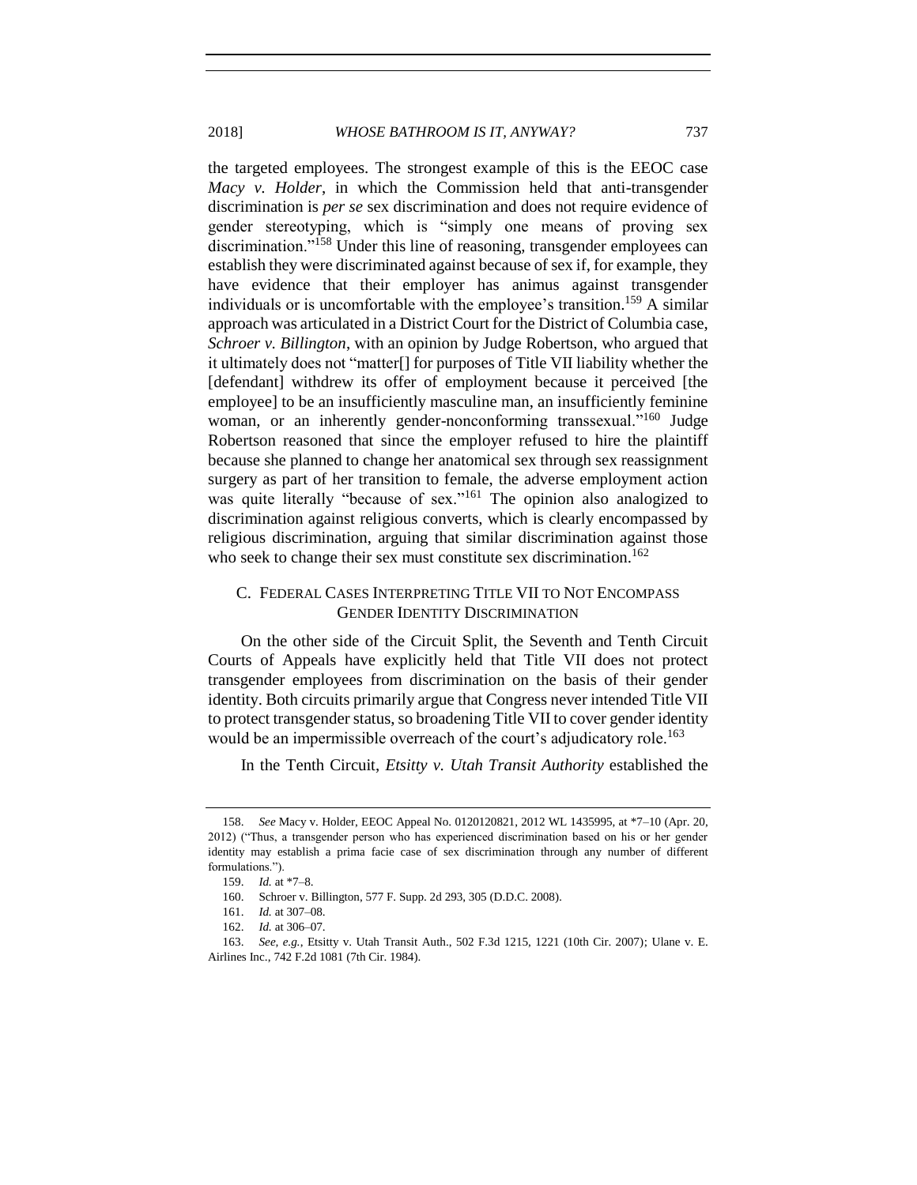the targeted employees. The strongest example of this is the EEOC case *Macy v. Holder*, in which the Commission held that anti-transgender discrimination is *per se* sex discrimination and does not require evidence of gender stereotyping, which is "simply one means of proving sex discrimination."[158] Under this line of reasoning, transgender employees can establish they were discriminated against because of sex if, for example, they have evidence that their employer has animus against transgender individuals or is uncomfortable with the employee's transition.[159] A similar approach was articulated in a District Court for the District of Columbia case, *Schroer v. Billington*, with an opinion by Judge Robertson, who argued that it ultimately does not "matter[] for purposes of Title VII liability whether the [defendant] withdrew its offer of employment because it perceived [the employee] to be an insufficiently masculine man, an insufficiently feminine woman, or an inherently gender-nonconforming transsexual."[160] Judge Robertson reasoned that since the employer refused to hire the plaintiff because she planned to change her anatomical sex through sex reassignment surgery as part of her transition to female, the adverse employment action was quite literally "because of sex."[161] The opinion also analogized to discrimination against religious converts, which is clearly encompassed by religious discrimination, arguing that similar discrimination against those who seek to change their sex must constitute sex discrimination.[162]

## C. Federal Cases Interpreting Title VII to Not Encompass Gender Identity Discrimination

On the other side of the Circuit Split, the Seventh and Tenth Circuit Courts of Appeals have explicitly held that Title VII does not protect transgender employees from discrimination on the basis of their gender identity. Both circuits primarily argue that Congress never intended Title VII to protect transgender status, so broadening Title VII to cover gender identity would be an impermissible overreach of the court's adjudicatory role.[163]

In the Tenth Circuit, *Etsitty v. Utah Transit Authority* established the

---

158. *See* Macy v. Holder, EEOC Appeal No. 0120120821, 2012 WL 1435995, at *7–10 (Apr. 20, 2012) ("Thus, a transgender person who has experienced discrimination based on his or her gender identity may establish a prima facie case of sex discrimination through any number of different formulations.").

159. *Id.* at *7–8.

160. Schroer v. Billington, 577 F. Supp. 2d 293, 305 (D.D.C. 2008).

161. *Id.* at 307–08.

162. *Id.* at 306–07.

163. *See, e.g.*, Etsitty v. Utah Transit Auth., 502 F.3d 1215, 1221 (10th Cir. 2007); Ulane v. E. Airlines Inc., 742 F.2d 1081 (7th Cir. 1984).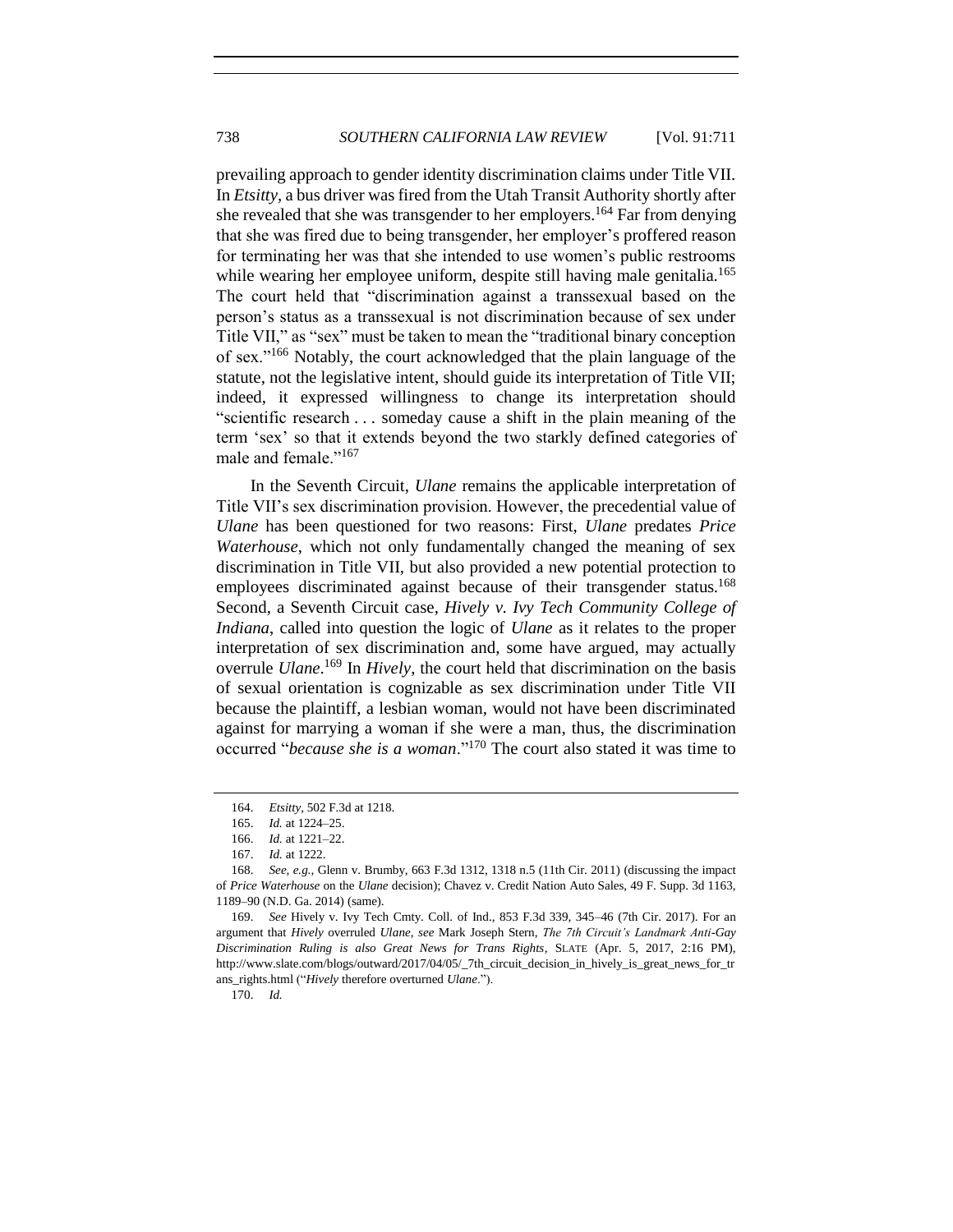prevailing approach to gender identity discrimination claims under Title VII. In *Etsitty*, a bus driver was fired from the Utah Transit Authority shortly after she revealed that she was transgender to her employers.[164] Far from denying that she was fired due to being transgender, her employer's proffered reason for terminating her was that she intended to use women's public restrooms while wearing her employee uniform, despite still having male genitalia.[165] The court held that "discrimination against a transsexual based on the person's status as a transsexual is not discrimination because of sex under Title VII," as "sex" must be taken to mean the "traditional binary conception of sex."[166] Notably, the court acknowledged that the plain language of the statute, not the legislative intent, should guide its interpretation of Title VII; indeed, it expressed willingness to change its interpretation should "scientific research . . . someday cause a shift in the plain meaning of the term 'sex' so that it extends beyond the two starkly defined categories of male and female."[167]

In the Seventh Circuit, *Ulane* remains the applicable interpretation of Title VII's sex discrimination provision. However, the precedential value of *Ulane* has been questioned for two reasons: First, *Ulane* predates *Price Waterhouse*, which not only fundamentally changed the meaning of sex discrimination in Title VII, but also provided a new potential protection to employees discriminated against because of their transgender status.[168] Second, a Seventh Circuit case, *Hively v. Ivy Tech Community College of Indiana*, called into question the logic of *Ulane* as it relates to the proper interpretation of sex discrimination and, some have argued, may actually overrule *Ulane*.[169] In *Hively*, the court held that discrimination on the basis of sexual orientation is cognizable as sex discrimination under Title VII because the plaintiff, a lesbian woman, would not have been discriminated against for marrying a woman if she were a man, thus, the discrimination occurred "*because she is a woman*."[170] The court also stated it was time to

---

164. *Etsitty*, 502 F.3d at 1218.

165. *Id.* at 1224–25.

166. *Id.* at 1221–22.

167. *Id.* at 1222.

168. *See, e.g.*, Glenn v. Brumby, 663 F.3d 1312, 1318 n.5 (11th Cir. 2011) (discussing the impact of *Price Waterhouse* on the *Ulane* decision); Chavez v. Credit Nation Auto Sales, 49 F. Supp. 3d 1163, 1189–90 (N.D. Ga. 2014) (same).

169. *See* Hively v. Ivy Tech Cmty. Coll. of Ind., 853 F.3d 339, 345–46 (7th Cir. 2017). For an argument that *Hively* overruled *Ulane*, *see* Mark Joseph Stern, *The 7th Circuit's Landmark Anti-Gay Discrimination Ruling is also Great News for Trans Rights*, SLATE (Apr. 5, 2017, 2:16 PM), http://www.slate.com/blogs/outward/2017/04/05/_7th_circuit_decision_in_hively_is_great_news_for_trans_rights.html ("*Hively* therefore overturned *Ulane*.").

170. *Id.*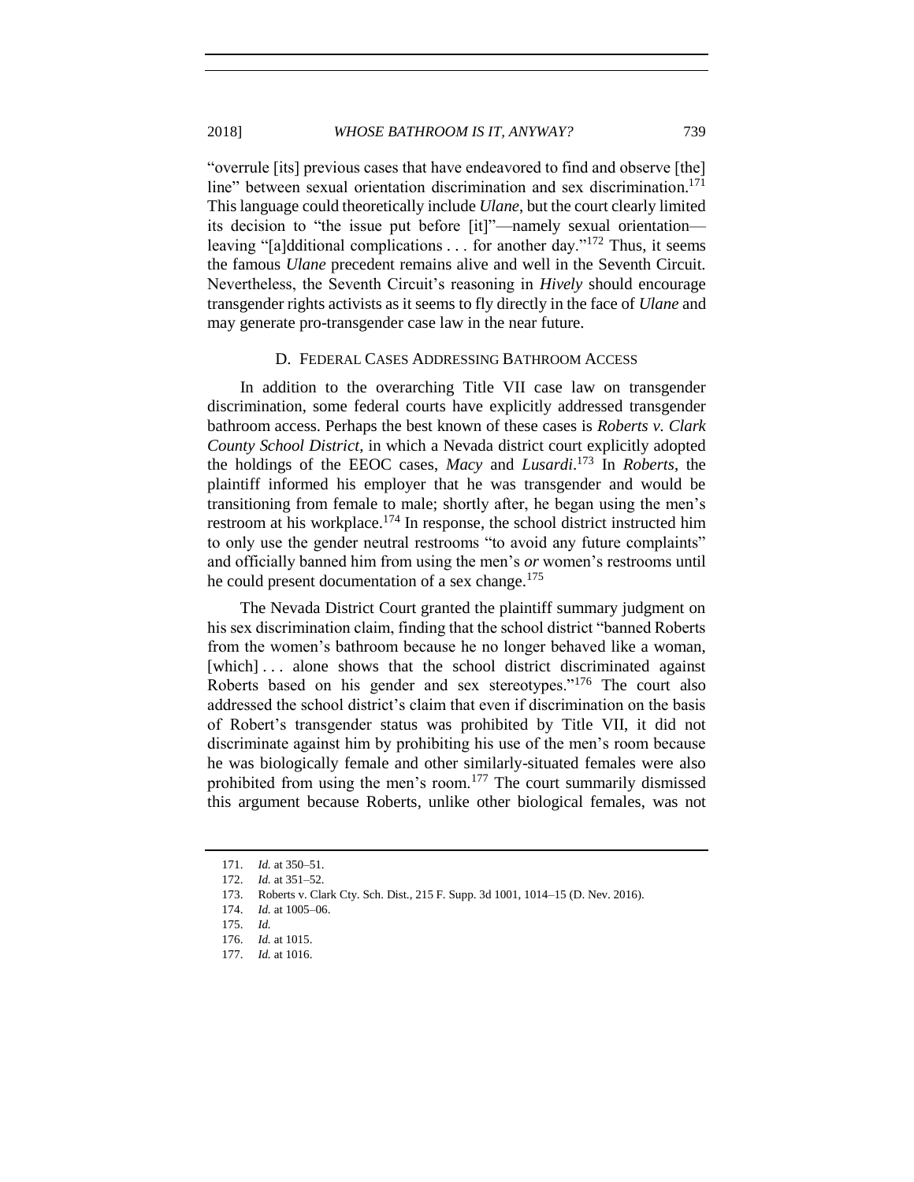"overrule [its] previous cases that have endeavored to find and observe [the] line" between sexual orientation discrimination and sex discrimination.[171] This language could theoretically include *Ulane*, but the court clearly limited its decision to "the issue put before [it]"—namely sexual orientation—leaving "[a]dditional complications . . . for another day."[172] Thus, it seems the famous *Ulane* precedent remains alive and well in the Seventh Circuit. Nevertheless, the Seventh Circuit's reasoning in *Hively* should encourage transgender rights activists as it seems to fly directly in the face of *Ulane* and may generate pro-transgender case law in the near future.

### D. Federal Cases Addressing Bathroom Access

In addition to the overarching Title VII case law on transgender discrimination, some federal courts have explicitly addressed transgender bathroom access. Perhaps the best known of these cases is *Roberts v. Clark County School District*, in which a Nevada district court explicitly adopted the holdings of the EEOC cases, *Macy* and *Lusardi*.[173] In *Roberts*, the plaintiff informed his employer that he was transgender and would be transitioning from female to male; shortly after, he began using the men's restroom at his workplace.[174] In response, the school district instructed him to only use the gender neutral restrooms "to avoid any future complaints" and officially banned him from using the men's *or* women's restrooms until he could present documentation of a sex change.[175]

The Nevada District Court granted the plaintiff summary judgment on his sex discrimination claim, finding that the school district "banned Roberts from the women's bathroom because he no longer behaved like a woman, [which] . . . alone shows that the school district discriminated against Roberts based on his gender and sex stereotypes."[176] The court also addressed the school district's claim that even if discrimination on the basis of Robert's transgender status was prohibited by Title VII, it did not discriminate against him by prohibiting his use of the men's room because he was biologically female and other similarly-situated females were also prohibited from using the men's room.[177] The court summarily dismissed this argument because Roberts, unlike other biological females, was not

171. *Id.* at 350–51.

172. *Id.* at 351–52.

173. Roberts v. Clark Cty. Sch. Dist., 215 F. Supp. 3d 1001, 1014–15 (D. Nev. 2016).

174. *Id.* at 1005–06.

175. *Id.*

176. *Id.* at 1015.

177. *Id.* at 1016.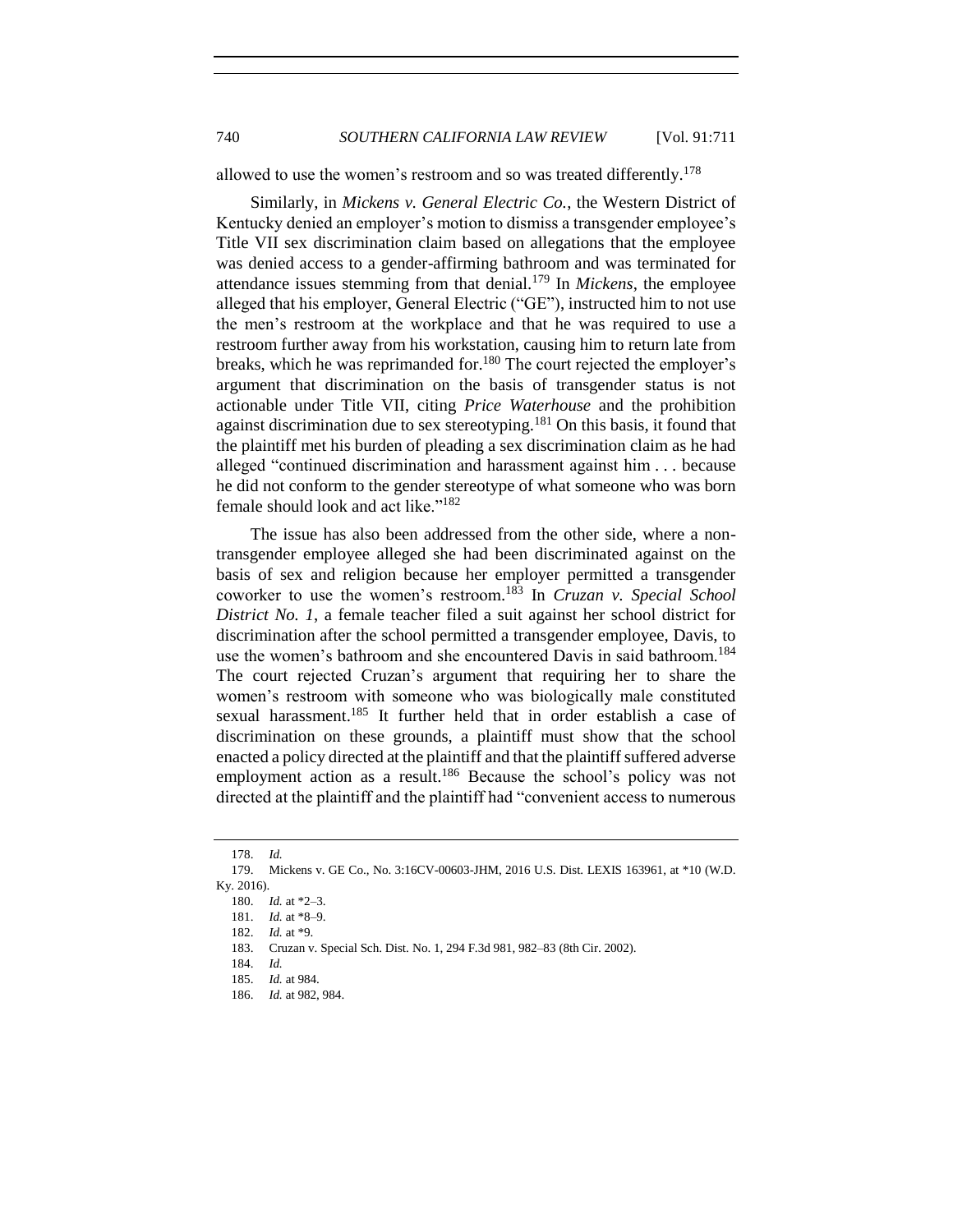allowed to use the women's restroom and so was treated differently.[178]

Similarly, in *Mickens v. General Electric Co.*, the Western District of Kentucky denied an employer's motion to dismiss a transgender employee's Title VII sex discrimination claim based on allegations that the employee was denied access to a gender-affirming bathroom and was terminated for attendance issues stemming from that denial.[179] In *Mickens*, the employee alleged that his employer, General Electric ("GE"), instructed him to not use the men's restroom at the workplace and that he was required to use a restroom further away from his workstation, causing him to return late from breaks, which he was reprimanded for.[180] The court rejected the employer's argument that discrimination on the basis of transgender status is not actionable under Title VII, citing *Price Waterhouse* and the prohibition against discrimination due to sex stereotyping.[181] On this basis, it found that the plaintiff met his burden of pleading a sex discrimination claim as he had alleged "continued discrimination and harassment against him . . . because he did not conform to the gender stereotype of what someone who was born female should look and act like."[182]

The issue has also been addressed from the other side, where a non-transgender employee alleged she had been discriminated against on the basis of sex and religion because her employer permitted a transgender coworker to use the women's restroom.[183] In *Cruzan v. Special School District No. 1*, a female teacher filed a suit against her school district for discrimination after the school permitted a transgender employee, Davis, to use the women's bathroom and she encountered Davis in said bathroom.[184] The court rejected Cruzan's argument that requiring her to share the women's restroom with someone who was biologically male constituted sexual harassment.[185] It further held that in order establish a case of discrimination on these grounds, a plaintiff must show that the school enacted a policy directed at the plaintiff and that the plaintiff suffered adverse employment action as a result.[186] Because the school's policy was not directed at the plaintiff and the plaintiff had "convenient access to numerous

---

178. *Id.*

179. Mickens v. GE Co., No. 3:16CV-00603-JHM, 2016 U.S. Dist. LEXIS 163961, at *10 (W.D. Ky. 2016).

180. *Id.* at *2–3.

181. *Id.* at *8–9.

182. *Id.* at *9.

183. Cruzan v. Special Sch. Dist. No. 1, 294 F.3d 981, 982–83 (8th Cir. 2002).

184. *Id.*

185. *Id.* at 984.

186. *Id.* at 982, 984.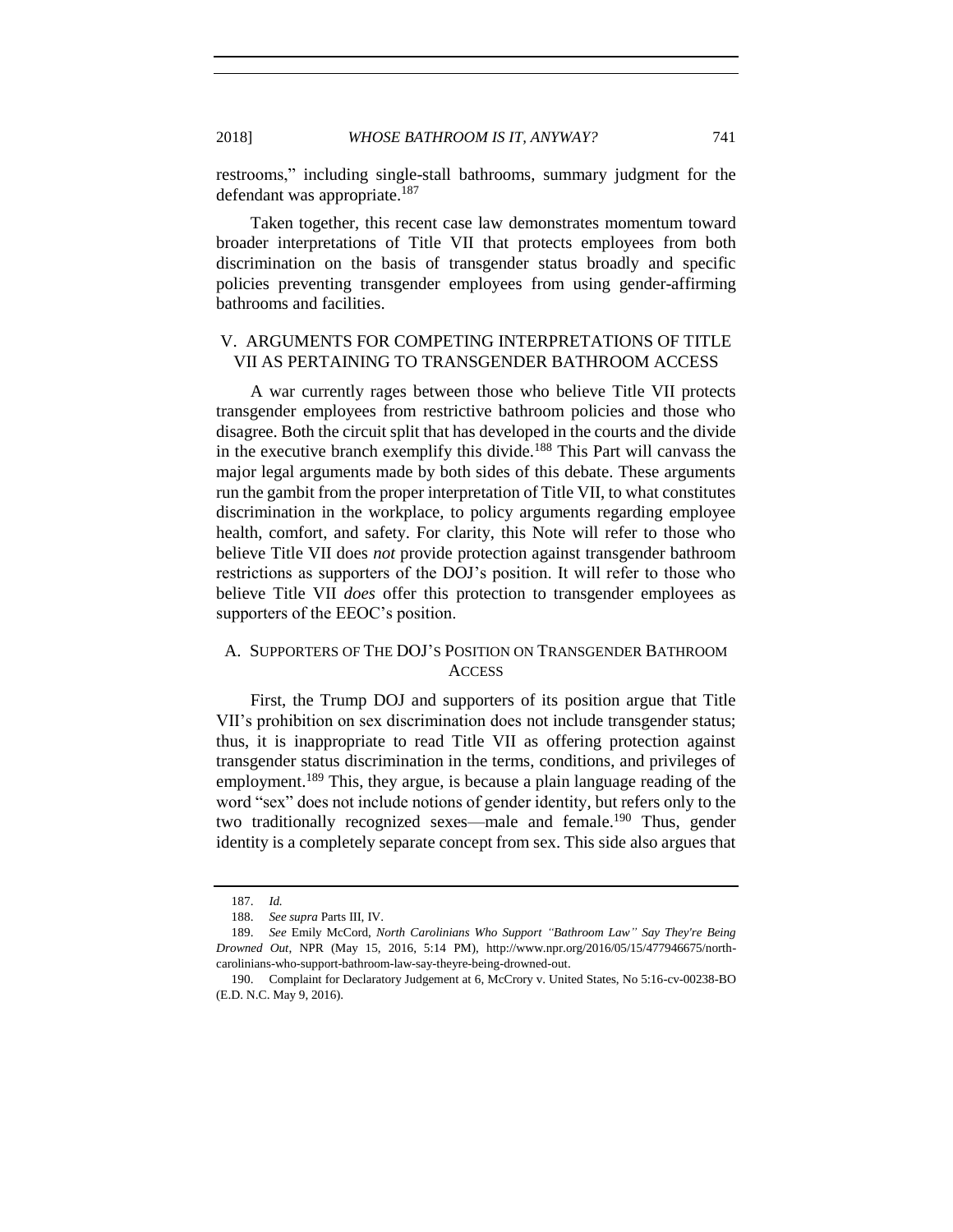restrooms," including single-stall bathrooms, summary judgment for the defendant was appropriate.[187]

Taken together, this recent case law demonstrates momentum toward broader interpretations of Title VII that protects employees from both discrimination on the basis of transgender status broadly and specific policies preventing transgender employees from using gender-affirming bathrooms and facilities.

## V. ARGUMENTS FOR COMPETING INTERPRETATIONS OF TITLE VII AS PERTAINING TO TRANSGENDER BATHROOM ACCESS

A war currently rages between those who believe Title VII protects transgender employees from restrictive bathroom policies and those who disagree. Both the circuit split that has developed in the courts and the divide in the executive branch exemplify this divide.[188] This Part will canvass the major legal arguments made by both sides of this debate. These arguments run the gambit from the proper interpretation of Title VII, to what constitutes discrimination in the workplace, to policy arguments regarding employee health, comfort, and safety. For clarity, this Note will refer to those who believe Title VII does *not* provide protection against transgender bathroom restrictions as supporters of the DOJ's position. It will refer to those who believe Title VII *does* offer this protection to transgender employees as supporters of the EEOC's position.

### A. SUPPORTERS OF THE DOJ'S POSITION ON TRANSGENDER BATHROOM ACCESS

First, the Trump DOJ and supporters of its position argue that Title VII's prohibition on sex discrimination does not include transgender status; thus, it is inappropriate to read Title VII as offering protection against transgender status discrimination in the terms, conditions, and privileges of employment.[189] This, they argue, is because a plain language reading of the word "sex" does not include notions of gender identity, but refers only to the two traditionally recognized sexes—male and female.[190] Thus, gender identity is a completely separate concept from sex. This side also argues that

---

187. *Id.*

188. *See supra* Parts III, IV.

189. *See* Emily McCord, *North Carolinians Who Support "Bathroom Law" Say They're Being Drowned Out*, NPR (May 15, 2016, 5:14 PM), http://www.npr.org/2016/05/15/477946675/north-carolinians-who-support-bathroom-law-say-theyre-being-drowned-out.

190. Complaint for Declaratory Judgement at 6, McCrory v. United States, No 5:16-cv-00238-BO (E.D. N.C. May 9, 2016).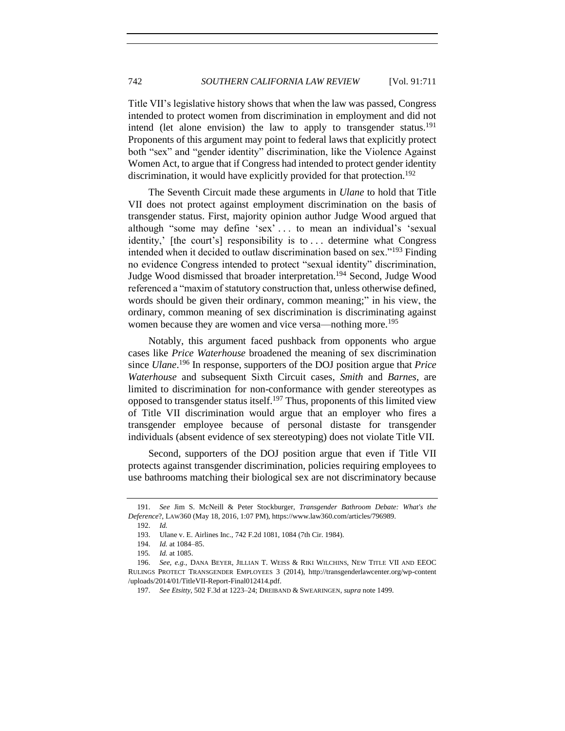Title VII's legislative history shows that when the law was passed, Congress intended to protect women from discrimination in employment and did not intend (let alone envision) the law to apply to transgender status.[191] Proponents of this argument may point to federal laws that explicitly protect both "sex" and "gender identity" discrimination, like the Violence Against Women Act, to argue that if Congress had intended to protect gender identity discrimination, it would have explicitly provided for that protection.[192]

The Seventh Circuit made these arguments in *Ulane* to hold that Title VII does not protect against employment discrimination on the basis of transgender status. First, majority opinion author Judge Wood argued that although "some may define 'sex' . . . to mean an individual's 'sexual identity,' [the court's] responsibility is to . . . determine what Congress intended when it decided to outlaw discrimination based on sex."[193] Finding no evidence Congress intended to protect "sexual identity" discrimination, Judge Wood dismissed that broader interpretation.[194] Second, Judge Wood referenced a "maxim of statutory construction that, unless otherwise defined, words should be given their ordinary, common meaning;" in his view, the ordinary, common meaning of sex discrimination is discriminating against women because they are women and vice versa—nothing more.[195]

Notably, this argument faced pushback from opponents who argue cases like *Price Waterhouse* broadened the meaning of sex discrimination since *Ulane*.[196] In response, supporters of the DOJ position argue that *Price Waterhouse* and subsequent Sixth Circuit cases, *Smith* and *Barnes*, are limited to discrimination for non-conformance with gender stereotypes as opposed to transgender status itself.[197] Thus, proponents of this limited view of Title VII discrimination would argue that an employer who fires a transgender employee because of personal distaste for transgender individuals (absent evidence of sex stereotyping) does not violate Title VII.

Second, supporters of the DOJ position argue that even if Title VII protects against transgender discrimination, policies requiring employees to use bathrooms matching their biological sex are not discriminatory because

---

191. *See* Jim S. McNeill & Peter Stockburger, *Transgender Bathroom Debate: What's the Deference*?, LAW360 (May 18, 2016, 1:07 PM), https://www.law360.com/articles/796989.

192. *Id.*

193. Ulane v. E. Airlines Inc., 742 F.2d 1081, 1084 (7th Cir. 1984).

194. *Id.* at 1084–85.

195. *Id.* at 1085.

196. *See, e.g.*, DANA BEYER, JILLIAN T. WEISS & RIKI WILCHINS, NEW TITLE VII AND EEOC RULINGS PROTECT TRANSGENDER EMPLOYEES 3 (2014), http://transgenderlawcenter.org/wp-content/uploads/2014/01/TitleVII-Report-Final012414.pdf.

197. *See Etsitty*, 502 F.3d at 1223–24; DREIBAND & SWEARINGEN, *supra* note 1499.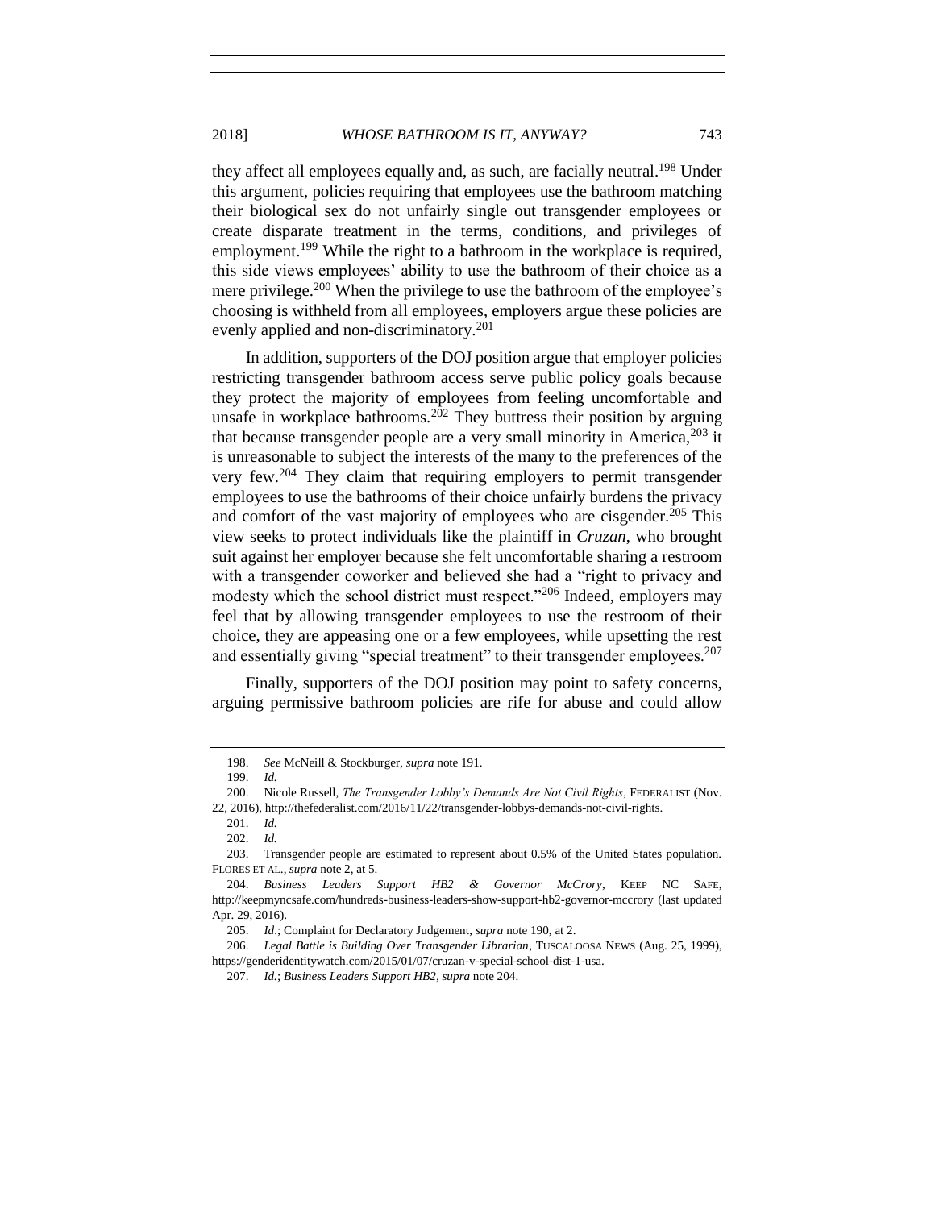they affect all employees equally and, as such, are facially neutral.[198] Under this argument, policies requiring that employees use the bathroom matching their biological sex do not unfairly single out transgender employees or create disparate treatment in the terms, conditions, and privileges of employment.[199] While the right to a bathroom in the workplace is required, this side views employees' ability to use the bathroom of their choice as a mere privilege.[200] When the privilege to use the bathroom of the employee's choosing is withheld from all employees, employers argue these policies are evenly applied and non-discriminatory.[201]

In addition, supporters of the DOJ position argue that employer policies restricting transgender bathroom access serve public policy goals because they protect the majority of employees from feeling uncomfortable and unsafe in workplace bathrooms.[202] They buttress their position by arguing that because transgender people are a very small minority in America,[203] it is unreasonable to subject the interests of the many to the preferences of the very few.[204] They claim that requiring employers to permit transgender employees to use the bathrooms of their choice unfairly burdens the privacy and comfort of the vast majority of employees who are cisgender.[205] This view seeks to protect individuals like the plaintiff in *Cruzan*, who brought suit against her employer because she felt uncomfortable sharing a restroom with a transgender coworker and believed she had a "right to privacy and modesty which the school district must respect."[206] Indeed, employers may feel that by allowing transgender employees to use the restroom of their choice, they are appeasing one or a few employees, while upsetting the rest and essentially giving "special treatment" to their transgender employees.[207]

Finally, supporters of the DOJ position may point to safety concerns, arguing permissive bathroom policies are rife for abuse and could allow

---

198. *See* McNeill & Stockburger, *supra* note 191.

199. *Id.*

200. Nicole Russell, *The Transgender Lobby's Demands Are Not Civil Rights*, FEDERALIST (Nov. 22, 2016), http://thefederalist.com/2016/11/22/transgender-lobbys-demands-not-civil-rights.

201. *Id.*

202. *Id.*

203. Transgender people are estimated to represent about 0.5% of the United States population. FLORES ET AL., *supra* note 2, at 5.

204. *Business Leaders Support HB2 & Governor McCrory*, KEEP NC SAFE, http://keepmyncsafe.com/hundreds-business-leaders-show-support-hb2-governor-mccrory (last updated Apr. 29, 2016).

205. *Id.*; Complaint for Declaratory Judgement, *supra* note 190, at 2.

206. *Legal Battle is Building Over Transgender Librarian*, TUSCALOOSA NEWS (Aug. 25, 1999), https://genderidentitywatch.com/2015/01/07/cruzan-v-special-school-dist-1-usa.

207. *Id.*; *Business Leaders Support HB2*, *supra* note 204.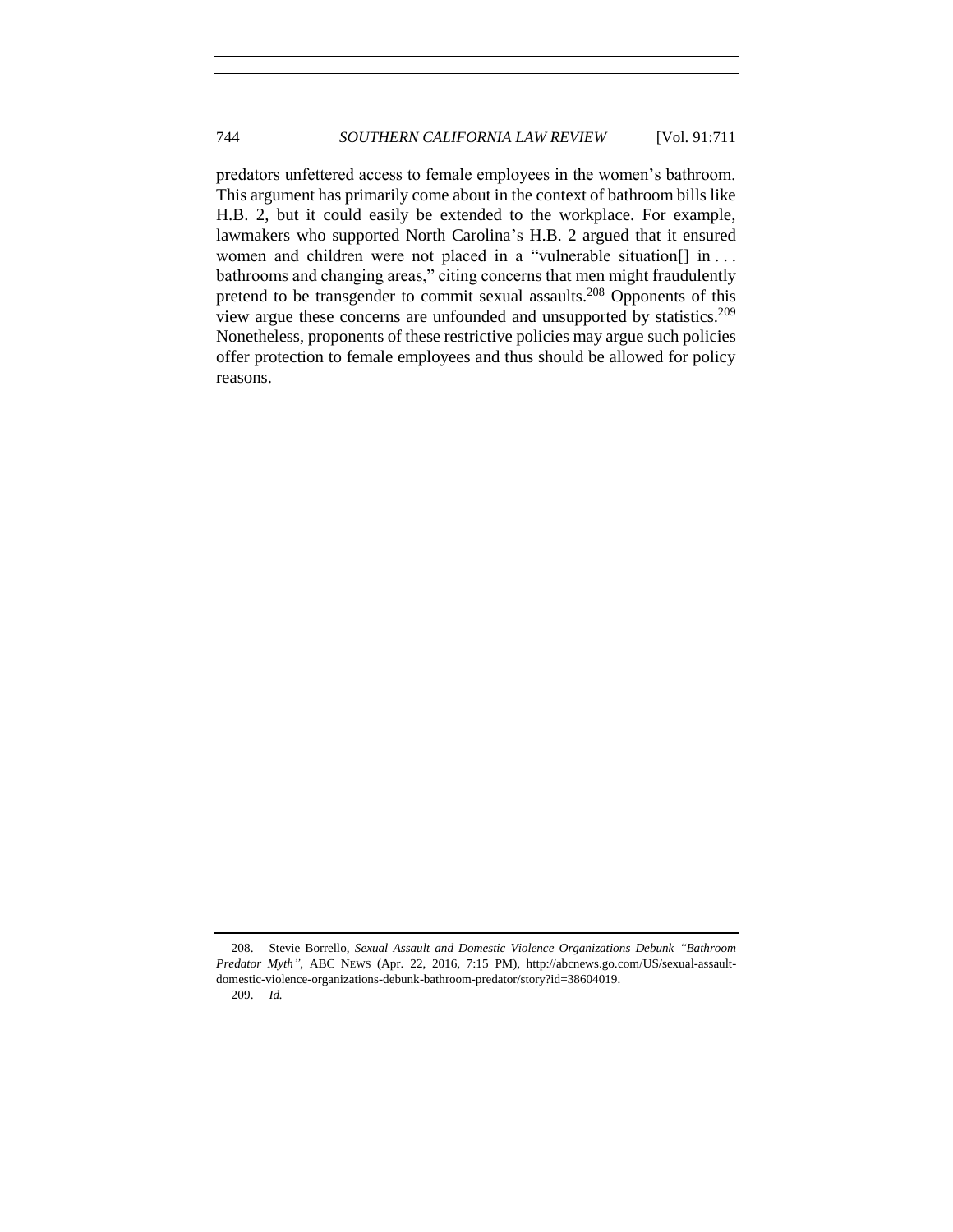predators unfettered access to female employees in the women's bathroom. This argument has primarily come about in the context of bathroom bills like H.B. 2, but it could easily be extended to the workplace. For example, lawmakers who supported North Carolina's H.B. 2 argued that it ensured women and children were not placed in a "vulnerable situation[] in . . . bathrooms and changing areas," citing concerns that men might fraudulently pretend to be transgender to commit sexual assaults.[208] Opponents of this view argue these concerns are unfounded and unsupported by statistics.[209] Nonetheless, proponents of these restrictive policies may argue such policies offer protection to female employees and thus should be allowed for policy reasons.

---

208. Stevie Borrello, *Sexual Assault and Domestic Violence Organizations Debunk "Bathroom Predator Myth"*, ABC NEWS (Apr. 22, 2016, 7:15 PM), http://abcnews.go.com/US/sexual-assault-domestic-violence-organizations-debunk-bathroom-predator/story?id=38604019.

209. *Id.*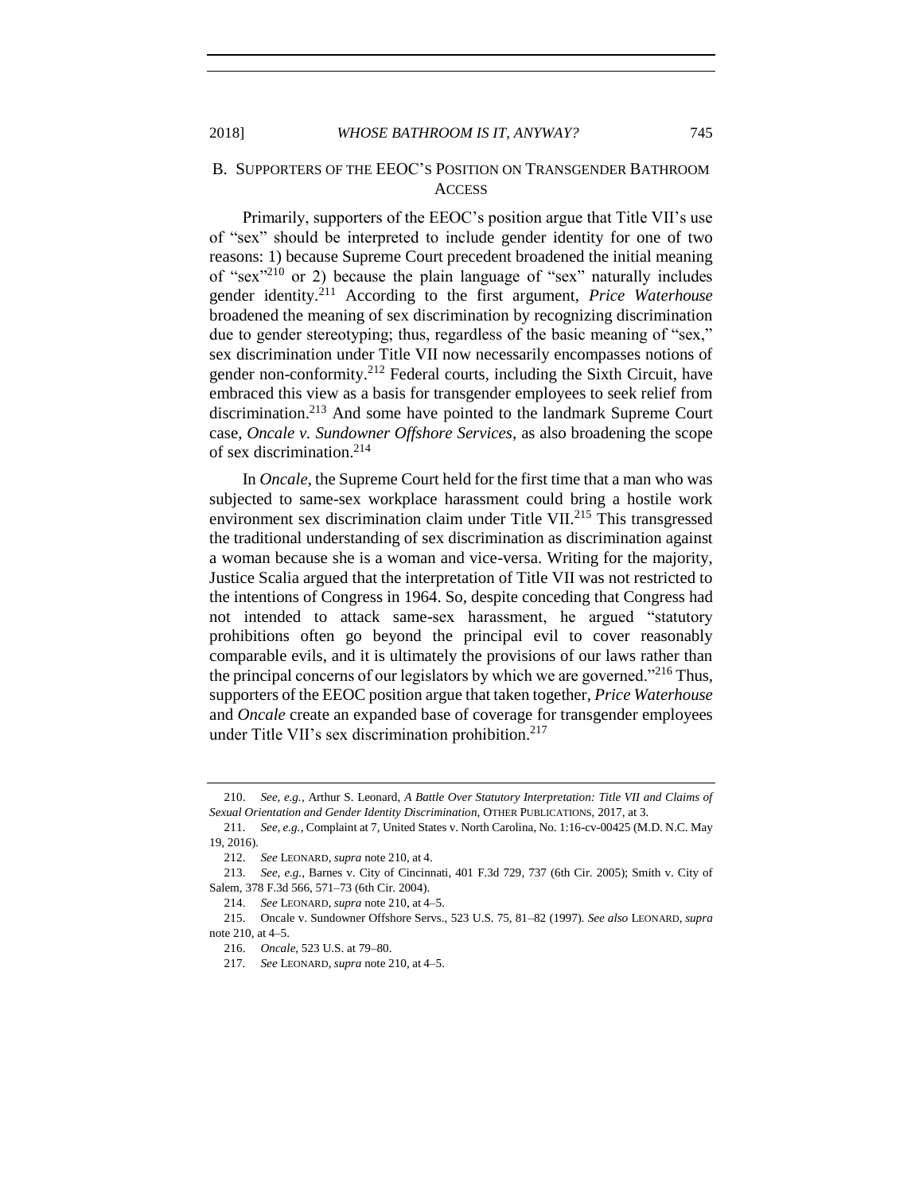## B. SUPPORTERS OF THE EEOC'S POSITION ON TRANSGENDER BATHROOM ACCESS

Primarily, supporters of the EEOC's position argue that Title VII's use of "sex" should be interpreted to include gender identity for one of two reasons: 1) because Supreme Court precedent broadened the initial meaning of "sex"[210] or 2) because the plain language of "sex" naturally includes gender identity.[211] According to the first argument, *Price Waterhouse* broadened the meaning of sex discrimination by recognizing discrimination due to gender stereotyping; thus, regardless of the basic meaning of "sex," sex discrimination under Title VII now necessarily encompasses notions of gender non-conformity.[212] Federal courts, including the Sixth Circuit, have embraced this view as a basis for transgender employees to seek relief from discrimination.[213] And some have pointed to the landmark Supreme Court case, *Oncale v. Sundowner Offshore Services*, as also broadening the scope of sex discrimination.[214]

In *Oncale*, the Supreme Court held for the first time that a man who was subjected to same-sex workplace harassment could bring a hostile work environment sex discrimination claim under Title VII.[215] This transgressed the traditional understanding of sex discrimination as discrimination against a woman because she is a woman and vice-versa. Writing for the majority, Justice Scalia argued that the interpretation of Title VII was not restricted to the intentions of Congress in 1964. So, despite conceding that Congress had not intended to attack same-sex harassment, he argued "statutory prohibitions often go beyond the principal evil to cover reasonably comparable evils, and it is ultimately the provisions of our laws rather than the principal concerns of our legislators by which we are governed."[216] Thus, supporters of the EEOC position argue that taken together, *Price Waterhouse* and *Oncale* create an expanded base of coverage for transgender employees under Title VII's sex discrimination prohibition.[217]

---

210. *See, e.g.*, Arthur S. Leonard, *A Battle Over Statutory Interpretation: Title VII and Claims of Sexual Orientation and Gender Identity Discrimination*, OTHER PUBLICATIONS, 2017, at 3.

211. *See, e.g.*, Complaint at 7, United States v. North Carolina, No. 1:16-cv-00425 (M.D. N.C. May 19, 2016).

212. *See* LEONARD, *supra* note 210, at 4.

213. *See, e.g.*, Barnes v. City of Cincinnati, 401 F.3d 729, 737 (6th Cir. 2005); Smith v. City of Salem, 378 F.3d 566, 571–73 (6th Cir. 2004).

214. *See* LEONARD, *supra* note 210, at 4–5.

215. Oncale v. Sundowner Offshore Servs., 523 U.S. 75, 81–82 (1997). *See also* LEONARD, *supra* note 210, at 4–5.

216. *Oncale*, 523 U.S. at 79–80.

217. *See* LEONARD, *supra* note 210, at 4–5.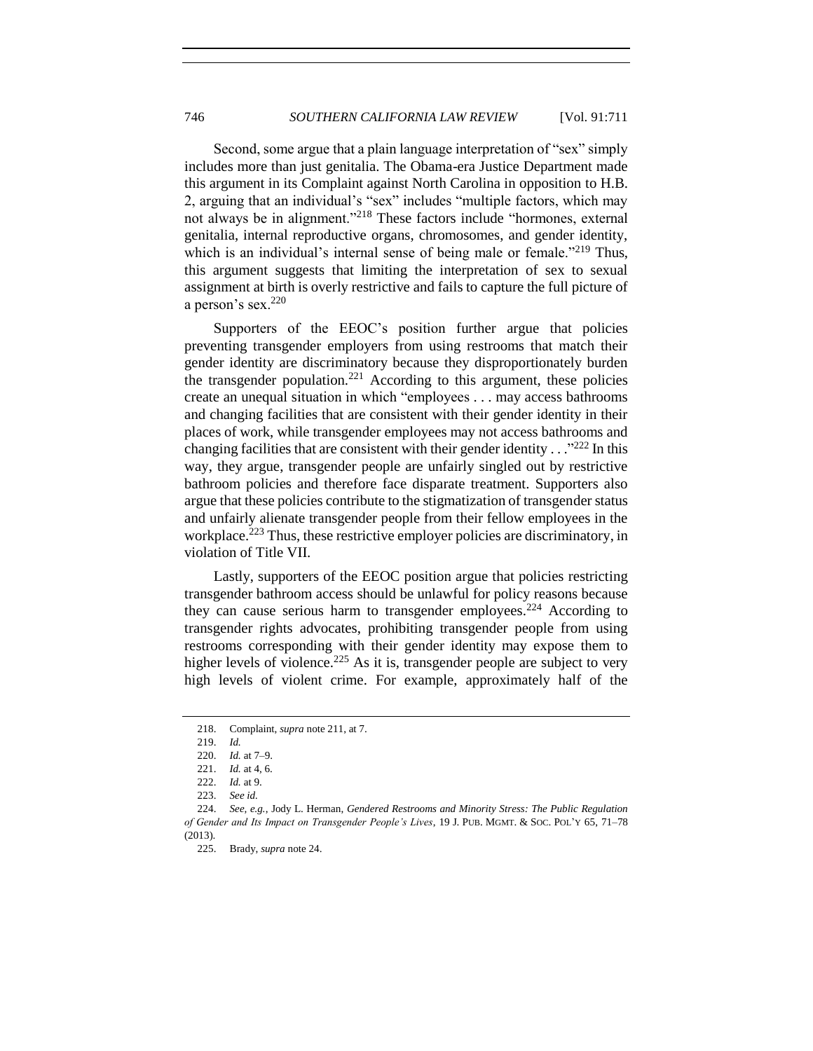Second, some argue that a plain language interpretation of "sex" simply includes more than just genitalia. The Obama-era Justice Department made this argument in its Complaint against North Carolina in opposition to H.B. 2, arguing that an individual's "sex" includes "multiple factors, which may not always be in alignment."[218] These factors include "hormones, external genitalia, internal reproductive organs, chromosomes, and gender identity, which is an individual's internal sense of being male or female."[219] Thus, this argument suggests that limiting the interpretation of sex to sexual assignment at birth is overly restrictive and fails to capture the full picture of a person's sex.[220]

Supporters of the EEOC's position further argue that policies preventing transgender employers from using restrooms that match their gender identity are discriminatory because they disproportionately burden the transgender population.[221] According to this argument, these policies create an unequal situation in which "employees . . . may access bathrooms and changing facilities that are consistent with their gender identity in their places of work, while transgender employees may not access bathrooms and changing facilities that are consistent with their gender identity . . ."[222] In this way, they argue, transgender people are unfairly singled out by restrictive bathroom policies and therefore face disparate treatment. Supporters also argue that these policies contribute to the stigmatization of transgender status and unfairly alienate transgender people from their fellow employees in the workplace.[223] Thus, these restrictive employer policies are discriminatory, in violation of Title VII.

Lastly, supporters of the EEOC position argue that policies restricting transgender bathroom access should be unlawful for policy reasons because they can cause serious harm to transgender employees.[224] According to transgender rights advocates, prohibiting transgender people from using restrooms corresponding with their gender identity may expose them to higher levels of violence.[225] As it is, transgender people are subject to very high levels of violent crime. For example, approximately half of the

---

218. Complaint, *supra* note 211, at 7.

219. *Id.*

220. *Id.* at 7–9.

221. *Id.* at 4, 6.

222. *Id.* at 9.

223. *See id.*

224. *See, e.g.*, Jody L. Herman, *Gendered Restrooms and Minority Stress: The Public Regulation of Gender and Its Impact on Transgender People's Lives*, 19 J. PUB. MGMT. & SOC. POL'Y 65, 71–78 (2013).

225. Brady, *supra* note 24.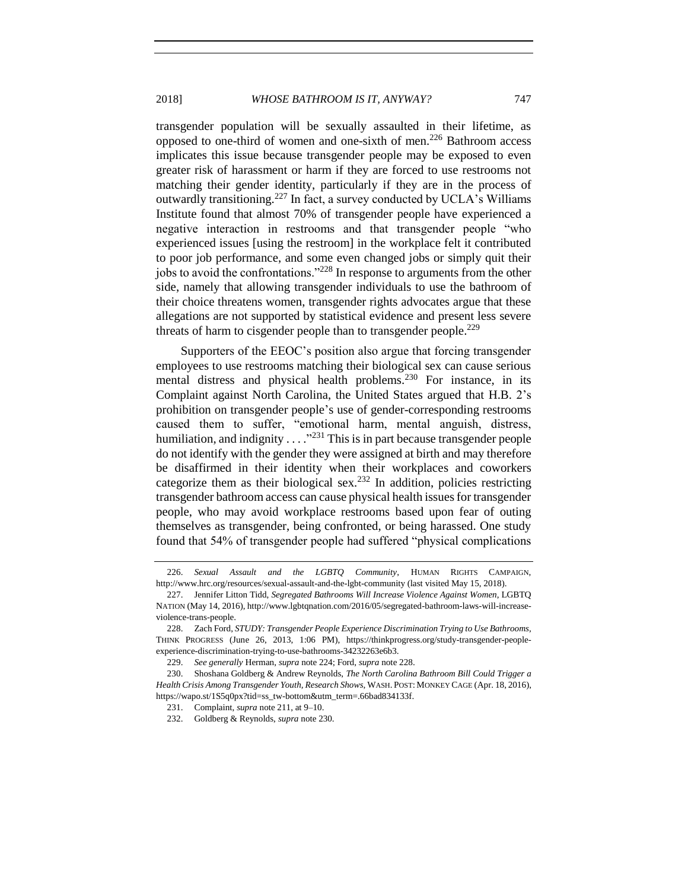transgender population will be sexually assaulted in their lifetime, as opposed to one-third of women and one-sixth of men.[226] Bathroom access implicates this issue because transgender people may be exposed to even greater risk of harassment or harm if they are forced to use restrooms not matching their gender identity, particularly if they are in the process of outwardly transitioning.[227] In fact, a survey conducted by UCLA's Williams Institute found that almost 70% of transgender people have experienced a negative interaction in restrooms and that transgender people "who experienced issues [using the restroom] in the workplace felt it contributed to poor job performance, and some even changed jobs or simply quit their jobs to avoid the confrontations."[228] In response to arguments from the other side, namely that allowing transgender individuals to use the bathroom of their choice threatens women, transgender rights advocates argue that these allegations are not supported by statistical evidence and present less severe threats of harm to cisgender people than to transgender people.[229]

Supporters of the EEOC's position also argue that forcing transgender employees to use restrooms matching their biological sex can cause serious mental distress and physical health problems.[230] For instance, in its Complaint against North Carolina, the United States argued that H.B. 2's prohibition on transgender people's use of gender-corresponding restrooms caused them to suffer, "emotional harm, mental anguish, distress, humiliation, and indignity . . . ."[231] This is in part because transgender people do not identify with the gender they were assigned at birth and may therefore be disaffirmed in their identity when their workplaces and coworkers categorize them as their biological sex.[232] In addition, policies restricting transgender bathroom access can cause physical health issues for transgender people, who may avoid workplace restrooms based upon fear of outing themselves as transgender, being confronted, or being harassed. One study found that 54% of transgender people had suffered "physical complications

---

226. *Sexual Assault and the LGBTQ Community*, HUMAN RIGHTS CAMPAIGN, http://www.hrc.org/resources/sexual-assault-and-the-lgbt-community (last visited May 15, 2018).

227. Jennifer Litton Tidd, *Segregated Bathrooms Will Increase Violence Against Women*, LGBTQ NATION (May 14, 2016), http://www.lgbtqnation.com/2016/05/segregated-bathroom-laws-will-increase-violence-trans-people.

228. Zach Ford, *STUDY: Transgender People Experience Discrimination Trying to Use Bathrooms*, THINK PROGRESS (June 26, 2013, 1:06 PM), https://thinkprogress.org/study-transgender-people-experience-discrimination-trying-to-use-bathrooms-34232263e6b3.

229. *See generally* Herman, *supra* note 224; Ford, *supra* note 228.

230. Shoshana Goldberg & Andrew Reynolds, *The North Carolina Bathroom Bill Could Trigger a Health Crisis Among Transgender Youth, Research Shows*, WASH. POST: MONKEY CAGE (Apr. 18, 2016), https://wapo.st/1S5q0px?tid=ss_tw-bottom&utm_term=.66bad834133f.

231. Complaint, *supra* note 211, at 9–10.

232. Goldberg & Reynolds, *supra* note 230.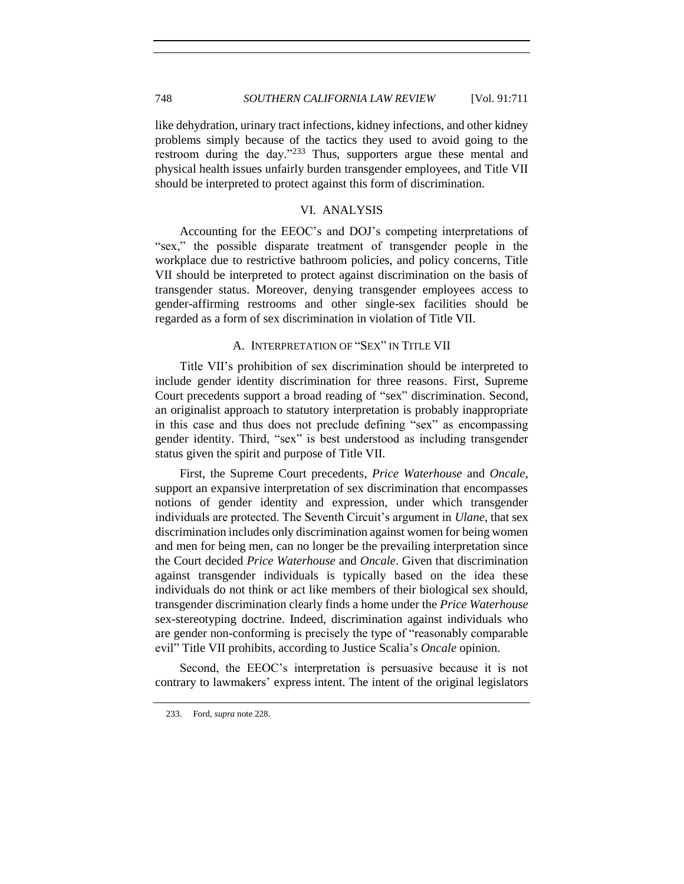like dehydration, urinary tract infections, kidney infections, and other kidney problems simply because of the tactics they used to avoid going to the restroom during the day."[233] Thus, supporters argue these mental and physical health issues unfairly burden transgender employees, and Title VII should be interpreted to protect against this form of discrimination.

## VI. ANALYSIS

Accounting for the EEOC's and DOJ's competing interpretations of "sex," the possible disparate treatment of transgender people in the workplace due to restrictive bathroom policies, and policy concerns, Title VII should be interpreted to protect against discrimination on the basis of transgender status. Moreover, denying transgender employees access to gender-affirming restrooms and other single-sex facilities should be regarded as a form of sex discrimination in violation of Title VII.

### A. INTERPRETATION OF "SEX" IN TITLE VII

Title VII's prohibition of sex discrimination should be interpreted to include gender identity discrimination for three reasons. First, Supreme Court precedents support a broad reading of "sex" discrimination. Second, an originalist approach to statutory interpretation is probably inappropriate in this case and thus does not preclude defining "sex" as encompassing gender identity. Third, "sex" is best understood as including transgender status given the spirit and purpose of Title VII.

First, the Supreme Court precedents, *Price Waterhouse* and *Oncale*, support an expansive interpretation of sex discrimination that encompasses notions of gender identity and expression, under which transgender individuals are protected. The Seventh Circuit's argument in *Ulane*, that sex discrimination includes only discrimination against women for being women and men for being men, can no longer be the prevailing interpretation since the Court decided *Price Waterhouse* and *Oncale*. Given that discrimination against transgender individuals is typically based on the idea these individuals do not think or act like members of their biological sex should, transgender discrimination clearly finds a home under the *Price Waterhouse* sex-stereotyping doctrine. Indeed, discrimination against individuals who are gender non-conforming is precisely the type of "reasonably comparable evil" Title VII prohibits, according to Justice Scalia's *Oncale* opinion.

Second, the EEOC's interpretation is persuasive because it is not contrary to lawmakers' express intent. The intent of the original legislators

233. Ford, *supra* note 228.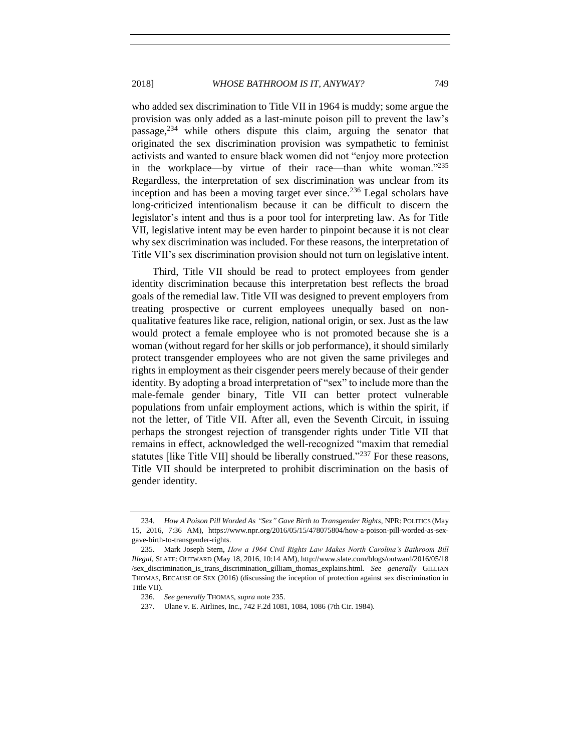who added sex discrimination to Title VII in 1964 is muddy; some argue the provision was only added as a last-minute poison pill to prevent the law's passage,[234] while others dispute this claim, arguing the senator that originated the sex discrimination provision was sympathetic to feminist activists and wanted to ensure black women did not "enjoy more protection in the workplace—by virtue of their race—than white woman."[235] Regardless, the interpretation of sex discrimination was unclear from its inception and has been a moving target ever since.[236] Legal scholars have long-criticized intentionalism because it can be difficult to discern the legislator's intent and thus is a poor tool for interpreting law. As for Title VII, legislative intent may be even harder to pinpoint because it is not clear why sex discrimination was included. For these reasons, the interpretation of Title VII's sex discrimination provision should not turn on legislative intent.

Third, Title VII should be read to protect employees from gender identity discrimination because this interpretation best reflects the broad goals of the remedial law. Title VII was designed to prevent employers from treating prospective or current employees unequally based on non-qualitative features like race, religion, national origin, or sex. Just as the law would protect a female employee who is not promoted because she is a woman (without regard for her skills or job performance), it should similarly protect transgender employees who are not given the same privileges and rights in employment as their cisgender peers merely because of their gender identity. By adopting a broad interpretation of "sex" to include more than the male-female gender binary, Title VII can better protect vulnerable populations from unfair employment actions, which is within the spirit, if not the letter, of Title VII. After all, even the Seventh Circuit, in issuing perhaps the strongest rejection of transgender rights under Title VII that remains in effect, acknowledged the well-recognized "maxim that remedial statutes [like Title VII] should be liberally construed."[237] For these reasons, Title VII should be interpreted to prohibit discrimination on the basis of gender identity.

---

234. *How A Poison Pill Worded As "Sex" Gave Birth to Transgender Rights*, NPR: POLITICS (May 15, 2016, 7:36 AM), https://www.npr.org/2016/05/15/478075804/how-a-poison-pill-worded-as-sex-gave-birth-to-transgender-rights.

235. Mark Joseph Stern, *How a 1964 Civil Rights Law Makes North Carolina's Bathroom Bill Illegal*, SLATE: OUTWARD (May 18, 2016, 10:14 AM), http://www.slate.com/blogs/outward/2016/05/18/sex_discrimination_is_trans_discrimination_gilliam_thomas_explains.html. *See generally* GILLIAN THOMAS, BECAUSE OF SEX (2016) (discussing the inception of protection against sex discrimination in Title VII).

236. *See generally* THOMAS, *supra* note 235.

237. Ulane v. E. Airlines, Inc., 742 F.2d 1081, 1084, 1086 (7th Cir. 1984).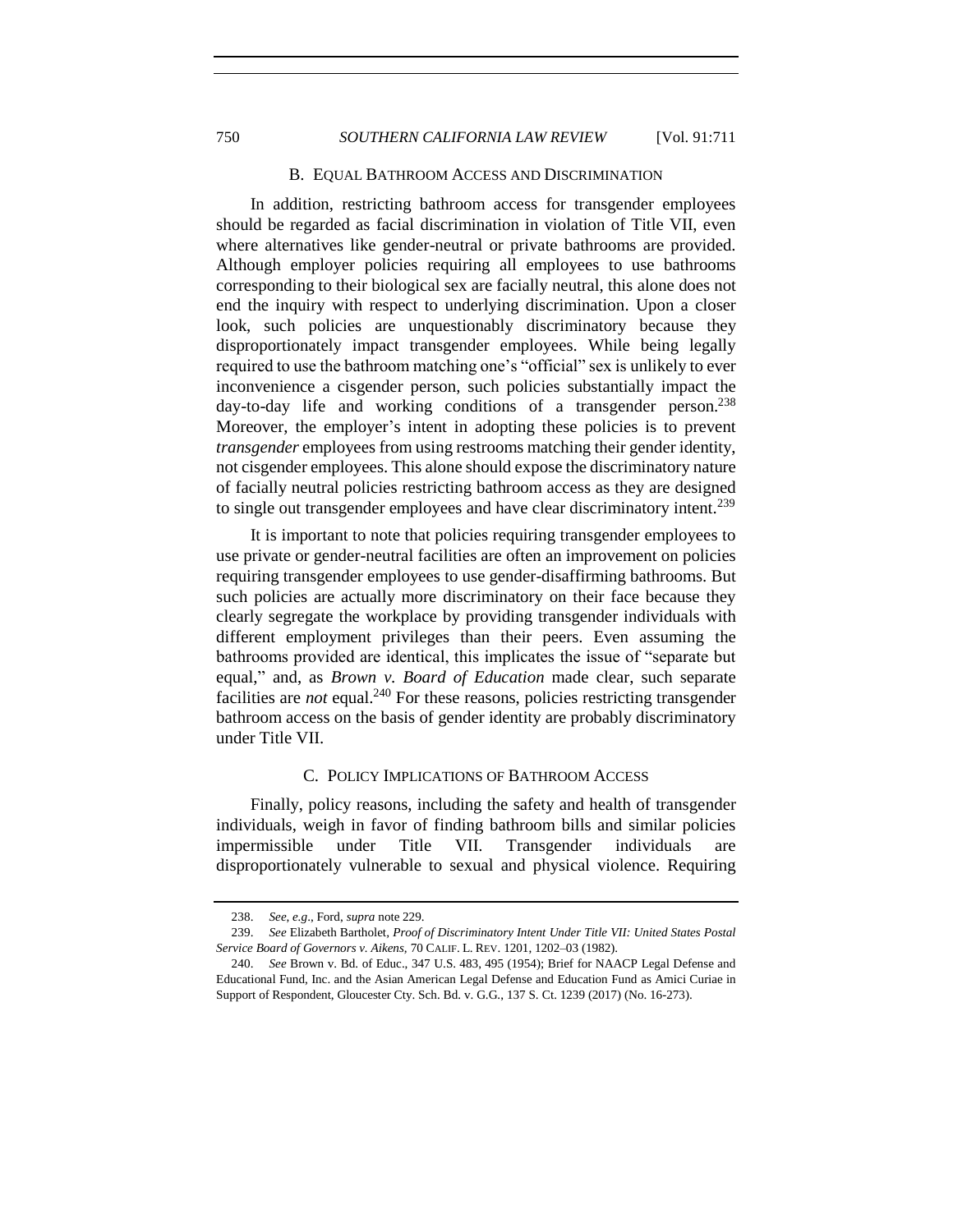### B. EQUAL BATHROOM ACCESS AND DISCRIMINATION

In addition, restricting bathroom access for transgender employees should be regarded as facial discrimination in violation of Title VII, even where alternatives like gender-neutral or private bathrooms are provided. Although employer policies requiring all employees to use bathrooms corresponding to their biological sex are facially neutral, this alone does not end the inquiry with respect to underlying discrimination. Upon a closer look, such policies are unquestionably discriminatory because they disproportionately impact transgender employees. While being legally required to use the bathroom matching one's "official" sex is unlikely to ever inconvenience a cisgender person, such policies substantially impact the day-to-day life and working conditions of a transgender person.[238] Moreover, the employer's intent in adopting these policies is to prevent *transgender* employees from using restrooms matching their gender identity, not cisgender employees. This alone should expose the discriminatory nature of facially neutral policies restricting bathroom access as they are designed to single out transgender employees and have clear discriminatory intent.[239]

It is important to note that policies requiring transgender employees to use private or gender-neutral facilities are often an improvement on policies requiring transgender employees to use gender-disaffirming bathrooms. But such policies are actually more discriminatory on their face because they clearly segregate the workplace by providing transgender individuals with different employment privileges than their peers. Even assuming the bathrooms provided are identical, this implicates the issue of "separate but equal," and, as *Brown v. Board of Education* made clear, such separate facilities are *not* equal.[240] For these reasons, policies restricting transgender bathroom access on the basis of gender identity are probably discriminatory under Title VII.

### C. POLICY IMPLICATIONS OF BATHROOM ACCESS

Finally, policy reasons, including the safety and health of transgender individuals, weigh in favor of finding bathroom bills and similar policies impermissible under Title VII. Transgender individuals are disproportionately vulnerable to sexual and physical violence. Requiring

---

238. *See, e.g.*, Ford, *supra* note 229.

239. *See* Elizabeth Bartholet, *Proof of Discriminatory Intent Under Title VII: United States Postal Service Board of Governors v. Aikens*, 70 CALIF. L. REV. 1201, 1202–03 (1982).

240. *See* Brown v. Bd. of Educ., 347 U.S. 483, 495 (1954); Brief for NAACP Legal Defense and Educational Fund, Inc. and the Asian American Legal Defense and Education Fund as Amici Curiae in Support of Respondent, Gloucester Cty. Sch. Bd. v. G.G., 137 S. Ct. 1239 (2017) (No. 16-273).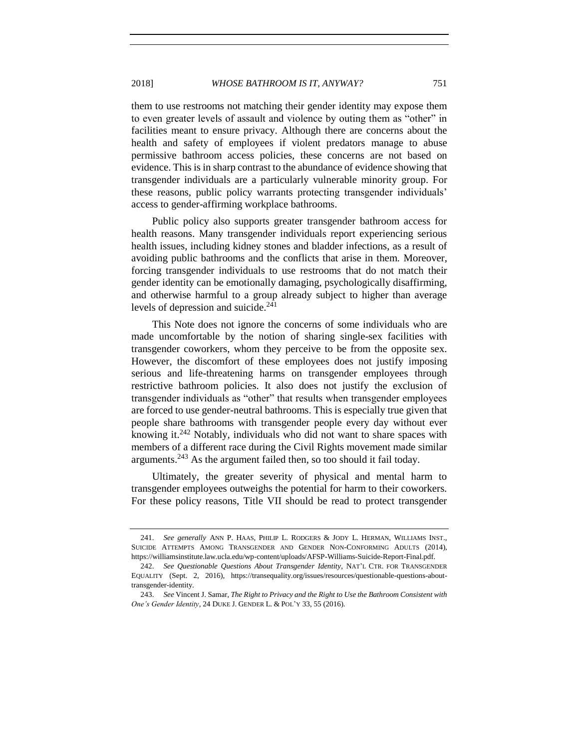them to use restrooms not matching their gender identity may expose them to even greater levels of assault and violence by outing them as "other" in facilities meant to ensure privacy. Although there are concerns about the health and safety of employees if violent predators manage to abuse permissive bathroom access policies, these concerns are not based on evidence. This is in sharp contrast to the abundance of evidence showing that transgender individuals are a particularly vulnerable minority group. For these reasons, public policy warrants protecting transgender individuals' access to gender-affirming workplace bathrooms.

Public policy also supports greater transgender bathroom access for health reasons. Many transgender individuals report experiencing serious health issues, including kidney stones and bladder infections, as a result of avoiding public bathrooms and the conflicts that arise in them. Moreover, forcing transgender individuals to use restrooms that do not match their gender identity can be emotionally damaging, psychologically disaffirming, and otherwise harmful to a group already subject to higher than average levels of depression and suicide.[241]

This Note does not ignore the concerns of some individuals who are made uncomfortable by the notion of sharing single-sex facilities with transgender coworkers, whom they perceive to be from the opposite sex. However, the discomfort of these employees does not justify imposing serious and life-threatening harms on transgender employees through restrictive bathroom policies. It also does not justify the exclusion of transgender individuals as "other" that results when transgender employees are forced to use gender-neutral bathrooms. This is especially true given that people share bathrooms with transgender people every day without ever knowing it.[242] Notably, individuals who did not want to share spaces with members of a different race during the Civil Rights movement made similar arguments.[243] As the argument failed then, so too should it fail today.

Ultimately, the greater severity of physical and mental harm to transgender employees outweighs the potential for harm to their coworkers. For these policy reasons, Title VII should be read to protect transgender

---

241. *See generally* ANN P. HAAS, PHILIP L. RODGERS & JODY L. HERMAN, WILLIAMS INST., SUICIDE ATTEMPTS AMONG TRANSGENDER AND GENDER NON-CONFORMING ADULTS (2014), https://williamsinstitute.law.ucla.edu/wp-content/uploads/AFSP-Williams-Suicide-Report-Final.pdf.

242. *See Questionable Questions About Transgender Identity*, NAT'L CTR. FOR TRANSGENDER EQUALITY (Sept. 2, 2016), https://transequality.org/issues/resources/questionable-questions-about-transgender-identity.

243. *See* Vincent J. Samar, *The Right to Privacy and the Right to Use the Bathroom Consistent with One's Gender Identity*, 24 DUKE J. GENDER L. & POL'Y 33, 55 (2016).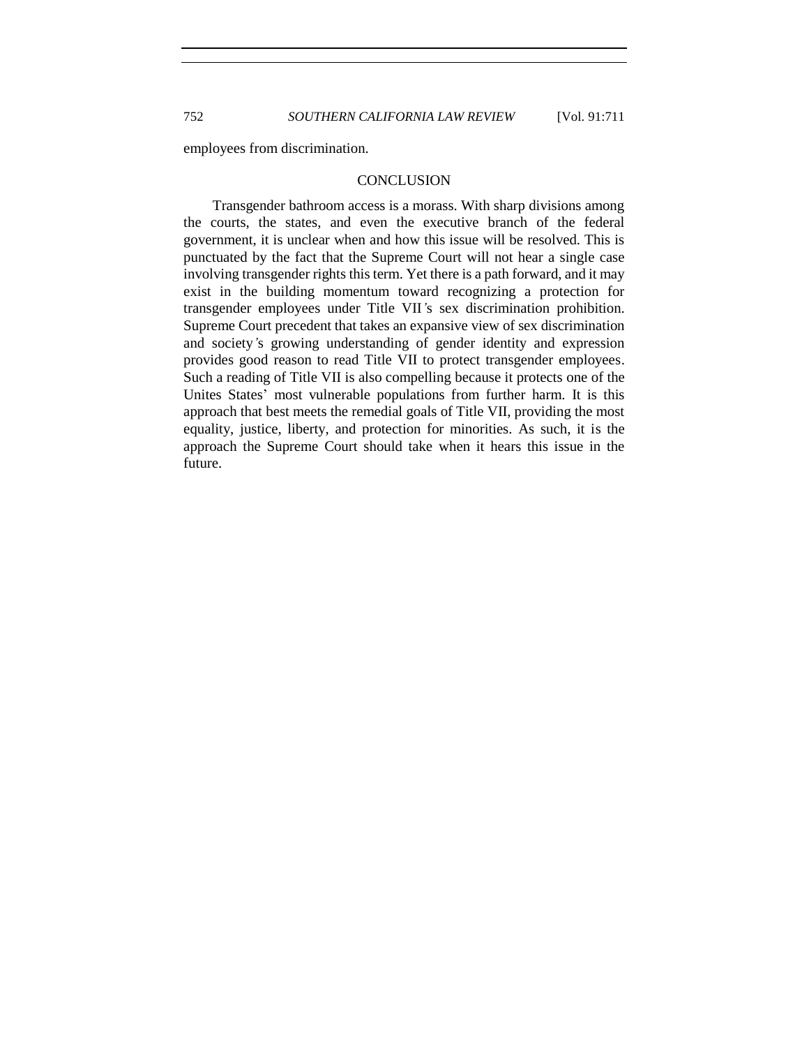employees from discrimination.

## CONCLUSION

Transgender bathroom access is a morass. With sharp divisions among the courts, the states, and even the executive branch of the federal government, it is unclear when and how this issue will be resolved. This is punctuated by the fact that the Supreme Court will not hear a single case involving transgender rights this term. Yet there is a path forward, and it may exist in the building momentum toward recognizing a protection for transgender employees under Title VII's sex discrimination prohibition. Supreme Court precedent that takes an expansive view of sex discrimination and society's growing understanding of gender identity and expression provides good reason to read Title VII to protect transgender employees. Such a reading of Title VII is also compelling because it protects one of the Unites States' most vulnerable populations from further harm. It is this approach that best meets the remedial goals of Title VII, providing the most equality, justice, liberty, and protection for minorities. As such, it is the approach the Supreme Court should take when it hears this issue in the future.